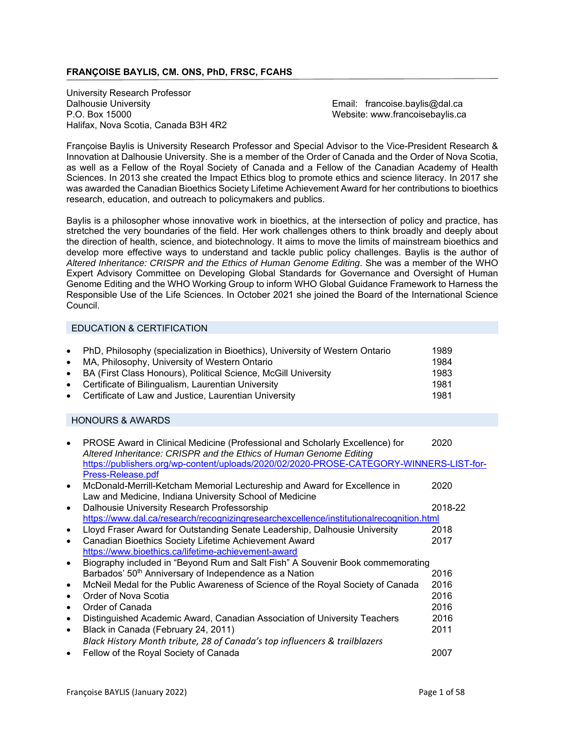# FRANÇOISE BAYLIS, CM. ONS, PhD, FRSC, FCAHS

University Research Professor
Dalhousie University
P.O. Box 15000
Halifax, Nova Scotia, Canada B3H 4R2

Email: francoise.baylis@dal.ca
Website: www.francoisebaylis.ca

Françoise Baylis is University Research Professor and Special Advisor to the Vice-President Research & Innovation at Dalhousie University. She is a member of the Order of Canada and the Order of Nova Scotia, as well as a Fellow of the Royal Society of Canada and a Fellow of the Canadian Academy of Health Sciences. In 2013 she created the Impact Ethics blog to promote ethics and science literacy. In 2017 she was awarded the Canadian Bioethics Society Lifetime Achievement Award for her contributions to bioethics research, education, and outreach to policymakers and publics.

Baylis is a philosopher whose innovative work in bioethics, at the intersection of policy and practice, has stretched the very boundaries of the field. Her work challenges others to think broadly and deeply about the direction of health, science, and biotechnology. It aims to move the limits of mainstream bioethics and develop more effective ways to understand and tackle public policy challenges. Baylis is the author of *Altered Inheritance: CRISPR and the Ethics of Human Genome Editing*. She was a member of the WHO Expert Advisory Committee on Developing Global Standards for Governance and Oversight of Human Genome Editing and the WHO Working Group to inform WHO Global Guidance Framework to Harness the Responsible Use of the Life Sciences. In October 2021 she joined the Board of the International Science Council.

## EDUCATION & CERTIFICATION

- PhD, Philosophy (specialization in Bioethics), University of Western Ontario — 1989
- MA, Philosophy, University of Western Ontario — 1984
- BA (First Class Honours), Political Science, McGill University — 1983
- Certificate of Bilingualism, Laurentian University — 1981
- Certificate of Law and Justice, Laurentian University — 1981

## HONOURS & AWARDS

- PROSE Award in Clinical Medicine (Professional and Scholarly Excellence) for *Altered Inheritance: CRISPR and the Ethics of Human Genome Editing* — 2020
  https://publishers.org/wp-content/uploads/2020/02/2020-PROSE-CATEGORY-WINNERS-LIST-for-Press-Release.pdf
- McDonald-Merrill-Ketcham Memorial Lectureship and Award for Excellence in Law and Medicine, Indiana University School of Medicine — 2020
- Dalhousie University Research Professorship — 2018-22
  https://www.dal.ca/research/recognizingresearchexcellence/institutionalrecognition.html
- Lloyd Fraser Award for Outstanding Senate Leadership, Dalhousie University — 2018
- Canadian Bioethics Society Lifetime Achievement Award — 2017
  https://www.bioethics.ca/lifetime-achievement-award
- Biography included in "Beyond Rum and Salt Fish" A Souvenir Book commemorating Barbados' 50th Anniversary of Independence as a Nation — 2016
- McNeil Medal for the Public Awareness of Science of the Royal Society of Canada — 2016
- Order of Nova Scotia — 2016
- Order of Canada — 2016
- Distinguished Academic Award, Canadian Association of University Teachers — 2016
- Black in Canada (February 24, 2011) — 2011
  *Black History Month tribute, 28 of Canada's top influencers & trailblazers*
- Fellow of the Royal Society of Canada — 2007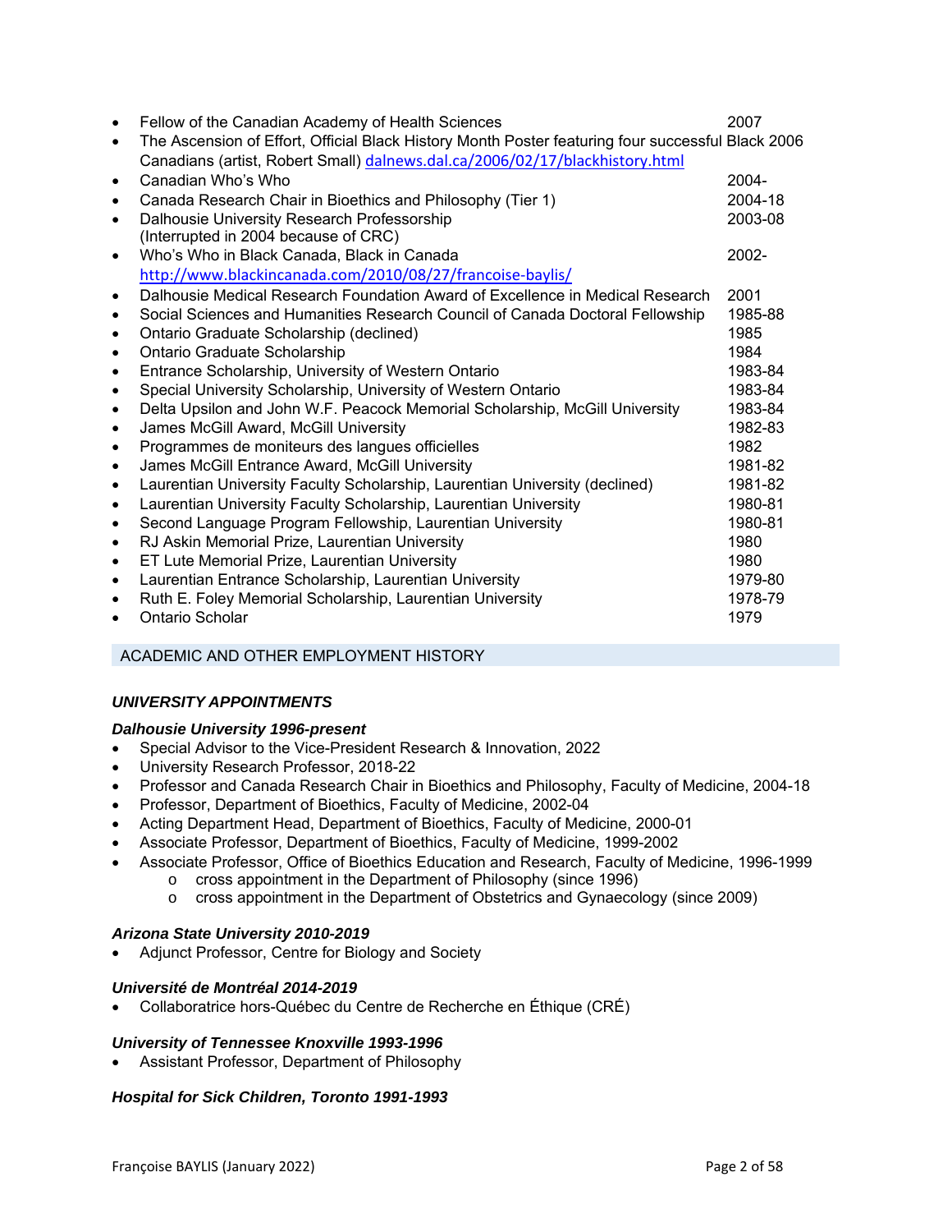- Fellow of the Canadian Academy of Health Sciences 2007
- The Ascension of Effort, Official Black History Month Poster featuring four successful Black Canadians (artist, Robert Small) dalnews.dal.ca/2006/02/17/blackhistory.html 2006
- Canadian Who's Who 2004-
- Canada Research Chair in Bioethics and Philosophy (Tier 1) 2004-18
- Dalhousie University Research Professorship (Interrupted in 2004 because of CRC) 2003-08
- Who's Who in Black Canada, Black in Canada http://www.blackincanada.com/2010/08/27/francoise-baylis/ 2002-
- Dalhousie Medical Research Foundation Award of Excellence in Medical Research 2001
- Social Sciences and Humanities Research Council of Canada Doctoral Fellowship 1985-88
- Ontario Graduate Scholarship (declined) 1985
- Ontario Graduate Scholarship 1984
- Entrance Scholarship, University of Western Ontario 1983-84
- Special University Scholarship, University of Western Ontario 1983-84
- Delta Upsilon and John W.F. Peacock Memorial Scholarship, McGill University 1983-84
- James McGill Award, McGill University 1982-83
- Programmes de moniteurs des langues officielles 1982
- James McGill Entrance Award, McGill University 1981-82
- Laurentian University Faculty Scholarship, Laurentian University (declined) 1981-82
- Laurentian University Faculty Scholarship, Laurentian University 1980-81
- Second Language Program Fellowship, Laurentian University 1980-81
- RJ Askin Memorial Prize, Laurentian University 1980
- ET Lute Memorial Prize, Laurentian University 1980
- Laurentian Entrance Scholarship, Laurentian University 1979-80
- Ruth E. Foley Memorial Scholarship, Laurentian University 1978-79
- Ontario Scholar 1979

## ACADEMIC AND OTHER EMPLOYMENT HISTORY

### *UNIVERSITY APPOINTMENTS*

#### *Dalhousie University 1996-present*

- Special Advisor to the Vice-President Research & Innovation, 2022
- University Research Professor, 2018-22
- Professor and Canada Research Chair in Bioethics and Philosophy, Faculty of Medicine, 2004-18
- Professor, Department of Bioethics, Faculty of Medicine, 2002-04
- Acting Department Head, Department of Bioethics, Faculty of Medicine, 2000-01
- Associate Professor, Department of Bioethics, Faculty of Medicine, 1999-2002
- Associate Professor, Office of Bioethics Education and Research, Faculty of Medicine, 1996-1999
  - cross appointment in the Department of Philosophy (since 1996)
  - cross appointment in the Department of Obstetrics and Gynaecology (since 2009)

#### *Arizona State University 2010-2019*

- Adjunct Professor, Centre for Biology and Society

#### *Université de Montréal 2014-2019*

- Collaboratrice hors-Québec du Centre de Recherche en Éthique (CRÉ)

#### *University of Tennessee Knoxville 1993-1996*

- Assistant Professor, Department of Philosophy

#### *Hospital for Sick Children, Toronto 1991-1993*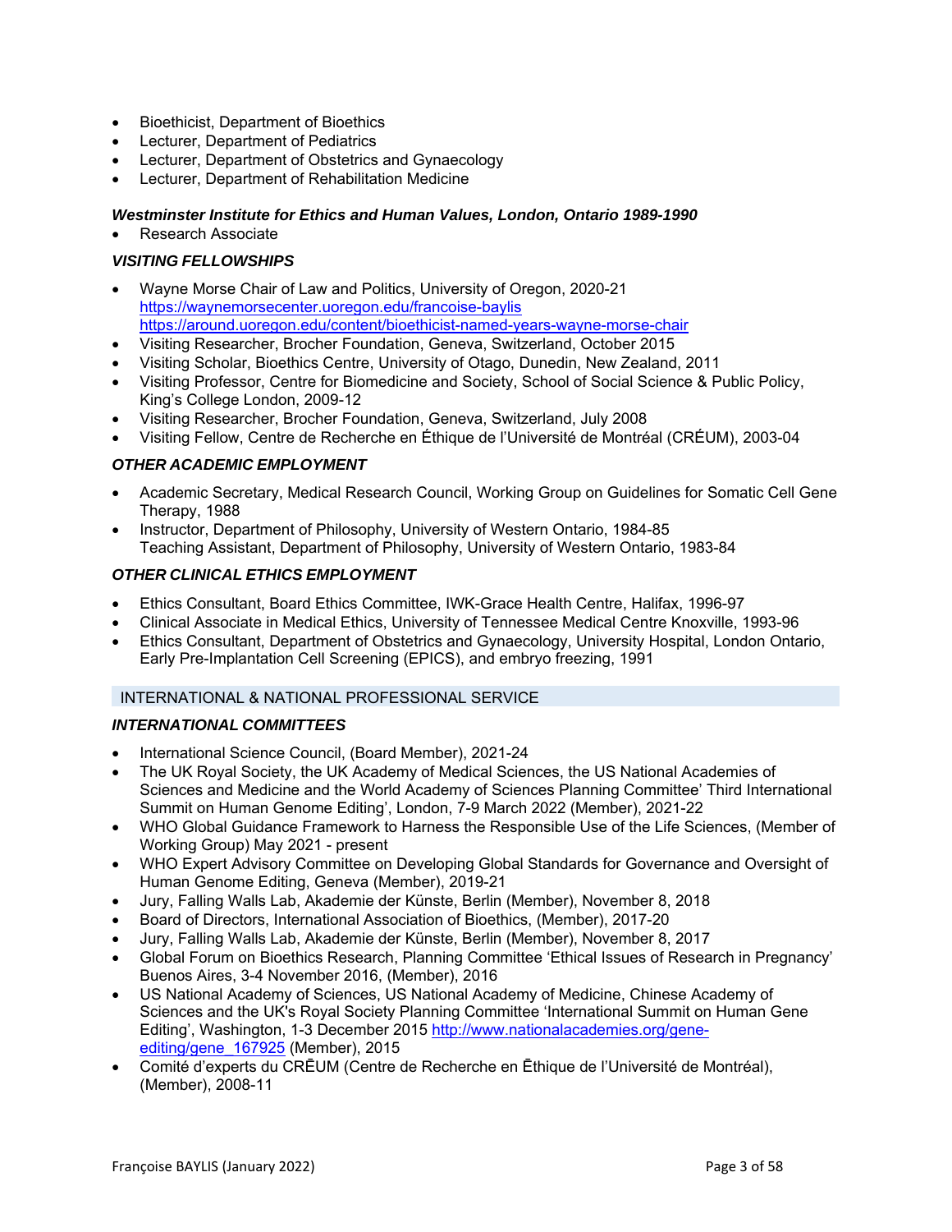- Bioethicist, Department of Bioethics
- Lecturer, Department of Pediatrics
- Lecturer, Department of Obstetrics and Gynaecology
- Lecturer, Department of Rehabilitation Medicine

***Westminster Institute for Ethics and Human Values, London, Ontario 1989-1990***

- Research Associate

### *VISITING FELLOWSHIPS*

- Wayne Morse Chair of Law and Politics, University of Oregon, 2020-21
  https://waynemorsecenter.uoregon.edu/francoise-baylis
  https://around.uoregon.edu/content/bioethicist-named-years-wayne-morse-chair
- Visiting Researcher, Brocher Foundation, Geneva, Switzerland, October 2015
- Visiting Scholar, Bioethics Centre, University of Otago, Dunedin, New Zealand, 2011
- Visiting Professor, Centre for Biomedicine and Society, School of Social Science & Public Policy, King's College London, 2009-12
- Visiting Researcher, Brocher Foundation, Geneva, Switzerland, July 2008
- Visiting Fellow, Centre de Recherche en Éthique de l'Université de Montréal (CRÉUM), 2003-04

### *OTHER ACADEMIC EMPLOYMENT*

- Academic Secretary, Medical Research Council, Working Group on Guidelines for Somatic Cell Gene Therapy, 1988
- Instructor, Department of Philosophy, University of Western Ontario, 1984-85
  Teaching Assistant, Department of Philosophy, University of Western Ontario, 1983-84

### *OTHER CLINICAL ETHICS EMPLOYMENT*

- Ethics Consultant, Board Ethics Committee, IWK-Grace Health Centre, Halifax, 1996-97
- Clinical Associate in Medical Ethics, University of Tennessee Medical Centre Knoxville, 1993-96
- Ethics Consultant, Department of Obstetrics and Gynaecology, University Hospital, London Ontario, Early Pre-Implantation Cell Screening (EPICS), and embryo freezing, 1991

## INTERNATIONAL & NATIONAL PROFESSIONAL SERVICE

### *INTERNATIONAL COMMITTEES*

- International Science Council, (Board Member), 2021-24
- The UK Royal Society, the UK Academy of Medical Sciences, the US National Academies of Sciences and Medicine and the World Academy of Sciences Planning Committee' Third International Summit on Human Genome Editing', London, 7-9 March 2022 (Member), 2021-22
- WHO Global Guidance Framework to Harness the Responsible Use of the Life Sciences, (Member of Working Group) May 2021 - present
- WHO Expert Advisory Committee on Developing Global Standards for Governance and Oversight of Human Genome Editing, Geneva (Member), 2019-21
- Jury, Falling Walls Lab, Akademie der Künste, Berlin (Member), November 8, 2018
- Board of Directors, International Association of Bioethics, (Member), 2017-20
- Jury, Falling Walls Lab, Akademie der Künste, Berlin (Member), November 8, 2017
- Global Forum on Bioethics Research, Planning Committee 'Ethical Issues of Research in Pregnancy' Buenos Aires, 3-4 November 2016, (Member), 2016
- US National Academy of Sciences, US National Academy of Medicine, Chinese Academy of Sciences and the UK's Royal Society Planning Committee 'International Summit on Human Gene Editing', Washington, 1-3 December 2015 http://www.nationalacademies.org/gene-editing/gene_167925 (Member), 2015
- Comité d'experts du CRÉUM (Centre de Recherche en Éthique de l'Université de Montréal), (Member), 2008-11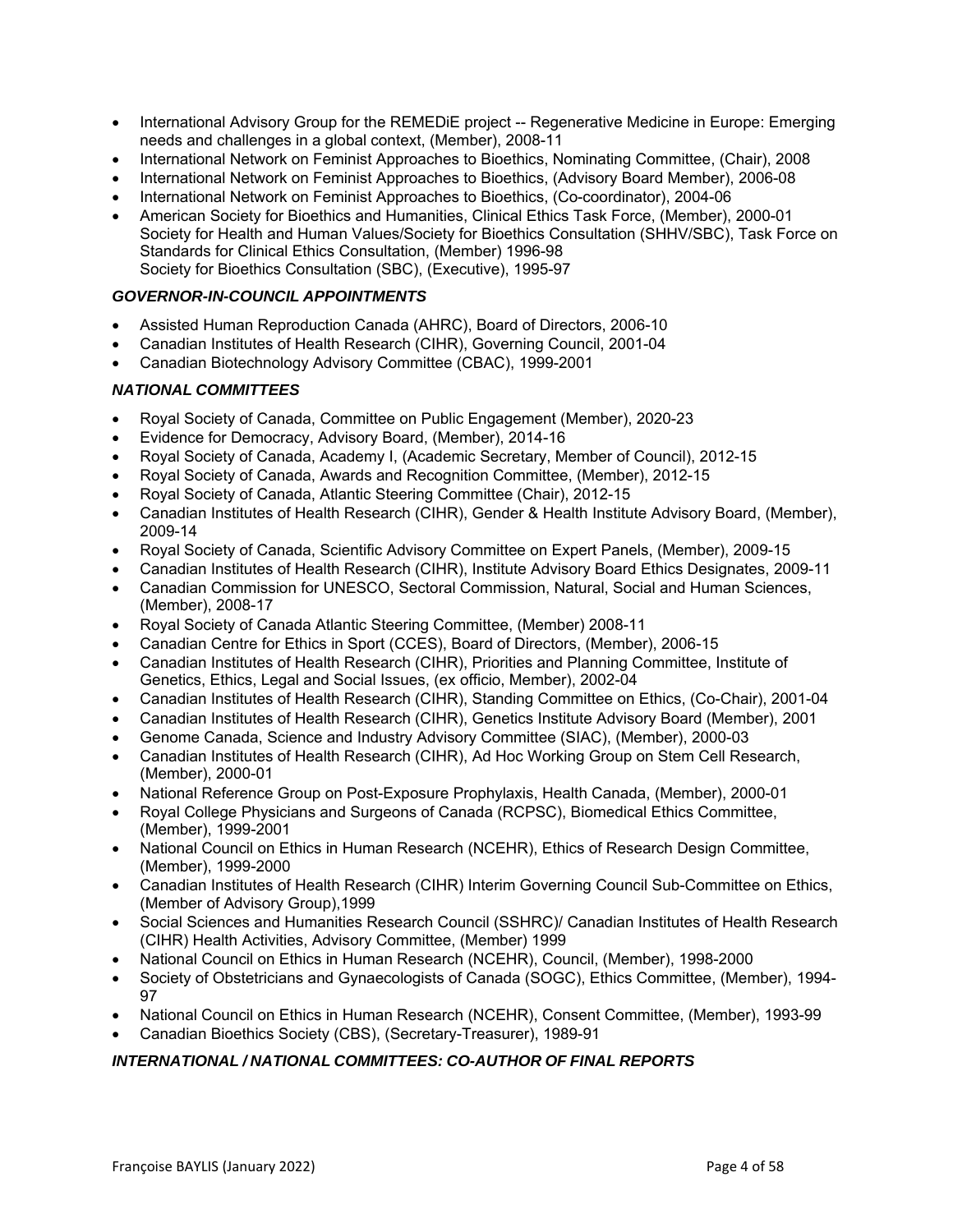- International Advisory Group for the REMEDiE project -- Regenerative Medicine in Europe: Emerging needs and challenges in a global context, (Member), 2008-11
- International Network on Feminist Approaches to Bioethics, Nominating Committee, (Chair), 2008
- International Network on Feminist Approaches to Bioethics, (Advisory Board Member), 2006-08
- International Network on Feminist Approaches to Bioethics, (Co-coordinator), 2004-06
- American Society for Bioethics and Humanities, Clinical Ethics Task Force, (Member), 2000-01
  Society for Health and Human Values/Society for Bioethics Consultation (SHHV/SBC), Task Force on Standards for Clinical Ethics Consultation, (Member) 1996-98
  Society for Bioethics Consultation (SBC), (Executive), 1995-97

### *GOVERNOR-IN-COUNCIL APPOINTMENTS*

- Assisted Human Reproduction Canada (AHRC), Board of Directors, 2006-10
- Canadian Institutes of Health Research (CIHR), Governing Council, 2001-04
- Canadian Biotechnology Advisory Committee (CBAC), 1999-2001

### *NATIONAL COMMITTEES*

- Royal Society of Canada, Committee on Public Engagement (Member), 2020-23
- Evidence for Democracy, Advisory Board, (Member), 2014-16
- Royal Society of Canada, Academy I, (Academic Secretary, Member of Council), 2012-15
- Royal Society of Canada, Awards and Recognition Committee, (Member), 2012-15
- Royal Society of Canada, Atlantic Steering Committee (Chair), 2012-15
- Canadian Institutes of Health Research (CIHR), Gender & Health Institute Advisory Board, (Member), 2009-14
- Royal Society of Canada, Scientific Advisory Committee on Expert Panels, (Member), 2009-15
- Canadian Institutes of Health Research (CIHR), Institute Advisory Board Ethics Designates, 2009-11
- Canadian Commission for UNESCO, Sectoral Commission, Natural, Social and Human Sciences, (Member), 2008-17
- Royal Society of Canada Atlantic Steering Committee, (Member) 2008-11
- Canadian Centre for Ethics in Sport (CCES), Board of Directors, (Member), 2006-15
- Canadian Institutes of Health Research (CIHR), Priorities and Planning Committee, Institute of Genetics, Ethics, Legal and Social Issues, (ex officio, Member), 2002-04
- Canadian Institutes of Health Research (CIHR), Standing Committee on Ethics, (Co-Chair), 2001-04
- Canadian Institutes of Health Research (CIHR), Genetics Institute Advisory Board (Member), 2001
- Genome Canada, Science and Industry Advisory Committee (SIAC), (Member), 2000-03
- Canadian Institutes of Health Research (CIHR), Ad Hoc Working Group on Stem Cell Research, (Member), 2000-01
- National Reference Group on Post-Exposure Prophylaxis, Health Canada, (Member), 2000-01
- Royal College Physicians and Surgeons of Canada (RCPSC), Biomedical Ethics Committee, (Member), 1999-2001
- National Council on Ethics in Human Research (NCEHR), Ethics of Research Design Committee, (Member), 1999-2000
- Canadian Institutes of Health Research (CIHR) Interim Governing Council Sub-Committee on Ethics, (Member of Advisory Group),1999
- Social Sciences and Humanities Research Council (SSHRC)/ Canadian Institutes of Health Research (CIHR) Health Activities, Advisory Committee, (Member) 1999
- National Council on Ethics in Human Research (NCEHR), Council, (Member), 1998-2000
- Society of Obstetricians and Gynaecologists of Canada (SOGC), Ethics Committee, (Member), 1994-97
- National Council on Ethics in Human Research (NCEHR), Consent Committee, (Member), 1993-99
- Canadian Bioethics Society (CBS), (Secretary-Treasurer), 1989-91

### *INTERNATIONAL / NATIONAL COMMITTEES: CO-AUTHOR OF FINAL REPORTS*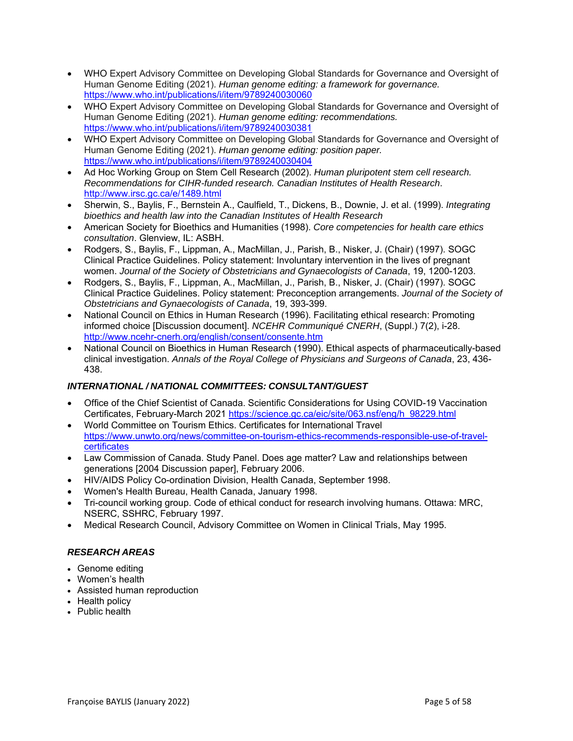- WHO Expert Advisory Committee on Developing Global Standards for Governance and Oversight of Human Genome Editing (2021). *Human genome editing: a framework for governance.* https://www.who.int/publications/i/item/9789240030060
- WHO Expert Advisory Committee on Developing Global Standards for Governance and Oversight of Human Genome Editing (2021). *Human genome editing: recommendations.* https://www.who.int/publications/i/item/9789240030381
- WHO Expert Advisory Committee on Developing Global Standards for Governance and Oversight of Human Genome Editing (2021). *Human genome editing: position paper.* https://www.who.int/publications/i/item/9789240030404
- Ad Hoc Working Group on Stem Cell Research (2002). *Human pluripotent stem cell research. Recommendations for CIHR-funded research. Canadian Institutes of Health Research*. http://www.irsc.gc.ca/e/1489.html
- Sherwin, S., Baylis, F., Bernstein A., Caulfield, T., Dickens, B., Downie, J. et al. (1999). *Integrating bioethics and health law into the Canadian Institutes of Health Research*
- American Society for Bioethics and Humanities (1998). *Core competencies for health care ethics consultation*. Glenview, IL: ASBH.
- Rodgers, S., Baylis, F., Lippman, A., MacMillan, J., Parish, B., Nisker, J. (Chair) (1997). SOGC Clinical Practice Guidelines. Policy statement: Involuntary intervention in the lives of pregnant women. *Journal of the Society of Obstetricians and Gynaecologists of Canada*, 19, 1200-1203.
- Rodgers, S., Baylis, F., Lippman, A., MacMillan, J., Parish, B., Nisker, J. (Chair) (1997). SOGC Clinical Practice Guidelines. Policy statement: Preconception arrangements. *Journal of the Society of Obstetricians and Gynaecologists of Canada*, 19, 393-399.
- National Council on Ethics in Human Research (1996). Facilitating ethical research: Promoting informed choice [Discussion document]. *NCEHR Communiqué CNERH*, (Suppl.) 7(2), i-28. http://www.ncehr-cnerh.org/english/consent/consente.htm
- National Council on Bioethics in Human Research (1990). Ethical aspects of pharmaceutically-based clinical investigation. *Annals of the Royal College of Physicians and Surgeons of Canada*, 23, 436-438.

### *INTERNATIONAL / NATIONAL COMMITTEES: CONSULTANT/GUEST*

- Office of the Chief Scientist of Canada. Scientific Considerations for Using COVID-19 Vaccination Certificates, February-March 2021 https://science.gc.ca/eic/site/063.nsf/eng/h_98229.html
- World Committee on Tourism Ethics. Certificates for International Travel https://www.unwto.org/news/committee-on-tourism-ethics-recommends-responsible-use-of-travel-certificates
- Law Commission of Canada. Study Panel. Does age matter? Law and relationships between generations [2004 Discussion paper], February 2006.
- HIV/AIDS Policy Co-ordination Division, Health Canada, September 1998.
- Women's Health Bureau, Health Canada, January 1998.
- Tri-council working group. Code of ethical conduct for research involving humans. Ottawa: MRC, NSERC, SSHRC, February 1997.
- Medical Research Council, Advisory Committee on Women in Clinical Trials, May 1995.

### *RESEARCH AREAS*

- Genome editing
- Women's health
- Assisted human reproduction
- Health policy
- Public health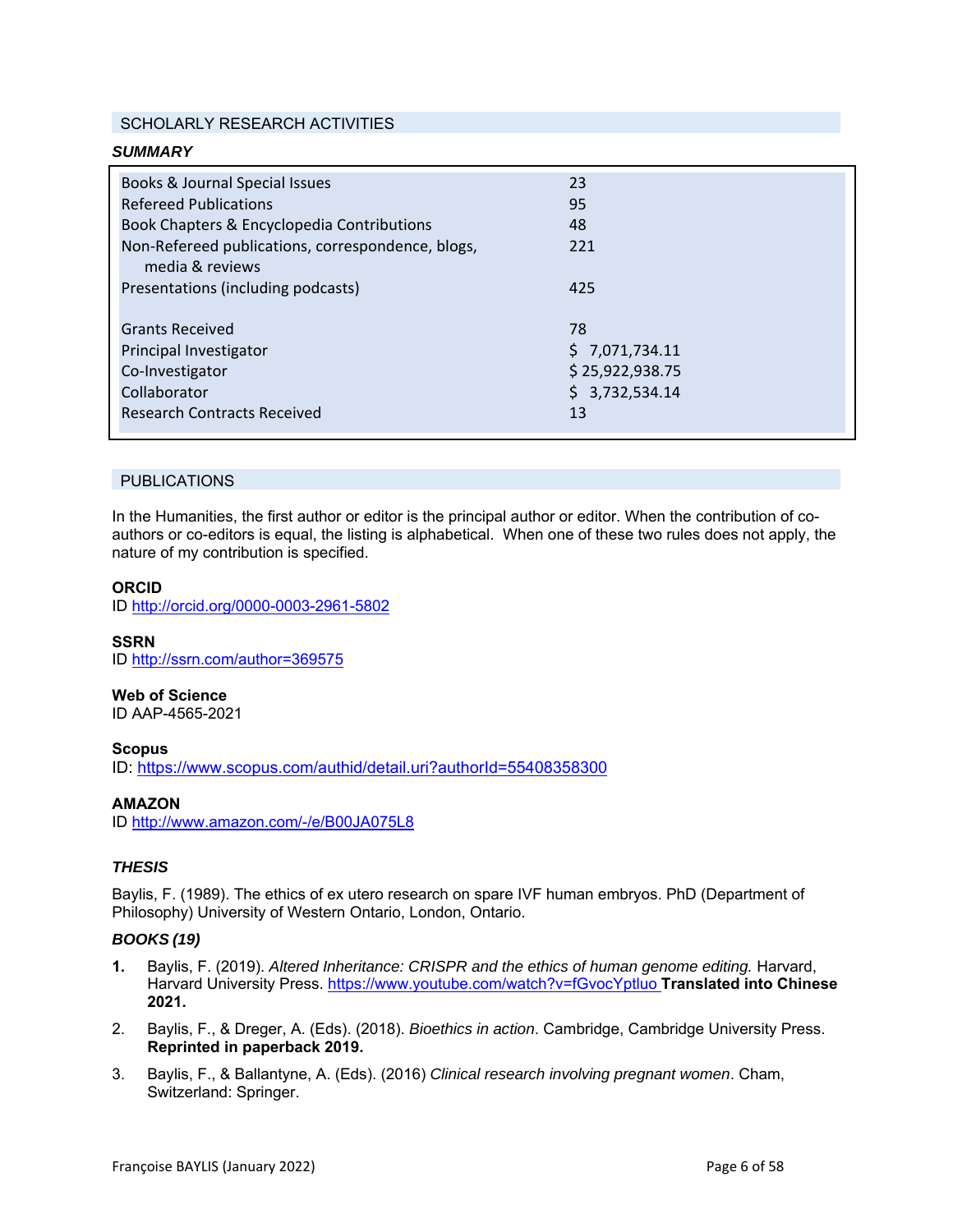## SCHOLARLY RESEARCH ACTIVITIES

### *SUMMARY*

| | |
|---|---|
| Books & Journal Special Issues | 23 |
| Refereed Publications | 95 |
| Book Chapters & Encyclopedia Contributions | 48 |
| Non-Refereed publications, correspondence, blogs, media & reviews | 221 |
| Presentations (including podcasts) | 425 |
| | |
| Grants Received | 78 |
| Principal Investigator | $ 7,071,734.11 |
| Co-Investigator | $ 25,922,938.75 |
| Collaborator | $ 3,732,534.14 |
| Research Contracts Received | 13 |

## PUBLICATIONS

In the Humanities, the first author or editor is the principal author or editor. When the contribution of co-authors or co-editors is equal, the listing is alphabetical. When one of these two rules does not apply, the nature of my contribution is specified.

**ORCID**
ID http://orcid.org/0000-0003-2961-5802

**SSRN**
ID http://ssrn.com/author=369575

**Web of Science**
ID AAP-4565-2021

**Scopus**
ID: https://www.scopus.com/authid/detail.uri?authorId=55408358300

**AMAZON**
ID http://www.amazon.com/-/e/B00JA075L8

### *THESIS*

Baylis, F. (1989). The ethics of ex utero research on spare IVF human embryos. PhD (Department of Philosophy) University of Western Ontario, London, Ontario.

### *BOOKS (19)*

1. Baylis, F. (2019). *Altered Inheritance: CRISPR and the ethics of human genome editing.* Harvard, Harvard University Press. https://www.youtube.com/watch?v=fGvocYptluo **Translated into Chinese 2021.**
2. Baylis, F., & Dreger, A. (Eds). (2018). *Bioethics in action*. Cambridge, Cambridge University Press. **Reprinted in paperback 2019.**
3. Baylis, F., & Ballantyne, A. (Eds). (2016) *Clinical research involving pregnant women*. Cham, Switzerland: Springer.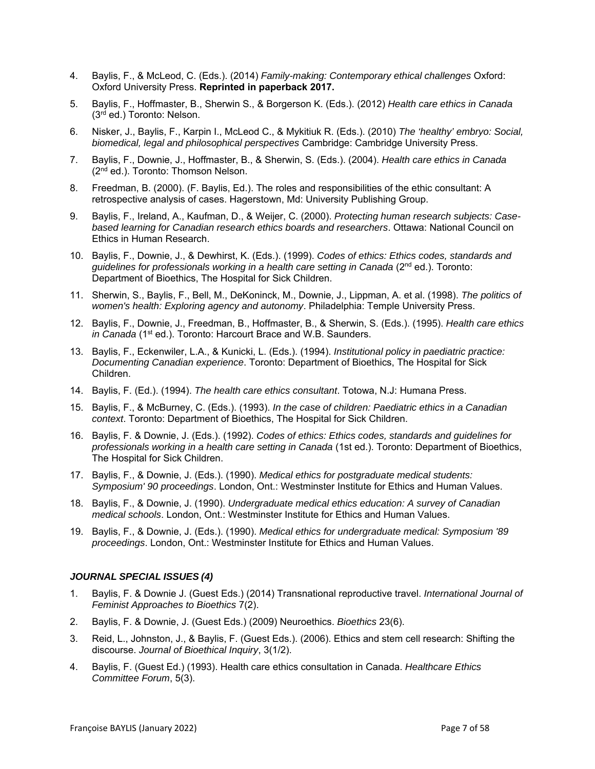4. Baylis, F., & McLeod, C. (Eds.). (2014) *Family-making: Contemporary ethical challenges* Oxford: Oxford University Press. **Reprinted in paperback 2017.**

5. Baylis, F., Hoffmaster, B., Sherwin S., & Borgerson K. (Eds.). (2012) *Health care ethics in Canada* (3rd ed.) Toronto: Nelson.

6. Nisker, J., Baylis, F., Karpin I., McLeod C., & Mykitiuk R. (Eds.). (2010) *The 'healthy' embryo: Social, biomedical, legal and philosophical perspectives* Cambridge: Cambridge University Press.

7. Baylis, F., Downie, J., Hoffmaster, B., & Sherwin, S. (Eds.). (2004). *Health care ethics in Canada* (2nd ed.). Toronto: Thomson Nelson.

8. Freedman, B. (2000). (F. Baylis, Ed.). The roles and responsibilities of the ethic consultant: A retrospective analysis of cases. Hagerstown, Md: University Publishing Group.

9. Baylis, F., Ireland, A., Kaufman, D., & Weijer, C. (2000). *Protecting human research subjects: Case-based learning for Canadian research ethics boards and researchers*. Ottawa: National Council on Ethics in Human Research.

10. Baylis, F., Downie, J., & Dewhirst, K. (Eds.). (1999). *Codes of ethics: Ethics codes, standards and guidelines for professionals working in a health care setting in Canada* (2nd ed.). Toronto: Department of Bioethics, The Hospital for Sick Children.

11. Sherwin, S., Baylis, F., Bell, M., DeKoninck, M., Downie, J., Lippman, A. et al. (1998). *The politics of women's health: Exploring agency and autonomy*. Philadelphia: Temple University Press.

12. Baylis, F., Downie, J., Freedman, B., Hoffmaster, B., & Sherwin, S. (Eds.). (1995). *Health care ethics in Canada* (1st ed.). Toronto: Harcourt Brace and W.B. Saunders.

13. Baylis, F., Eckenwiler, L.A., & Kunicki, L. (Eds.). (1994). *Institutional policy in paediatric practice: Documenting Canadian experience*. Toronto: Department of Bioethics, The Hospital for Sick Children.

14. Baylis, F. (Ed.). (1994). *The health care ethics consultant*. Totowa, N.J: Humana Press.

15. Baylis, F., & McBurney, C. (Eds.). (1993). *In the case of children: Paediatric ethics in a Canadian context*. Toronto: Department of Bioethics, The Hospital for Sick Children.

16. Baylis, F. & Downie, J. (Eds.). (1992). *Codes of ethics: Ethics codes, standards and guidelines for professionals working in a health care setting in Canada* (1st ed.). Toronto: Department of Bioethics, The Hospital for Sick Children.

17. Baylis, F., & Downie, J. (Eds.). (1990). *Medical ethics for postgraduate medical students: Symposium' 90 proceedings*. London, Ont.: Westminster Institute for Ethics and Human Values.

18. Baylis, F., & Downie, J. (1990). *Undergraduate medical ethics education: A survey of Canadian medical schools*. London, Ont.: Westminster Institute for Ethics and Human Values.

19. Baylis, F., & Downie, J. (Eds.). (1990). *Medical ethics for undergraduate medical: Symposium '89 proceedings*. London, Ont.: Westminster Institute for Ethics and Human Values.

### *JOURNAL SPECIAL ISSUES (4)*

1. Baylis, F. & Downie J. (Guest Eds.) (2014) Transnational reproductive travel. *International Journal of Feminist Approaches to Bioethics* 7(2).

2. Baylis, F. & Downie, J. (Guest Eds.) (2009) Neuroethics. *Bioethics* 23(6).

3. Reid, L., Johnston, J., & Baylis, F. (Guest Eds.). (2006). Ethics and stem cell research: Shifting the discourse. *Journal of Bioethical Inquiry*, 3(1/2).

4. Baylis, F. (Guest Ed.) (1993). Health care ethics consultation in Canada. *Healthcare Ethics Committee Forum*, 5(3).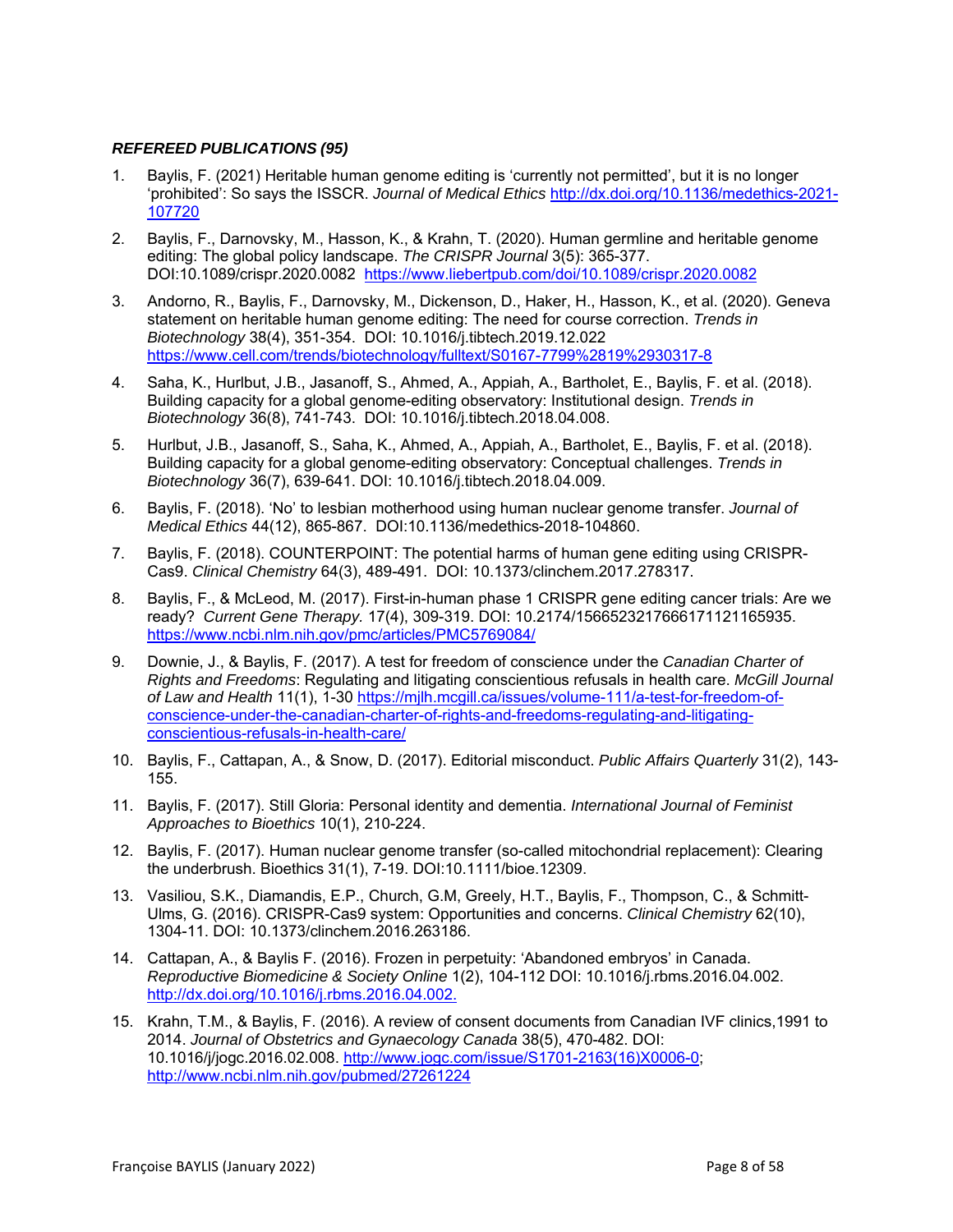***REFEREED PUBLICATIONS (95)***

1. Baylis, F. (2021) Heritable human genome editing is 'currently not permitted', but it is no longer 'prohibited': So says the ISSCR. *Journal of Medical Ethics* http://dx.doi.org/10.1136/medethics-2021-107720

2. Baylis, F., Darnovsky, M., Hasson, K., & Krahn, T. (2020). Human germline and heritable genome editing: The global policy landscape. *The CRISPR Journal* 3(5): 365-377. DOI:10.1089/crispr.2020.0082 https://www.liebertpub.com/doi/10.1089/crispr.2020.0082

3. Andorno, R., Baylis, F., Darnovsky, M., Dickenson, D., Haker, H., Hasson, K., et al. (2020). Geneva statement on heritable human genome editing: The need for course correction. *Trends in Biotechnology* 38(4), 351-354. DOI: 10.1016/j.tibtech.2019.12.022 https://www.cell.com/trends/biotechnology/fulltext/S0167-7799%2819%2930317-8

4. Saha, K., Hurlbut, J.B., Jasanoff, S., Ahmed, A., Appiah, A., Bartholet, E., Baylis, F. et al. (2018). Building capacity for a global genome-editing observatory: Institutional design. *Trends in Biotechnology* 36(8), 741-743. DOI: 10.1016/j.tibtech.2018.04.008.

5. Hurlbut, J.B., Jasanoff, S., Saha, K., Ahmed, A., Appiah, A., Bartholet, E., Baylis, F. et al. (2018). Building capacity for a global genome-editing observatory: Conceptual challenges. *Trends in Biotechnology* 36(7), 639-641. DOI: 10.1016/j.tibtech.2018.04.009.

6. Baylis, F. (2018). 'No' to lesbian motherhood using human nuclear genome transfer. *Journal of Medical Ethics* 44(12), 865-867. DOI:10.1136/medethics-2018-104860.

7. Baylis, F. (2018). COUNTERPOINT: The potential harms of human gene editing using CRISPR-Cas9. *Clinical Chemistry* 64(3), 489-491. DOI: 10.1373/clinchem.2017.278317.

8. Baylis, F., & McLeod, M. (2017). First-in-human phase 1 CRISPR gene editing cancer trials: Are we ready? *Current Gene Therapy.* 17(4), 309-319. DOI: 10.2174/1566523217666171121165935. https://www.ncbi.nlm.nih.gov/pmc/articles/PMC5769084/

9. Downie, J., & Baylis, F. (2017). A test for freedom of conscience under the *Canadian Charter of Rights and Freedoms*: Regulating and litigating conscientious refusals in health care. *McGill Journal of Law and Health* 11(1), 1-30 https://mjlh.mcgill.ca/issues/volume-111/a-test-for-freedom-of-conscience-under-the-canadian-charter-of-rights-and-freedoms-regulating-and-litigating-conscientious-refusals-in-health-care/

10. Baylis, F., Cattapan, A., & Snow, D. (2017). Editorial misconduct. *Public Affairs Quarterly* 31(2), 143-155.

11. Baylis, F. (2017). Still Gloria: Personal identity and dementia. *International Journal of Feminist Approaches to Bioethics* 10(1), 210-224.

12. Baylis, F. (2017). Human nuclear genome transfer (so-called mitochondrial replacement): Clearing the underbrush. Bioethics 31(1), 7-19. DOI:10.1111/bioe.12309.

13. Vasiliou, S.K., Diamandis, E.P., Church, G.M, Greely, H.T., Baylis, F., Thompson, C., & Schmitt-Ulms, G. (2016). CRISPR-Cas9 system: Opportunities and concerns. *Clinical Chemistry* 62(10), 1304-11. DOI: 10.1373/clinchem.2016.263186.

14. Cattapan, A., & Baylis F. (2016). Frozen in perpetuity: 'Abandoned embryos' in Canada. *Reproductive Biomedicine & Society Online* 1(2), 104-112 DOI: 10.1016/j.rbms.2016.04.002. http://dx.doi.org/10.1016/j.rbms.2016.04.002.

15. Krahn, T.M., & Baylis, F. (2016). A review of consent documents from Canadian IVF clinics,1991 to 2014. *Journal of Obstetrics and Gynaecology Canada* 38(5), 470-482. DOI: 10.1016/j/jogc.2016.02.008. http://www.jogc.com/issue/S1701-2163(16)X0006-0; http://www.ncbi.nlm.nih.gov/pubmed/27261224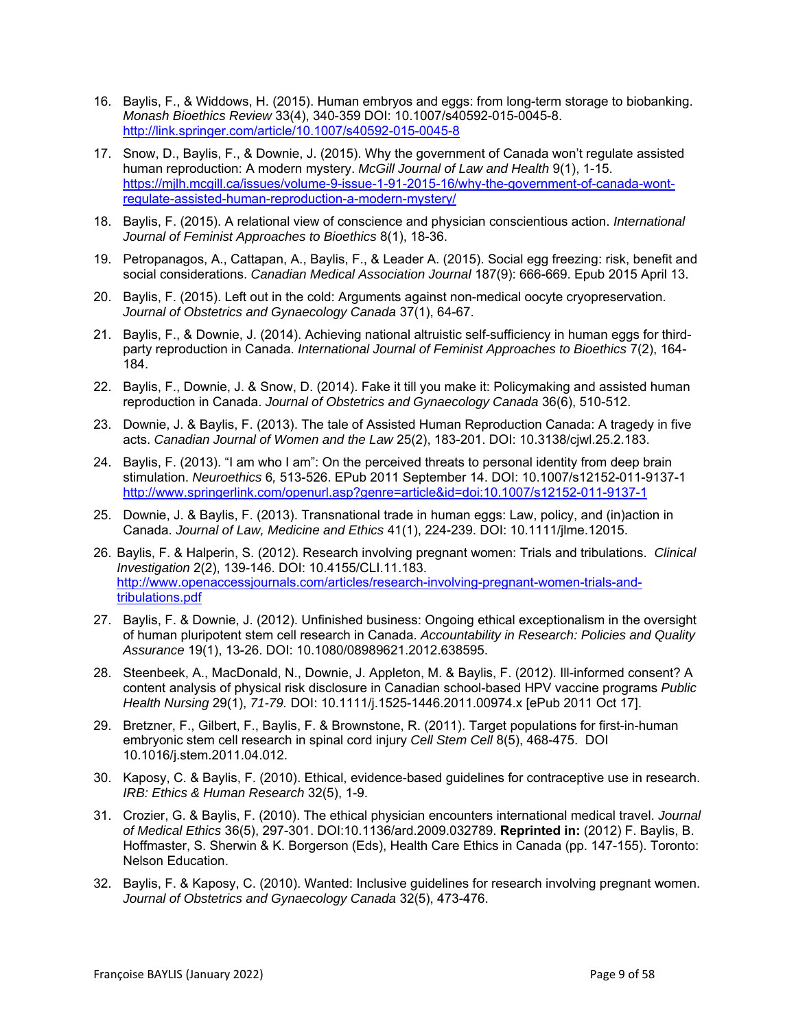16. Baylis, F., & Widdows, H. (2015). Human embryos and eggs: from long-term storage to biobanking. *Monash Bioethics Review* 33(4), 340-359 DOI: 10.1007/s40592-015-0045-8. http://link.springer.com/article/10.1007/s40592-015-0045-8

17. Snow, D., Baylis, F., & Downie, J. (2015). Why the government of Canada won't regulate assisted human reproduction: A modern mystery. *McGill Journal of Law and Health* 9(1), 1-15. https://mjlh.mcgill.ca/issues/volume-9-issue-1-91-2015-16/why-the-government-of-canada-wont-regulate-assisted-human-reproduction-a-modern-mystery/

18. Baylis, F. (2015). A relational view of conscience and physician conscientious action. *International Journal of Feminist Approaches to Bioethics* 8(1), 18-36.

19. Petropanagos, A., Cattapan, A., Baylis, F., & Leader A. (2015). Social egg freezing: risk, benefit and social considerations. *Canadian Medical Association Journal* 187(9): 666-669. Epub 2015 April 13.

20. Baylis, F. (2015). Left out in the cold: Arguments against non-medical oocyte cryopreservation. *Journal of Obstetrics and Gynaecology Canada* 37(1), 64-67.

21. Baylis, F., & Downie, J. (2014). Achieving national altruistic self-sufficiency in human eggs for third-party reproduction in Canada. *International Journal of Feminist Approaches to Bioethics* 7(2), 164-184.

22. Baylis, F., Downie, J. & Snow, D. (2014). Fake it till you make it: Policymaking and assisted human reproduction in Canada. *Journal of Obstetrics and Gynaecology Canada* 36(6), 510-512.

23. Downie, J. & Baylis, F. (2013). The tale of Assisted Human Reproduction Canada: A tragedy in five acts. *Canadian Journal of Women and the Law* 25(2), 183-201. DOI: 10.3138/cjwl.25.2.183.

24. Baylis, F. (2013). "I am who I am": On the perceived threats to personal identity from deep brain stimulation. *Neuroethics* 6*,* 513-526. EPub 2011 September 14. DOI: 10.1007/s12152-011-9137-1 http://www.springerlink.com/openurl.asp?genre=article&id=doi:10.1007/s12152-011-9137-1

25. Downie, J. & Baylis, F. (2013). Transnational trade in human eggs: Law, policy, and (in)action in Canada. *Journal of Law, Medicine and Ethics* 41(1), 224-239. DOI: 10.1111/jlme.12015.

26. Baylis, F. & Halperin, S. (2012). Research involving pregnant women: Trials and tribulations. *Clinical Investigation* 2(2), 139-146. DOI: 10.4155/CLI.11.183. http://www.openaccessjournals.com/articles/research-involving-pregnant-women-trials-and-tribulations.pdf

27. Baylis, F. & Downie, J. (2012). Unfinished business: Ongoing ethical exceptionalism in the oversight of human pluripotent stem cell research in Canada. *Accountability in Research: Policies and Quality Assurance* 19(1), 13-26. DOI: 10.1080/08989621.2012.638595.

28. Steenbeek, A., MacDonald, N., Downie, J. Appleton, M. & Baylis, F. (2012). Ill-informed consent? A content analysis of physical risk disclosure in Canadian school-based HPV vaccine programs *Public Health Nursing* 29(1), *71-79.* DOI: 10.1111/j.1525-1446.2011.00974.x [ePub 2011 Oct 17].

29. Bretzner, F., Gilbert, F., Baylis, F. & Brownstone, R. (2011). Target populations for first-in-human embryonic stem cell research in spinal cord injury *Cell Stem Cell* 8(5), 468-475. DOI 10.1016/j.stem.2011.04.012.

30. Kaposy, C. & Baylis, F. (2010). Ethical, evidence-based guidelines for contraceptive use in research. *IRB: Ethics & Human Research* 32(5), 1-9.

31. Crozier, G. & Baylis, F. (2010). The ethical physician encounters international medical travel. *Journal of Medical Ethics* 36(5), 297-301. DOI:10.1136/ard.2009.032789. **Reprinted in:** (2012) F. Baylis, B. Hoffmaster, S. Sherwin & K. Borgerson (Eds), Health Care Ethics in Canada (pp. 147-155). Toronto: Nelson Education.

32. Baylis, F. & Kaposy, C. (2010). Wanted: Inclusive guidelines for research involving pregnant women. *Journal of Obstetrics and Gynaecology Canada* 32(5), 473-476.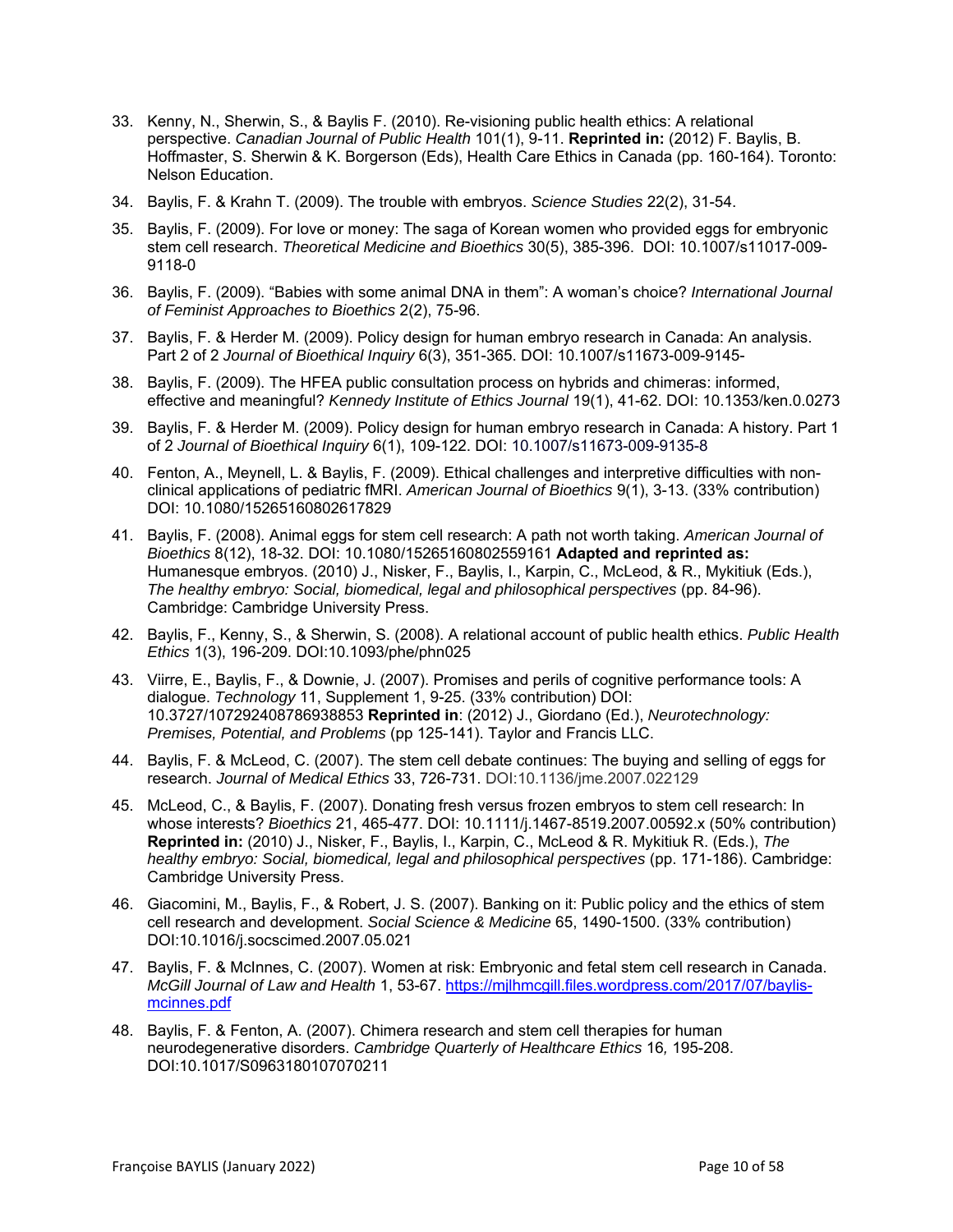33. Kenny, N., Sherwin, S., & Baylis F. (2010). Re-visioning public health ethics: A relational perspective. *Canadian Journal of Public Health* 101(1), 9-11. **Reprinted in:** (2012) F. Baylis, B. Hoffmaster, S. Sherwin & K. Borgerson (Eds), Health Care Ethics in Canada (pp. 160-164). Toronto: Nelson Education.

34. Baylis, F. & Krahn T. (2009). The trouble with embryos. *Science Studies* 22(2), 31-54.

35. Baylis, F. (2009). For love or money: The saga of Korean women who provided eggs for embryonic stem cell research. *Theoretical Medicine and Bioethics* 30(5), 385-396. DOI: 10.1007/s11017-009-9118-0

36. Baylis, F. (2009). "Babies with some animal DNA in them": A woman's choice? *International Journal of Feminist Approaches to Bioethics* 2(2), 75-96.

37. Baylis, F. & Herder M. (2009). Policy design for human embryo research in Canada: An analysis. Part 2 of 2 *Journal of Bioethical Inquiry* 6(3), 351-365. DOI: 10.1007/s11673-009-9145-

38. Baylis, F. (2009). The HFEA public consultation process on hybrids and chimeras: informed, effective and meaningful? *Kennedy Institute of Ethics Journal* 19(1), 41-62. DOI: 10.1353/ken.0.0273

39. Baylis, F. & Herder M. (2009). Policy design for human embryo research in Canada: A history. Part 1 of 2 *Journal of Bioethical Inquiry* 6(1), 109-122. DOI: 10.1007/s11673-009-9135-8

40. Fenton, A., Meynell, L. & Baylis, F. (2009). Ethical challenges and interpretive difficulties with non-clinical applications of pediatric fMRI. *American Journal of Bioethics* 9(1), 3-13. (33% contribution) DOI: 10.1080/15265160802617829

41. Baylis, F. (2008). Animal eggs for stem cell research: A path not worth taking. *American Journal of Bioethics* 8(12), 18-32. DOI: 10.1080/15265160802559161 **Adapted and reprinted as:** Humanesque embryos. (2010) J., Nisker, F., Baylis, I., Karpin, C., McLeod, & R., Mykitiuk (Eds.), *The healthy embryo: Social, biomedical, legal and philosophical perspectives* (pp. 84-96). Cambridge: Cambridge University Press.

42. Baylis, F., Kenny, S., & Sherwin, S. (2008). A relational account of public health ethics. *Public Health Ethics* 1(3), 196-209. DOI:10.1093/phe/phn025

43. Viirre, E., Baylis, F., & Downie, J. (2007). Promises and perils of cognitive performance tools: A dialogue. *Technology* 11, Supplement 1, 9-25. (33% contribution) DOI: 10.3727/107292408786938853 **Reprinted in**: (2012) J., Giordano (Ed.), *Neurotechnology: Premises, Potential, and Problems* (pp 125-141). Taylor and Francis LLC.

44. Baylis, F. & McLeod, C. (2007). The stem cell debate continues: The buying and selling of eggs for research. *Journal of Medical Ethics* 33, 726-731. DOI:10.1136/jme.2007.022129

45. McLeod, C., & Baylis, F. (2007). Donating fresh versus frozen embryos to stem cell research: In whose interests? *Bioethics* 21, 465-477. DOI: 10.1111/j.1467-8519.2007.00592.x (50% contribution) **Reprinted in:** (2010) J., Nisker, F., Baylis, I., Karpin, C., McLeod & R. Mykitiuk R. (Eds.), *The healthy embryo: Social, biomedical, legal and philosophical perspectives* (pp. 171-186). Cambridge: Cambridge University Press.

46. Giacomini, M., Baylis, F., & Robert, J. S. (2007). Banking on it: Public policy and the ethics of stem cell research and development. *Social Science & Medicine* 65, 1490-1500. (33% contribution) DOI:10.1016/j.socscimed.2007.05.021

47. Baylis, F. & McInnes, C. (2007). Women at risk: Embryonic and fetal stem cell research in Canada. *McGill Journal of Law and Health* 1, 53-67. https://mjlhmcgill.files.wordpress.com/2017/07/baylis-mcinnes.pdf

48. Baylis, F. & Fenton, A. (2007). Chimera research and stem cell therapies for human neurodegenerative disorders. *Cambridge Quarterly of Healthcare Ethics* 16*,* 195-208. DOI:10.1017/S0963180107070211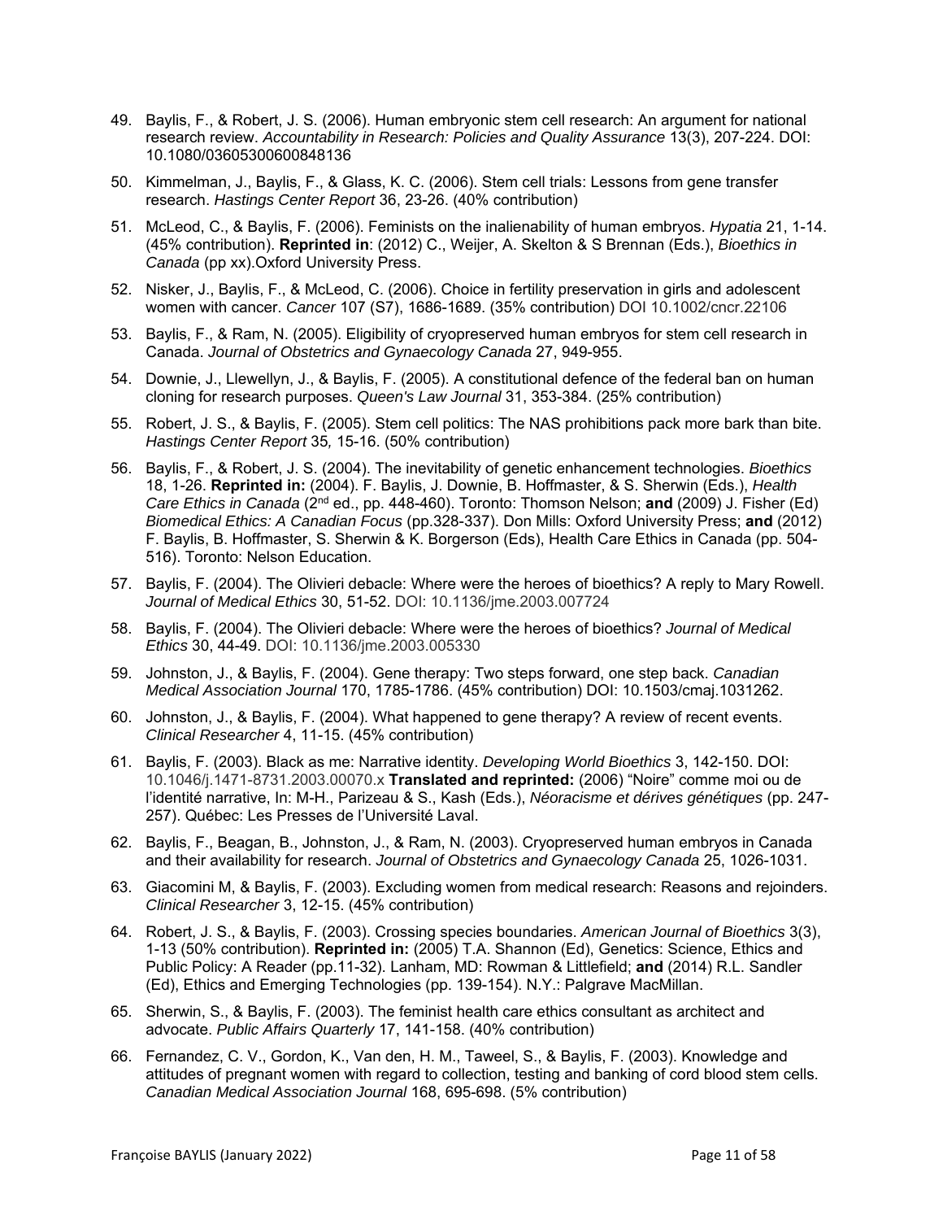49. Baylis, F., & Robert, J. S. (2006). Human embryonic stem cell research: An argument for national research review. *Accountability in Research: Policies and Quality Assurance* 13(3), 207-224. DOI: 10.1080/03605300600848136

50. Kimmelman, J., Baylis, F., & Glass, K. C. (2006). Stem cell trials: Lessons from gene transfer research. *Hastings Center Report* 36, 23-26. (40% contribution)

51. McLeod, C., & Baylis, F. (2006). Feminists on the inalienability of human embryos. *Hypatia* 21, 1-14. (45% contribution). **Reprinted in**: (2012) C., Weijer, A. Skelton & S Brennan (Eds.), *Bioethics in Canada* (pp xx).Oxford University Press.

52. Nisker, J., Baylis, F., & McLeod, C. (2006). Choice in fertility preservation in girls and adolescent women with cancer. *Cancer* 107 (S7), 1686-1689. (35% contribution) DOI 10.1002/cncr.22106

53. Baylis, F., & Ram, N. (2005). Eligibility of cryopreserved human embryos for stem cell research in Canada. *Journal of Obstetrics and Gynaecology Canada* 27, 949-955.

54. Downie, J., Llewellyn, J., & Baylis, F. (2005). A constitutional defence of the federal ban on human cloning for research purposes. *Queen's Law Journal* 31, 353-384. (25% contribution)

55. Robert, J. S., & Baylis, F. (2005). Stem cell politics: The NAS prohibitions pack more bark than bite. *Hastings Center Report* 35*,* 15-16. (50% contribution)

56. Baylis, F., & Robert, J. S. (2004). The inevitability of genetic enhancement technologies. *Bioethics* 18, 1-26. **Reprinted in:** (2004). F. Baylis, J. Downie, B. Hoffmaster, & S. Sherwin (Eds.), *Health Care Ethics in Canada* (2nd ed., pp. 448-460). Toronto: Thomson Nelson; **and** (2009) J. Fisher (Ed) *Biomedical Ethics: A Canadian Focus* (pp.328-337). Don Mills: Oxford University Press; **and** (2012) F. Baylis, B. Hoffmaster, S. Sherwin & K. Borgerson (Eds), Health Care Ethics in Canada (pp. 504-516). Toronto: Nelson Education.

57. Baylis, F. (2004). The Olivieri debacle: Where were the heroes of bioethics? A reply to Mary Rowell. *Journal of Medical Ethics* 30, 51-52. DOI: 10.1136/jme.2003.007724

58. Baylis, F. (2004). The Olivieri debacle: Where were the heroes of bioethics? *Journal of Medical Ethics* 30, 44-49. DOI: 10.1136/jme.2003.005330

59. Johnston, J., & Baylis, F. (2004). Gene therapy: Two steps forward, one step back. *Canadian Medical Association Journal* 170, 1785-1786. (45% contribution) DOI: 10.1503/cmaj.1031262.

60. Johnston, J., & Baylis, F. (2004). What happened to gene therapy? A review of recent events. *Clinical Researcher* 4, 11-15. (45% contribution)

61. Baylis, F. (2003). Black as me: Narrative identity. *Developing World Bioethics* 3, 142-150. DOI: 10.1046/j.1471-8731.2003.00070.x **Translated and reprinted:** (2006) "Noire" comme moi ou de l'identité narrative, In: M-H., Parizeau & S., Kash (Eds.), *Néoracisme et dérives génétiques* (pp. 247-257). Québec: Les Presses de l'Université Laval.

62. Baylis, F., Beagan, B., Johnston, J., & Ram, N. (2003). Cryopreserved human embryos in Canada and their availability for research. *Journal of Obstetrics and Gynaecology Canada* 25, 1026-1031.

63. Giacomini M, & Baylis, F. (2003). Excluding women from medical research: Reasons and rejoinders. *Clinical Researcher* 3, 12-15. (45% contribution)

64. Robert, J. S., & Baylis, F. (2003). Crossing species boundaries. *American Journal of Bioethics* 3(3), 1-13 (50% contribution). **Reprinted in:** (2005) T.A. Shannon (Ed), Genetics: Science, Ethics and Public Policy: A Reader (pp.11-32). Lanham, MD: Rowman & Littlefield; **and** (2014) R.L. Sandler (Ed), Ethics and Emerging Technologies (pp. 139-154). N.Y.: Palgrave MacMillan.

65. Sherwin, S., & Baylis, F. (2003). The feminist health care ethics consultant as architect and advocate. *Public Affairs Quarterly* 17, 141-158. (40% contribution)

66. Fernandez, C. V., Gordon, K., Van den, H. M., Taweel, S., & Baylis, F. (2003). Knowledge and attitudes of pregnant women with regard to collection, testing and banking of cord blood stem cells. *Canadian Medical Association Journal* 168, 695-698. (5% contribution)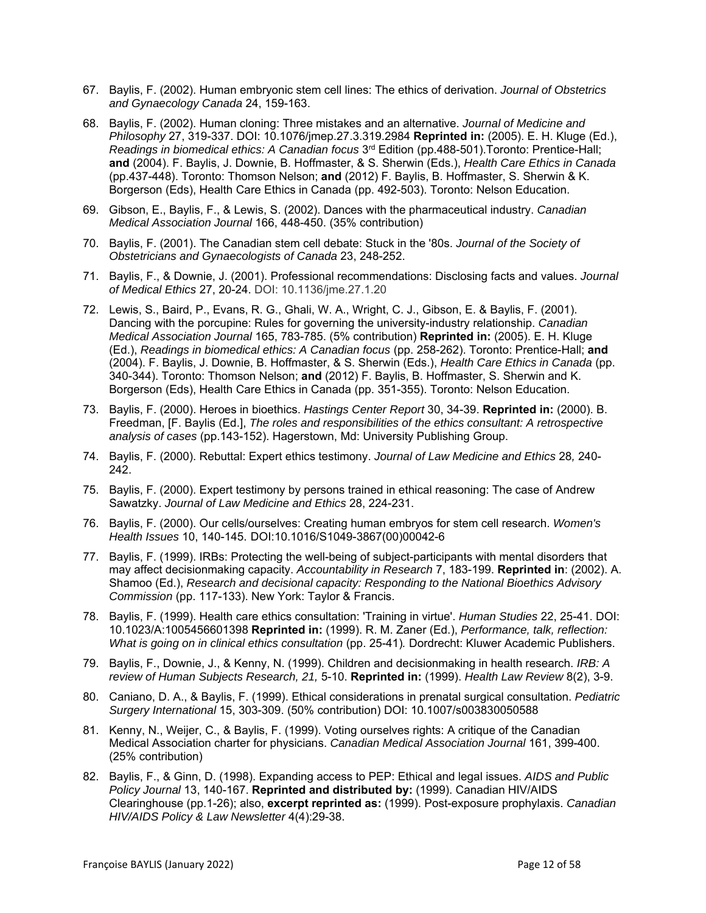67. Baylis, F. (2002). Human embryonic stem cell lines: The ethics of derivation. *Journal of Obstetrics and Gynaecology Canada* 24, 159-163.

68. Baylis, F. (2002). Human cloning: Three mistakes and an alternative. *Journal of Medicine and Philosophy* 27, 319-337. DOI: 10.1076/jmep.27.3.319.2984 **Reprinted in:** (2005). E. H. Kluge (Ed.), *Readings in biomedical ethics: A Canadian focus* 3rd Edition (pp.488-501).Toronto: Prentice-Hall; **and** (2004). F. Baylis, J. Downie, B. Hoffmaster, & S. Sherwin (Eds.), *Health Care Ethics in Canada* (pp.437-448). Toronto: Thomson Nelson; **and** (2012) F. Baylis, B. Hoffmaster, S. Sherwin & K. Borgerson (Eds), Health Care Ethics in Canada (pp. 492-503). Toronto: Nelson Education.

69. Gibson, E., Baylis, F., & Lewis, S. (2002). Dances with the pharmaceutical industry. *Canadian Medical Association Journal* 166, 448-450. (35% contribution)

70. Baylis, F. (2001). The Canadian stem cell debate: Stuck in the '80s. *Journal of the Society of Obstetricians and Gynaecologists of Canada* 23, 248-252.

71. Baylis, F., & Downie, J. (2001). Professional recommendations: Disclosing facts and values. *Journal of Medical Ethics* 27, 20-24. DOI: 10.1136/jme.27.1.20

72. Lewis, S., Baird, P., Evans, R. G., Ghali, W. A., Wright, C. J., Gibson, E. & Baylis, F. (2001). Dancing with the porcupine: Rules for governing the university-industry relationship. *Canadian Medical Association Journal* 165, 783-785. (5% contribution) **Reprinted in:** (2005). E. H. Kluge (Ed.), *Readings in biomedical ethics: A Canadian focus* (pp. 258-262). Toronto: Prentice-Hall; **and** (2004). F. Baylis, J. Downie, B. Hoffmaster, & S. Sherwin (Eds.), *Health Care Ethics in Canada* (pp. 340-344). Toronto: Thomson Nelson; **and** (2012) F. Baylis, B. Hoffmaster, S. Sherwin and K. Borgerson (Eds), Health Care Ethics in Canada (pp. 351-355). Toronto: Nelson Education.

73. Baylis, F. (2000). Heroes in bioethics. *Hastings Center Report* 30, 34-39. **Reprinted in:** (2000). B. Freedman, [F. Baylis (Ed.], *The roles and responsibilities of the ethics consultant: A retrospective analysis of cases* (pp.143-152). Hagerstown, Md: University Publishing Group.

74. Baylis, F. (2000). Rebuttal: Expert ethics testimony. *Journal of Law Medicine and Ethics* 28, 240-242.

75. Baylis, F. (2000). Expert testimony by persons trained in ethical reasoning: The case of Andrew Sawatzky. *Journal of Law Medicine and Ethics* 28, 224-231.

76. Baylis, F. (2000). Our cells/ourselves: Creating human embryos for stem cell research. *Women's Health Issues* 10, 140-145. DOI:10.1016/S1049-3867(00)00042-6

77. Baylis, F. (1999). IRBs: Protecting the well-being of subject-participants with mental disorders that may affect decisionmaking capacity. *Accountability in Research* 7, 183-199. **Reprinted in**: (2002). A. Shamoo (Ed.), *Research and decisional capacity: Responding to the National Bioethics Advisory Commission* (pp. 117-133). New York: Taylor & Francis.

78. Baylis, F. (1999). Health care ethics consultation: 'Training in virtue'. *Human Studies* 22, 25-41. DOI: 10.1023/A:1005456601398 **Reprinted in:** (1999). R. M. Zaner (Ed.), *Performance, talk, reflection: What is going on in clinical ethics consultation* (pp. 25-41). Dordrecht: Kluwer Academic Publishers.

79. Baylis, F., Downie, J., & Kenny, N. (1999). Children and decisionmaking in health research. *IRB: A review of Human Subjects Research, 21,* 5-10. **Reprinted in:** (1999). *Health Law Review* 8(2), 3-9.

80. Caniano, D. A., & Baylis, F. (1999). Ethical considerations in prenatal surgical consultation. *Pediatric Surgery International* 15, 303-309. (50% contribution) DOI: 10.1007/s003830050588

81. Kenny, N., Weijer, C., & Baylis, F. (1999). Voting ourselves rights: A critique of the Canadian Medical Association charter for physicians. *Canadian Medical Association Journal* 161, 399-400. (25% contribution)

82. Baylis, F., & Ginn, D. (1998). Expanding access to PEP: Ethical and legal issues. *AIDS and Public Policy Journal* 13, 140-167. **Reprinted and distributed by:** (1999). Canadian HIV/AIDS Clearinghouse (pp.1-26); also, **excerpt reprinted as:** (1999). Post-exposure prophylaxis. *Canadian HIV/AIDS Policy & Law Newsletter* 4(4):29-38.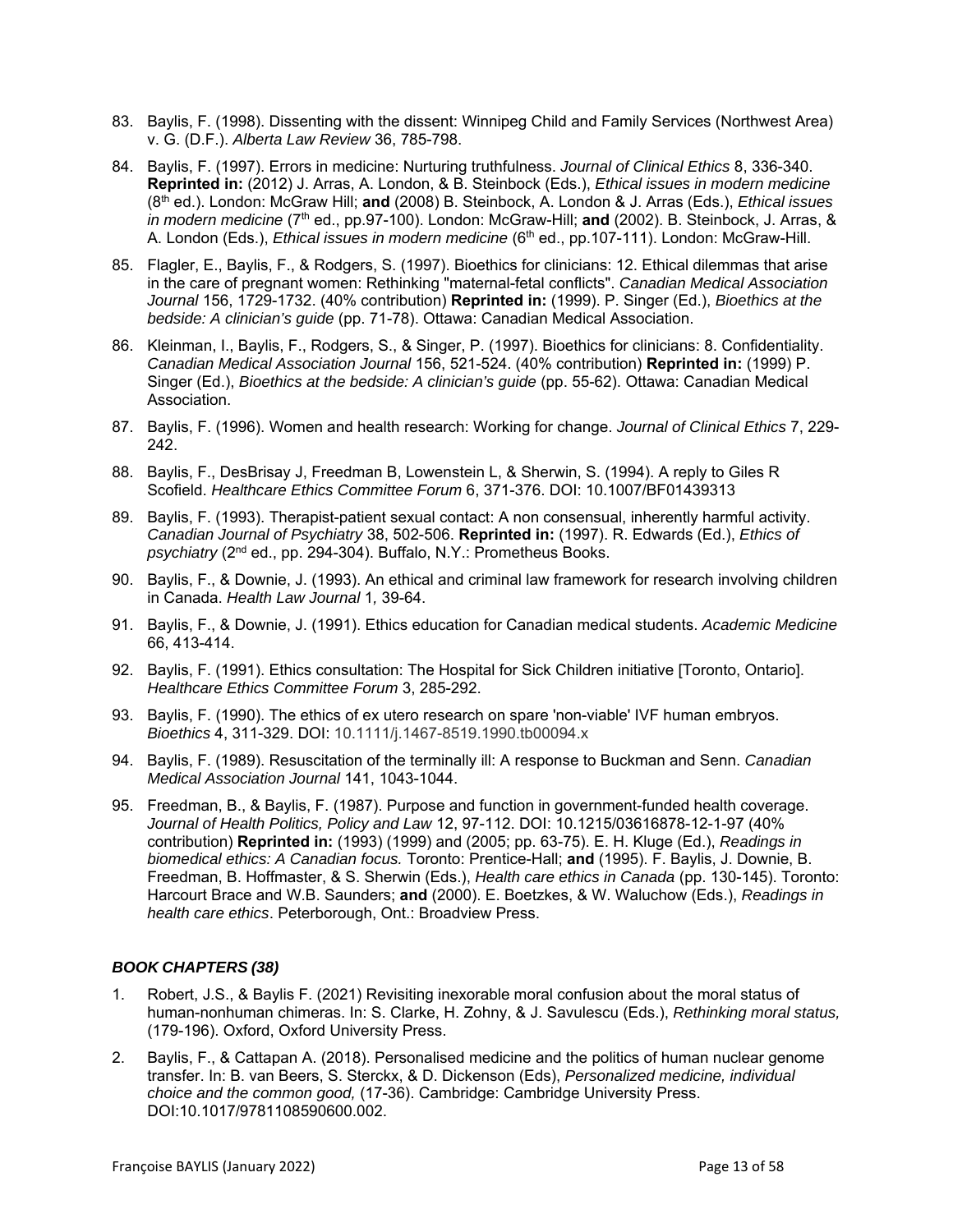83. Baylis, F. (1998). Dissenting with the dissent: Winnipeg Child and Family Services (Northwest Area) v. G. (D.F.). *Alberta Law Review* 36, 785-798.

84. Baylis, F. (1997). Errors in medicine: Nurturing truthfulness. *Journal of Clinical Ethics* 8, 336-340. **Reprinted in:** (2012) J. Arras, A. London, & B. Steinbock (Eds.), *Ethical issues in modern medicine* (8th ed.). London: McGraw Hill; **and** (2008) B. Steinbock, A. London & J. Arras (Eds.), *Ethical issues in modern medicine* (7th ed., pp.97-100). London: McGraw-Hill; **and** (2002). B. Steinbock, J. Arras, & A. London (Eds.), *Ethical issues in modern medicine* (6th ed., pp.107-111). London: McGraw-Hill.

85. Flagler, E., Baylis, F., & Rodgers, S. (1997). Bioethics for clinicians: 12. Ethical dilemmas that arise in the care of pregnant women: Rethinking "maternal-fetal conflicts". *Canadian Medical Association Journal* 156, 1729-1732. (40% contribution) **Reprinted in:** (1999). P. Singer (Ed.), *Bioethics at the bedside: A clinician's guide* (pp. 71-78). Ottawa: Canadian Medical Association.

86. Kleinman, I., Baylis, F., Rodgers, S., & Singer, P. (1997). Bioethics for clinicians: 8. Confidentiality. *Canadian Medical Association Journal* 156, 521-524. (40% contribution) **Reprinted in:** (1999) P. Singer (Ed.), *Bioethics at the bedside: A clinician's guide* (pp. 55-62). Ottawa: Canadian Medical Association.

87. Baylis, F. (1996). Women and health research: Working for change. *Journal of Clinical Ethics* 7, 229-242.

88. Baylis, F., DesBrisay J, Freedman B, Lowenstein L, & Sherwin, S. (1994). A reply to Giles R Scofield. *Healthcare Ethics Committee Forum* 6, 371-376. DOI: 10.1007/BF01439313

89. Baylis, F. (1993). Therapist-patient sexual contact: A non consensual, inherently harmful activity. *Canadian Journal of Psychiatry* 38, 502-506. **Reprinted in:** (1997). R. Edwards (Ed.), *Ethics of psychiatry* (2nd ed., pp. 294-304). Buffalo, N.Y.: Prometheus Books.

90. Baylis, F., & Downie, J. (1993). An ethical and criminal law framework for research involving children in Canada. *Health Law Journal* 1*,* 39-64.

91. Baylis, F., & Downie, J. (1991). Ethics education for Canadian medical students. *Academic Medicine* 66, 413-414.

92. Baylis, F. (1991). Ethics consultation: The Hospital for Sick Children initiative [Toronto, Ontario]. *Healthcare Ethics Committee Forum* 3, 285-292.

93. Baylis, F. (1990). The ethics of ex utero research on spare 'non-viable' IVF human embryos. *Bioethics* 4, 311-329. DOI: 10.1111/j.1467-8519.1990.tb00094.x

94. Baylis, F. (1989). Resuscitation of the terminally ill: A response to Buckman and Senn. *Canadian Medical Association Journal* 141, 1043-1044.

95. Freedman, B., & Baylis, F. (1987). Purpose and function in government-funded health coverage. *Journal of Health Politics, Policy and Law* 12, 97-112. DOI: 10.1215/03616878-12-1-97 (40% contribution) **Reprinted in:** (1993) (1999) and (2005; pp. 63-75). E. H. Kluge (Ed.), *Readings in biomedical ethics: A Canadian focus.* Toronto: Prentice-Hall; **and** (1995). F. Baylis, J. Downie, B. Freedman, B. Hoffmaster, & S. Sherwin (Eds.), *Health care ethics in Canada* (pp. 130-145). Toronto: Harcourt Brace and W.B. Saunders; **and** (2000). E. Boetzkes, & W. Waluchow (Eds.), *Readings in health care ethics*. Peterborough, Ont.: Broadview Press.

### *BOOK CHAPTERS (38)*

1. Robert, J.S., & Baylis F. (2021) Revisiting inexorable moral confusion about the moral status of human-nonhuman chimeras. In: S. Clarke, H. Zohny, & J. Savulescu (Eds.), *Rethinking moral status,* (179-196). Oxford, Oxford University Press.

2. Baylis, F., & Cattapan A. (2018). Personalised medicine and the politics of human nuclear genome transfer. In: B. van Beers, S. Sterckx, & D. Dickenson (Eds), *Personalized medicine, individual choice and the common good,* (17-36). Cambridge: Cambridge University Press. DOI:10.1017/9781108590600.002.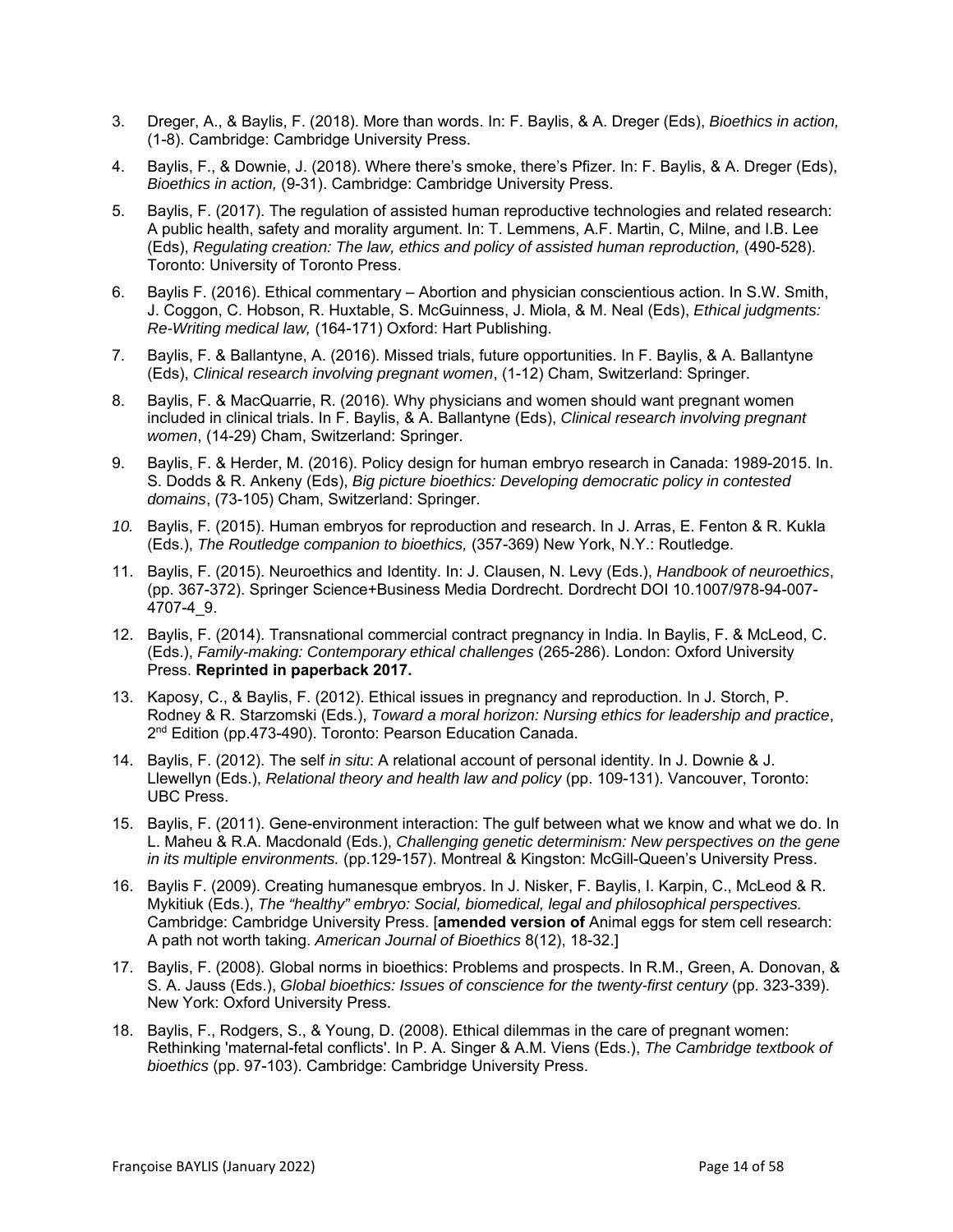3. Dreger, A., & Baylis, F. (2018). More than words. In: F. Baylis, & A. Dreger (Eds), *Bioethics in action,* (1-8). Cambridge: Cambridge University Press.

4. Baylis, F., & Downie, J. (2018). Where there's smoke, there's Pfizer. In: F. Baylis, & A. Dreger (Eds), *Bioethics in action,* (9-31). Cambridge: Cambridge University Press.

5. Baylis, F. (2017). The regulation of assisted human reproductive technologies and related research: A public health, safety and morality argument. In: T. Lemmens, A.F. Martin, C, Milne, and I.B. Lee (Eds), *Regulating creation: The law, ethics and policy of assisted human reproduction,* (490-528). Toronto: University of Toronto Press.

6. Baylis F. (2016). Ethical commentary – Abortion and physician conscientious action. In S.W. Smith, J. Coggon, C. Hobson, R. Huxtable, S. McGuinness, J. Miola, & M. Neal (Eds), *Ethical judgments: Re-Writing medical law,* (164-171) Oxford: Hart Publishing.

7. Baylis, F. & Ballantyne, A. (2016). Missed trials, future opportunities. In F. Baylis, & A. Ballantyne (Eds), *Clinical research involving pregnant women*, (1-12) Cham, Switzerland: Springer.

8. Baylis, F. & MacQuarrie, R. (2016). Why physicians and women should want pregnant women included in clinical trials. In F. Baylis, & A. Ballantyne (Eds), *Clinical research involving pregnant women*, (14-29) Cham, Switzerland: Springer.

9. Baylis, F. & Herder, M. (2016). Policy design for human embryo research in Canada: 1989-2015. In. S. Dodds & R. Ankeny (Eds), *Big picture bioethics: Developing democratic policy in contested domains*, (73-105) Cham, Switzerland: Springer.

10. Baylis, F. (2015). Human embryos for reproduction and research. In J. Arras, E. Fenton & R. Kukla (Eds.), *The Routledge companion to bioethics,* (357-369) New York, N.Y.: Routledge.

11. Baylis, F. (2015). Neuroethics and Identity. In: J. Clausen, N. Levy (Eds.), *Handbook of neuroethics*, (pp. 367-372). Springer Science+Business Media Dordrecht. Dordrecht DOI 10.1007/978-94-007-4707-4_9.

12. Baylis, F. (2014). Transnational commercial contract pregnancy in India. In Baylis, F. & McLeod, C. (Eds.), *Family-making: Contemporary ethical challenges* (265-286). London: Oxford University Press. **Reprinted in paperback 2017.**

13. Kaposy, C., & Baylis, F. (2012). Ethical issues in pregnancy and reproduction. In J. Storch, P. Rodney & R. Starzomski (Eds.), *Toward a moral horizon: Nursing ethics for leadership and practice*, 2nd Edition (pp.473-490). Toronto: Pearson Education Canada.

14. Baylis, F. (2012). The self *in situ*: A relational account of personal identity. In J. Downie & J. Llewellyn (Eds.), *Relational theory and health law and policy* (pp. 109-131). Vancouver, Toronto: UBC Press.

15. Baylis, F. (2011). Gene-environment interaction: The gulf between what we know and what we do. In L. Maheu & R.A. Macdonald (Eds.), *Challenging genetic determinism: New perspectives on the gene in its multiple environments.* (pp.129-157). Montreal & Kingston: McGill-Queen's University Press.

16. Baylis F. (2009). Creating humanesque embryos. In J. Nisker, F. Baylis, I. Karpin, C., McLeod & R. Mykitiuk (Eds.), *The "healthy" embryo: Social, biomedical, legal and philosophical perspectives.* Cambridge: Cambridge University Press. [**amended version of** Animal eggs for stem cell research: A path not worth taking. *American Journal of Bioethics* 8(12), 18-32.]

17. Baylis, F. (2008). Global norms in bioethics: Problems and prospects. In R.M., Green, A. Donovan, & S. A. Jauss (Eds.), *Global bioethics: Issues of conscience for the twenty-first century* (pp. 323-339). New York: Oxford University Press.

18. Baylis, F., Rodgers, S., & Young, D. (2008). Ethical dilemmas in the care of pregnant women: Rethinking 'maternal-fetal conflicts'. In P. A. Singer & A.M. Viens (Eds.), *The Cambridge textbook of bioethics* (pp. 97-103). Cambridge: Cambridge University Press.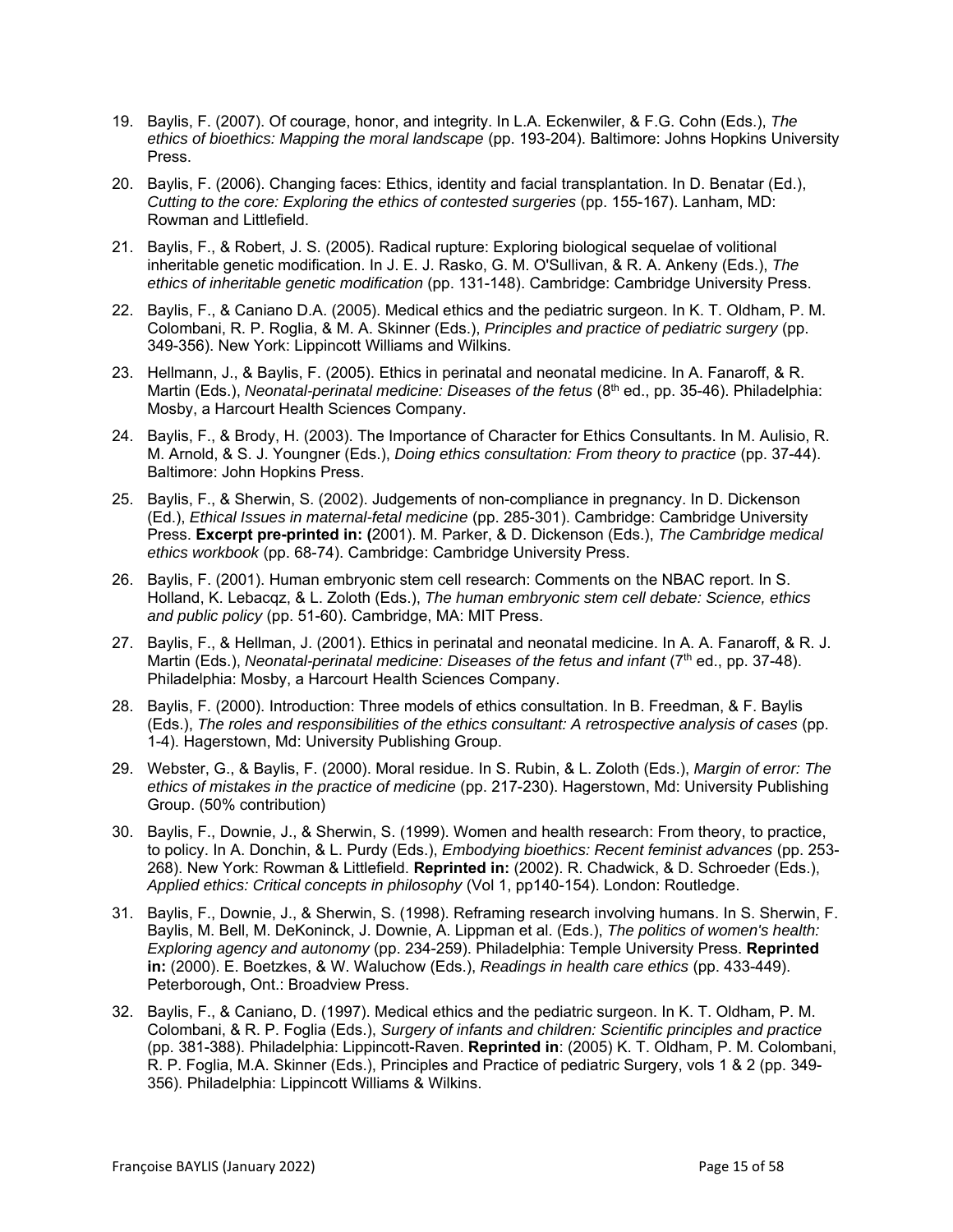19. Baylis, F. (2007). Of courage, honor, and integrity. In L.A. Eckenwiler, & F.G. Cohn (Eds.), *The ethics of bioethics: Mapping the moral landscape* (pp. 193-204). Baltimore: Johns Hopkins University Press.

20. Baylis, F. (2006). Changing faces: Ethics, identity and facial transplantation. In D. Benatar (Ed.), *Cutting to the core: Exploring the ethics of contested surgeries* (pp. 155-167). Lanham, MD: Rowman and Littlefield.

21. Baylis, F., & Robert, J. S. (2005). Radical rupture: Exploring biological sequelae of volitional inheritable genetic modification. In J. E. J. Rasko, G. M. O'Sullivan, & R. A. Ankeny (Eds.), *The ethics of inheritable genetic modification* (pp. 131-148). Cambridge: Cambridge University Press.

22. Baylis, F., & Caniano D.A. (2005). Medical ethics and the pediatric surgeon. In K. T. Oldham, P. M. Colombani, R. P. Roglia, & M. A. Skinner (Eds.), *Principles and practice of pediatric surgery* (pp. 349-356). New York: Lippincott Williams and Wilkins.

23. Hellmann, J., & Baylis, F. (2005). Ethics in perinatal and neonatal medicine. In A. Fanaroff, & R. Martin (Eds.), *Neonatal-perinatal medicine: Diseases of the fetus* (8th ed., pp. 35-46). Philadelphia: Mosby, a Harcourt Health Sciences Company.

24. Baylis, F., & Brody, H. (2003). The Importance of Character for Ethics Consultants. In M. Aulisio, R. M. Arnold, & S. J. Youngner (Eds.), *Doing ethics consultation: From theory to practice* (pp. 37-44). Baltimore: John Hopkins Press.

25. Baylis, F., & Sherwin, S. (2002). Judgements of non-compliance in pregnancy. In D. Dickenson (Ed.), *Ethical Issues in maternal-fetal medicine* (pp. 285-301). Cambridge: Cambridge University Press. **Excerpt pre-printed in: (**2001). M. Parker, & D. Dickenson (Eds.), *The Cambridge medical ethics workbook* (pp. 68-74). Cambridge: Cambridge University Press.

26. Baylis, F. (2001). Human embryonic stem cell research: Comments on the NBAC report. In S. Holland, K. Lebacqz, & L. Zoloth (Eds.), *The human embryonic stem cell debate: Science, ethics and public policy* (pp. 51-60). Cambridge, MA: MIT Press.

27. Baylis, F., & Hellman, J. (2001). Ethics in perinatal and neonatal medicine. In A. A. Fanaroff, & R. J. Martin (Eds.), *Neonatal-perinatal medicine: Diseases of the fetus and infant* (7th ed., pp. 37-48). Philadelphia: Mosby, a Harcourt Health Sciences Company.

28. Baylis, F. (2000). Introduction: Three models of ethics consultation. In B. Freedman, & F. Baylis (Eds.), *The roles and responsibilities of the ethics consultant: A retrospective analysis of cases* (pp. 1-4). Hagerstown, Md: University Publishing Group.

29. Webster, G., & Baylis, F. (2000). Moral residue. In S. Rubin, & L. Zoloth (Eds.), *Margin of error: The ethics of mistakes in the practice of medicine* (pp. 217-230). Hagerstown, Md: University Publishing Group. (50% contribution)

30. Baylis, F., Downie, J., & Sherwin, S. (1999). Women and health research: From theory, to practice, to policy. In A. Donchin, & L. Purdy (Eds.), *Embodying bioethics: Recent feminist advances* (pp. 253-268). New York: Rowman & Littlefield. **Reprinted in:** (2002). R. Chadwick, & D. Schroeder (Eds.), *Applied ethics: Critical concepts in philosophy* (Vol 1, pp140-154). London: Routledge.

31. Baylis, F., Downie, J., & Sherwin, S. (1998). Reframing research involving humans. In S. Sherwin, F. Baylis, M. Bell, M. DeKoninck, J. Downie, A. Lippman et al. (Eds.), *The politics of women's health: Exploring agency and autonomy* (pp. 234-259). Philadelphia: Temple University Press. **Reprinted in:** (2000). E. Boetzkes, & W. Waluchow (Eds.), *Readings in health care ethics* (pp. 433-449). Peterborough, Ont.: Broadview Press.

32. Baylis, F., & Caniano, D. (1997). Medical ethics and the pediatric surgeon. In K. T. Oldham, P. M. Colombani, & R. P. Foglia (Eds.), *Surgery of infants and children: Scientific principles and practice* (pp. 381-388). Philadelphia: Lippincott-Raven. **Reprinted in**: (2005) K. T. Oldham, P. M. Colombani, R. P. Foglia, M.A. Skinner (Eds.), Principles and Practice of pediatric Surgery, vols 1 & 2 (pp. 349-356). Philadelphia: Lippincott Williams & Wilkins.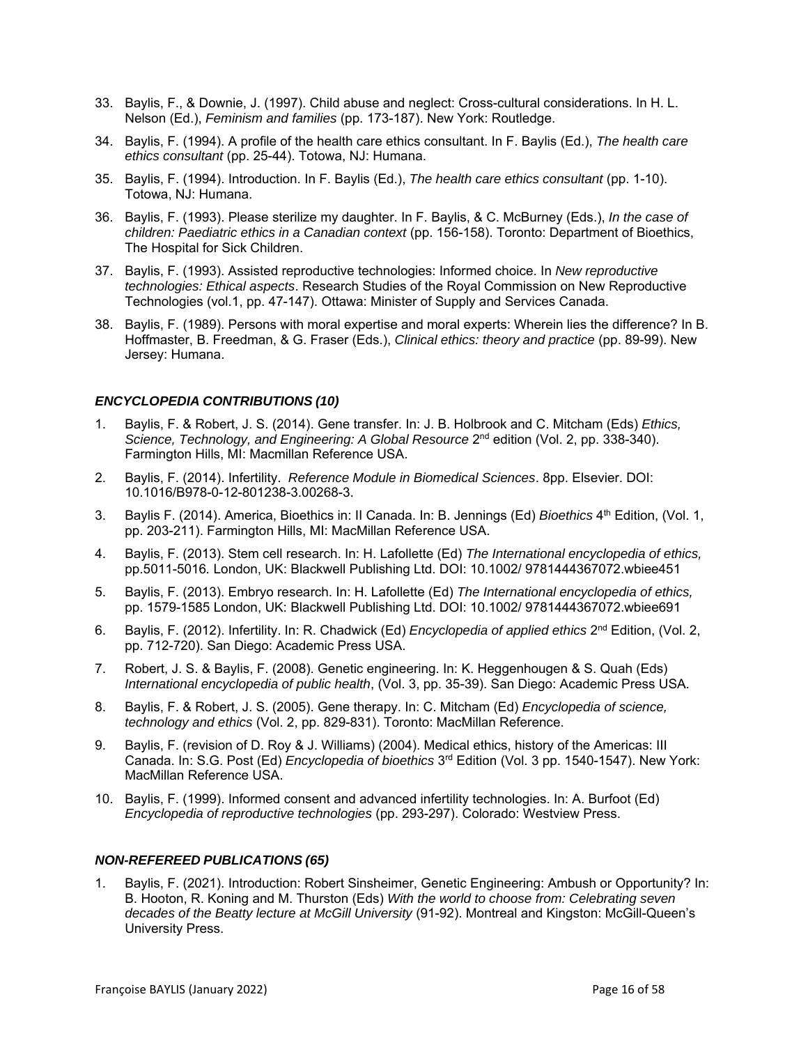33. Baylis, F., & Downie, J. (1997). Child abuse and neglect: Cross-cultural considerations. In H. L. Nelson (Ed.), *Feminism and families* (pp. 173-187). New York: Routledge.
34. Baylis, F. (1994). A profile of the health care ethics consultant. In F. Baylis (Ed.), *The health care ethics consultant* (pp. 25-44). Totowa, NJ: Humana.
35. Baylis, F. (1994). Introduction. In F. Baylis (Ed.), *The health care ethics consultant* (pp. 1-10). Totowa, NJ: Humana.
36. Baylis, F. (1993). Please sterilize my daughter. In F. Baylis, & C. McBurney (Eds.), *In the case of children: Paediatric ethics in a Canadian context* (pp. 156-158). Toronto: Department of Bioethics, The Hospital for Sick Children.
37. Baylis, F. (1993). Assisted reproductive technologies: Informed choice. In *New reproductive technologies: Ethical aspects*. Research Studies of the Royal Commission on New Reproductive Technologies (vol.1, pp. 47-147). Ottawa: Minister of Supply and Services Canada.
38. Baylis, F. (1989). Persons with moral expertise and moral experts: Wherein lies the difference? In B. Hoffmaster, B. Freedman, & G. Fraser (Eds.), *Clinical ethics: theory and practice* (pp. 89-99). New Jersey: Humana.

### *ENCYCLOPEDIA CONTRIBUTIONS (10)*

1. Baylis, F. & Robert, J. S. (2014). Gene transfer. In: J. B. Holbrook and C. Mitcham (Eds) *Ethics, Science, Technology, and Engineering: A Global Resource* 2nd edition (Vol. 2, pp. 338-340). Farmington Hills, MI: Macmillan Reference USA.
2. Baylis, F. (2014). Infertility. *Reference Module in Biomedical Sciences*. 8pp. Elsevier. DOI: 10.1016/B978-0-12-801238-3.00268-3.
3. Baylis F. (2014). America, Bioethics in: II Canada. In: B. Jennings (Ed) *Bioethics* 4th Edition, (Vol. 1, pp. 203-211). Farmington Hills, MI: MacMillan Reference USA.
4. Baylis, F. (2013). Stem cell research. In: H. Lafollette (Ed) *The International encyclopedia of ethics,* pp.5011-5016. London, UK: Blackwell Publishing Ltd. DOI: 10.1002/ 9781444367072.wbiee451
5. Baylis, F. (2013). Embryo research. In: H. Lafollette (Ed) *The International encyclopedia of ethics,* pp. 1579-1585 London, UK: Blackwell Publishing Ltd. DOI: 10.1002/ 9781444367072.wbiee691
6. Baylis, F. (2012). Infertility. In: R. Chadwick (Ed) *Encyclopedia of applied ethics* 2nd Edition, (Vol. 2, pp. 712-720). San Diego: Academic Press USA.
7. Robert, J. S. & Baylis, F. (2008). Genetic engineering. In: K. Heggenhougen & S. Quah (Eds) *International encyclopedia of public health*, (Vol. 3, pp. 35-39). San Diego: Academic Press USA.
8. Baylis, F. & Robert, J. S. (2005). Gene therapy. In: C. Mitcham (Ed) *Encyclopedia of science, technology and ethics* (Vol. 2, pp. 829-831). Toronto: MacMillan Reference.
9. Baylis, F. (revision of D. Roy & J. Williams) (2004). Medical ethics, history of the Americas: III Canada. In: S.G. Post (Ed) *Encyclopedia of bioethics* 3rd Edition (Vol. 3 pp. 1540-1547). New York: MacMillan Reference USA.
10. Baylis, F. (1999). Informed consent and advanced infertility technologies. In: A. Burfoot (Ed) *Encyclopedia of reproductive technologies* (pp. 293-297). Colorado: Westview Press.

### *NON-REFEREED PUBLICATIONS (65)*

1. Baylis, F. (2021). Introduction: Robert Sinsheimer, Genetic Engineering: Ambush or Opportunity? In: B. Hooton, R. Koning and M. Thurston (Eds) *With the world to choose from: Celebrating seven decades of the Beatty lecture at McGill University* (91-92). Montreal and Kingston: McGill-Queen's University Press.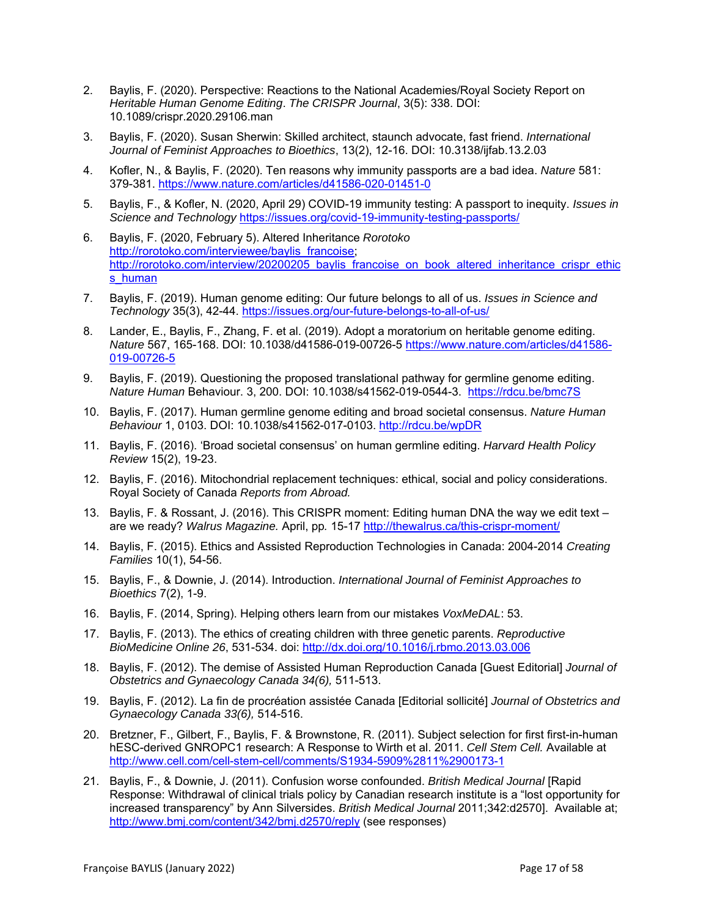2. Baylis, F. (2020). Perspective: Reactions to the National Academies/Royal Society Report on *Heritable Human Genome Editing*. *The CRISPR Journal*, 3(5): 338. DOI: 10.1089/crispr.2020.29106.man

3. Baylis, F. (2020). Susan Sherwin: Skilled architect, staunch advocate, fast friend. *International Journal of Feminist Approaches to Bioethics*, 13(2), 12-16. DOI: 10.3138/ijfab.13.2.03

4. Kofler, N., & Baylis, F. (2020). Ten reasons why immunity passports are a bad idea. *Nature* 581: 379-381. https://www.nature.com/articles/d41586-020-01451-0

5. Baylis, F., & Kofler, N. (2020, April 29) COVID-19 immunity testing: A passport to inequity. *Issues in Science and Technology* https://issues.org/covid-19-immunity-testing-passports/

6. Baylis, F. (2020, February 5). Altered Inheritance *Rorotoko* http://rorotoko.com/interviewee/baylis_francoise; http://rorotoko.com/interview/20200205_baylis_francoise_on_book_altered_inheritance_crispr_ethics_human

7. Baylis, F. (2019). Human genome editing: Our future belongs to all of us. *Issues in Science and Technology* 35(3), 42-44. https://issues.org/our-future-belongs-to-all-of-us/

8. Lander, E., Baylis, F., Zhang, F. et al. (2019). Adopt a moratorium on heritable genome editing. *Nature* 567, 165-168. DOI: 10.1038/d41586-019-00726-5 https://www.nature.com/articles/d41586-019-00726-5

9. Baylis, F. (2019). Questioning the proposed translational pathway for germline genome editing. *Nature Human* Behaviour. 3, 200. DOI: 10.1038/s41562-019-0544-3. https://rdcu.be/bmc7S

10. Baylis, F. (2017). Human germline genome editing and broad societal consensus. *Nature Human Behaviour* 1, 0103. DOI: 10.1038/s41562-017-0103. http://rdcu.be/wpDR

11. Baylis, F. (2016). 'Broad societal consensus' on human germline editing. *Harvard Health Policy Review* 15(2), 19-23.

12. Baylis, F. (2016). Mitochondrial replacement techniques: ethical, social and policy considerations. Royal Society of Canada *Reports from Abroad.*

13. Baylis, F. & Rossant, J. (2016). This CRISPR moment: Editing human DNA the way we edit text – are we ready? *Walrus Magazine.* April, pp*.* 15-17 http://thewalrus.ca/this-crispr-moment/

14. Baylis, F. (2015). Ethics and Assisted Reproduction Technologies in Canada: 2004-2014 *Creating Families* 10(1), 54-56.

15. Baylis, F., & Downie, J. (2014). Introduction. *International Journal of Feminist Approaches to Bioethics* 7(2), 1-9.

16. Baylis, F. (2014, Spring). Helping others learn from our mistakes *VoxMeDAL*: 53.

17. Baylis, F. (2013). The ethics of creating children with three genetic parents. *Reproductive BioMedicine Online 26*, 531-534. doi: http://dx.doi.org/10.1016/j.rbmo.2013.03.006

18. Baylis, F. (2012). The demise of Assisted Human Reproduction Canada [Guest Editorial] *Journal of Obstetrics and Gynaecology Canada 34(6),* 511-513.

19. Baylis, F. (2012). La fin de procréation assistée Canada [Editorial sollicité] *Journal of Obstetrics and Gynaecology Canada 33(6),* 514-516.

20. Bretzner, F., Gilbert, F., Baylis, F. & Brownstone, R. (2011). Subject selection for first first-in-human hESC-derived GNROPC1 research: A Response to Wirth et al. 2011. *Cell Stem Cell.* Available at http://www.cell.com/cell-stem-cell/comments/S1934-5909%2811%2900173-1

21. Baylis, F., & Downie, J. (2011). Confusion worse confounded. *British Medical Journal* [Rapid Response: Withdrawal of clinical trials policy by Canadian research institute is a "lost opportunity for increased transparency" by Ann Silversides. *British Medical Journal* 2011;342:d2570]. Available at; http://www.bmj.com/content/342/bmj.d2570/reply (see responses)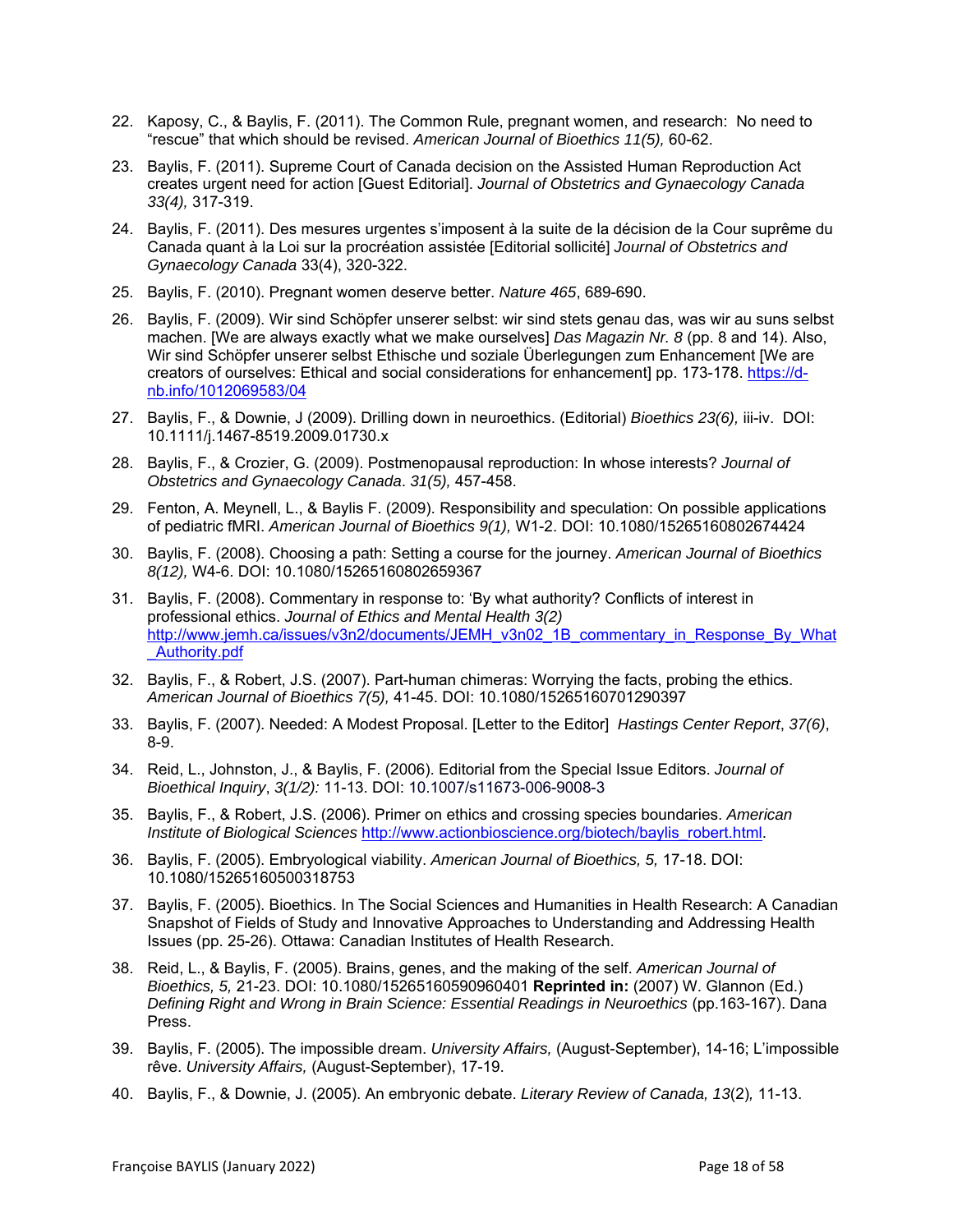22. Kaposy, C., & Baylis, F. (2011). The Common Rule, pregnant women, and research: No need to "rescue" that which should be revised. *American Journal of Bioethics 11(5),* 60-62.

23. Baylis, F. (2011). Supreme Court of Canada decision on the Assisted Human Reproduction Act creates urgent need for action [Guest Editorial]. *Journal of Obstetrics and Gynaecology Canada 33(4),* 317-319.

24. Baylis, F. (2011). Des mesures urgentes s'imposent à la suite de la décision de la Cour suprême du Canada quant à la Loi sur la procréation assistée [Editorial sollicité] *Journal of Obstetrics and Gynaecology Canada* 33(4), 320-322.

25. Baylis, F. (2010). Pregnant women deserve better. *Nature 465*, 689-690.

26. Baylis, F. (2009). Wir sind Schöpfer unserer selbst: wir sind stets genau das, was wir au suns selbst machen. [We are always exactly what we make ourselves] *Das Magazin Nr. 8* (pp. 8 and 14). Also, Wir sind Schöpfer unserer selbst Ethische und soziale Überlegungen zum Enhancement [We are creators of ourselves: Ethical and social considerations for enhancement] pp. 173-178. https://d-nb.info/1012069583/04

27. Baylis, F., & Downie, J (2009). Drilling down in neuroethics. (Editorial) *Bioethics 23(6),* iii-iv. DOI: 10.1111/j.1467-8519.2009.01730.x

28. Baylis, F., & Crozier, G. (2009). Postmenopausal reproduction: In whose interests? *Journal of Obstetrics and Gynaecology Canada*. *31(5),* 457-458.

29. Fenton, A. Meynell, L., & Baylis F. (2009). Responsibility and speculation: On possible applications of pediatric fMRI. *American Journal of Bioethics 9(1),* W1-2. DOI: 10.1080/15265160802674424

30. Baylis, F. (2008). Choosing a path: Setting a course for the journey. *American Journal of Bioethics 8(12),* W4-6. DOI: 10.1080/15265160802659367

31. Baylis, F. (2008). Commentary in response to: 'By what authority? Conflicts of interest in professional ethics. *Journal of Ethics and Mental Health 3(2)* http://www.jemh.ca/issues/v3n2/documents/JEMH_v3n02_1B_commentary_in_Response_By_What_Authority.pdf

32. Baylis, F., & Robert, J.S. (2007). Part-human chimeras: Worrying the facts, probing the ethics. *American Journal of Bioethics 7(5),* 41-45. DOI: 10.1080/15265160701290397

33. Baylis, F. (2007). Needed: A Modest Proposal. [Letter to the Editor] *Hastings Center Report*, *37(6)*, 8-9.

34. Reid, L., Johnston, J., & Baylis, F. (2006). Editorial from the Special Issue Editors. *Journal of Bioethical Inquiry*, *3(1/2):* 11-13. DOI: 10.1007/s11673-006-9008-3

35. Baylis, F., & Robert, J.S. (2006). Primer on ethics and crossing species boundaries. *American Institute of Biological Sciences* http://www.actionbioscience.org/biotech/baylis_robert.html.

36. Baylis, F. (2005). Embryological viability. *American Journal of Bioethics, 5,* 17-18. DOI: 10.1080/15265160500318753

37. Baylis, F. (2005). Bioethics. In The Social Sciences and Humanities in Health Research: A Canadian Snapshot of Fields of Study and Innovative Approaches to Understanding and Addressing Health Issues (pp. 25-26). Ottawa: Canadian Institutes of Health Research.

38. Reid, L., & Baylis, F. (2005). Brains, genes, and the making of the self. *American Journal of Bioethics, 5,* 21-23. DOI: 10.1080/15265160590960401 **Reprinted in:** (2007) W. Glannon (Ed.) *Defining Right and Wrong in Brain Science: Essential Readings in Neuroethics* (pp.163-167). Dana Press.

39. Baylis, F. (2005). The impossible dream. *University Affairs,* (August-September), 14-16; L'impossible rêve. *University Affairs,* (August-September), 17-19.

40. Baylis, F., & Downie, J. (2005). An embryonic debate. *Literary Review of Canada, 13*(2)*,* 11-13.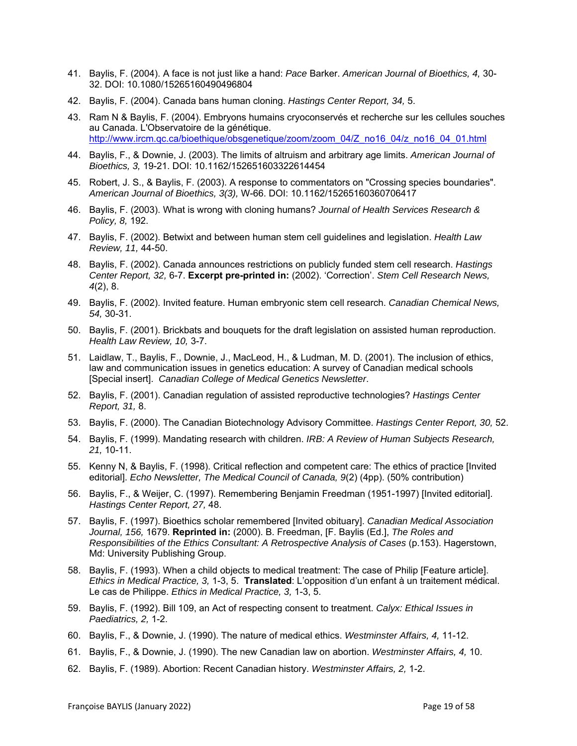41. Baylis, F. (2004). A face is not just like a hand: *Pace* Barker. *American Journal of Bioethics, 4,* 30-32. DOI: 10.1080/15265160490496804
42. Baylis, F. (2004). Canada bans human cloning. *Hastings Center Report, 34,* 5.
43. Ram N & Baylis, F. (2004). Embryons humains cryoconservés et recherche sur les cellules souches au Canada. L'Observatoire de la génétique. http://www.ircm.qc.ca/bioethique/obsgenetique/zoom/zoom_04/Z_no16_04/z_no16_04_01.html
44. Baylis, F., & Downie, J. (2003). The limits of altruism and arbitrary age limits. *American Journal of Bioethics, 3,* 19-21. DOI: 10.1162/152651603322614454
45. Robert, J. S., & Baylis, F. (2003). A response to commentators on "Crossing species boundaries". *American Journal of Bioethics, 3(3),* W-66. DOI: 10.1162/15265160360706417
46. Baylis, F. (2003). What is wrong with cloning humans? *Journal of Health Services Research & Policy, 8,* 192.
47. Baylis, F. (2002). Betwixt and between human stem cell guidelines and legislation. *Health Law Review, 11,* 44-50.
48. Baylis, F. (2002). Canada announces restrictions on publicly funded stem cell research. *Hastings Center Report, 32,* 6-7. **Excerpt pre-printed in:** (2002). 'Correction'. *Stem Cell Research News, 4*(2), 8.
49. Baylis, F. (2002). Invited feature. Human embryonic stem cell research. *Canadian Chemical News, 54,* 30-31.
50. Baylis, F. (2001). Brickbats and bouquets for the draft legislation on assisted human reproduction. *Health Law Review, 10,* 3-7.
51. Laidlaw, T., Baylis, F., Downie, J., MacLeod, H., & Ludman, M. D. (2001). The inclusion of ethics, law and communication issues in genetics education: A survey of Canadian medical schools [Special insert]. *Canadian College of Medical Genetics Newsletter*.
52. Baylis, F. (2001). Canadian regulation of assisted reproductive technologies? *Hastings Center Report, 31,* 8.
53. Baylis, F. (2000). The Canadian Biotechnology Advisory Committee. *Hastings Center Report, 30,* 52.
54. Baylis, F. (1999). Mandating research with children. *IRB: A Review of Human Subjects Research, 21,* 10-11.
55. Kenny N, & Baylis, F. (1998). Critical reflection and competent care: The ethics of practice [Invited editorial]. *Echo Newsletter, The Medical Council of Canada, 9*(2) (4pp). (50% contribution)
56. Baylis, F., & Weijer, C. (1997). Remembering Benjamin Freedman (1951-1997) [Invited editorial]. *Hastings Center Report, 27,* 48.
57. Baylis, F. (1997). Bioethics scholar remembered [Invited obituary]. *Canadian Medical Association Journal, 156,* 1679. **Reprinted in:** (2000). B. Freedman, [F. Baylis (Ed.], *The Roles and Responsibilities of the Ethics Consultant: A Retrospective Analysis of Cases* (p.153). Hagerstown, Md: University Publishing Group.
58. Baylis, F. (1993). When a child objects to medical treatment: The case of Philip [Feature article]. *Ethics in Medical Practice, 3,* 1-3, 5. **Translated**: L'opposition d'un enfant à un traitement médical. Le cas de Philippe. *Ethics in Medical Practice, 3,* 1-3, 5.
59. Baylis, F. (1992). Bill 109, an Act of respecting consent to treatment. *Calyx: Ethical Issues in Paediatrics, 2,* 1-2.
60. Baylis, F., & Downie, J. (1990). The nature of medical ethics. *Westminster Affairs, 4,* 11-12.
61. Baylis, F., & Downie, J. (1990). The new Canadian law on abortion. *Westminster Affairs, 4,* 10.
62. Baylis, F. (1989). Abortion: Recent Canadian history. *Westminster Affairs, 2,* 1-2.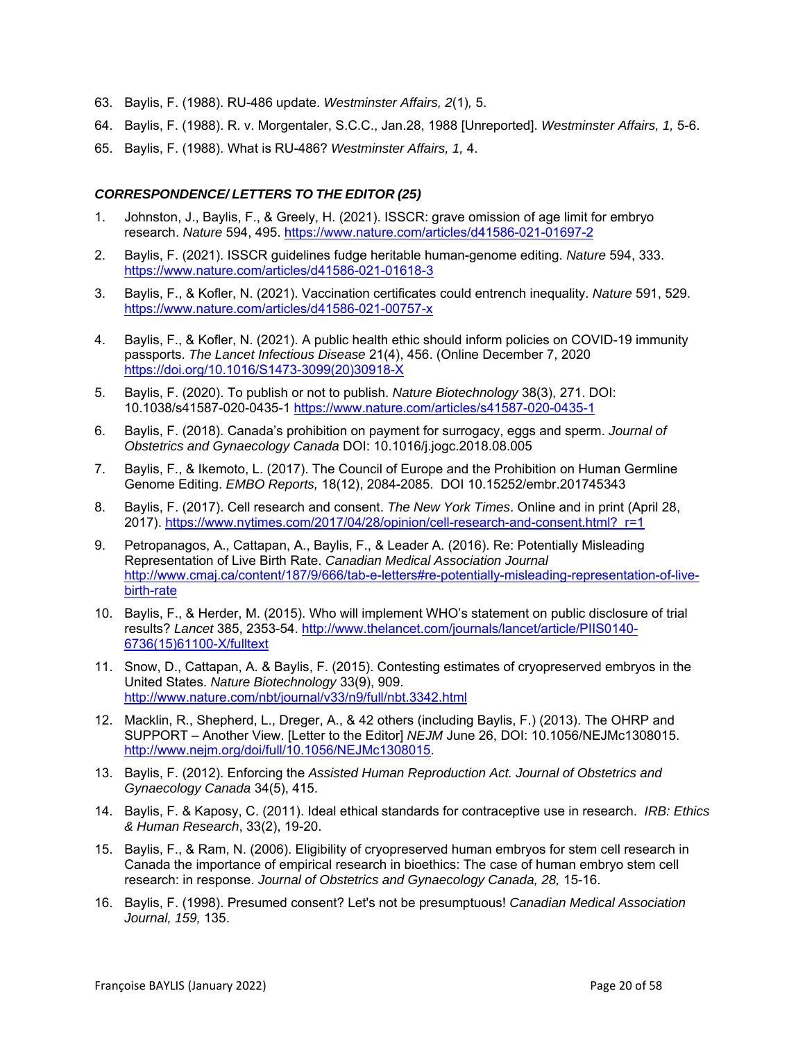63. Baylis, F. (1988). RU-486 update. *Westminster Affairs, 2*(1)*,* 5.

64. Baylis, F. (1988). R. v. Morgentaler, S.C.C., Jan.28, 1988 [Unreported]. *Westminster Affairs, 1,* 5-6.

65. Baylis, F. (1988). What is RU-486? *Westminster Affairs, 1,* 4.

### *CORRESPONDENCE/ LETTERS TO THE EDITOR (25)*

1. Johnston, J., Baylis, F., & Greely, H. (2021). ISSCR: grave omission of age limit for embryo research. *Nature* 594, 495. https://www.nature.com/articles/d41586-021-01697-2

2. Baylis, F. (2021). ISSCR guidelines fudge heritable human-genome editing. *Nature* 594, 333. https://www.nature.com/articles/d41586-021-01618-3

3. Baylis, F., & Kofler, N. (2021). Vaccination certificates could entrench inequality. *Nature* 591, 529. https://www.nature.com/articles/d41586-021-00757-x

4. Baylis, F., & Kofler, N. (2021). A public health ethic should inform policies on COVID-19 immunity passports. *The Lancet Infectious Disease* 21(4), 456. (Online December 7, 2020 https://doi.org/10.1016/S1473-3099(20)30918-X

5. Baylis, F. (2020). To publish or not to publish. *Nature Biotechnology* 38(3), 271. DOI: 10.1038/s41587-020-0435-1 https://www.nature.com/articles/s41587-020-0435-1

6. Baylis, F. (2018). Canada's prohibition on payment for surrogacy, eggs and sperm. *Journal of Obstetrics and Gynaecology Canada* DOI: 10.1016/j.jogc.2018.08.005

7. Baylis, F., & Ikemoto, L. (2017). The Council of Europe and the Prohibition on Human Germline Genome Editing. *EMBO Reports,* 18(12), 2084-2085. DOI 10.15252/embr.201745343

8. Baylis, F. (2017). Cell research and consent. *The New York Times*. Online and in print (April 28, 2017). https://www.nytimes.com/2017/04/28/opinion/cell-research-and-consent.html?_r=1

9. Petropanagos, A., Cattapan, A., Baylis, F., & Leader A. (2016). Re: Potentially Misleading Representation of Live Birth Rate. *Canadian Medical Association Journal* http://www.cmaj.ca/content/187/9/666/tab-e-letters#re-potentially-misleading-representation-of-live-birth-rate

10. Baylis, F., & Herder, M. (2015). Who will implement WHO's statement on public disclosure of trial results? *Lancet* 385, 2353-54. http://www.thelancet.com/journals/lancet/article/PIIS0140-6736(15)61100-X/fulltext

11. Snow, D., Cattapan, A. & Baylis, F. (2015). Contesting estimates of cryopreserved embryos in the United States. *Nature Biotechnology* 33(9), 909. http://www.nature.com/nbt/journal/v33/n9/full/nbt.3342.html

12. Macklin, R., Shepherd, L., Dreger, A., & 42 others (including Baylis, F.) (2013). The OHRP and SUPPORT – Another View. [Letter to the Editor] *NEJM* June 26, DOI: 10.1056/NEJMc1308015. http://www.nejm.org/doi/full/10.1056/NEJMc1308015.

13. Baylis, F. (2012). Enforcing the *Assisted Human Reproduction Act. Journal of Obstetrics and Gynaecology Canada* 34(5), 415.

14. Baylis, F. & Kaposy, C. (2011). Ideal ethical standards for contraceptive use in research. *IRB: Ethics & Human Research*, 33(2), 19-20.

15. Baylis, F., & Ram, N. (2006). Eligibility of cryopreserved human embryos for stem cell research in Canada the importance of empirical research in bioethics: The case of human embryo stem cell research: in response. *Journal of Obstetrics and Gynaecology Canada, 28,* 15-16.

16. Baylis, F. (1998). Presumed consent? Let's not be presumptuous! *Canadian Medical Association Journal, 159,* 135.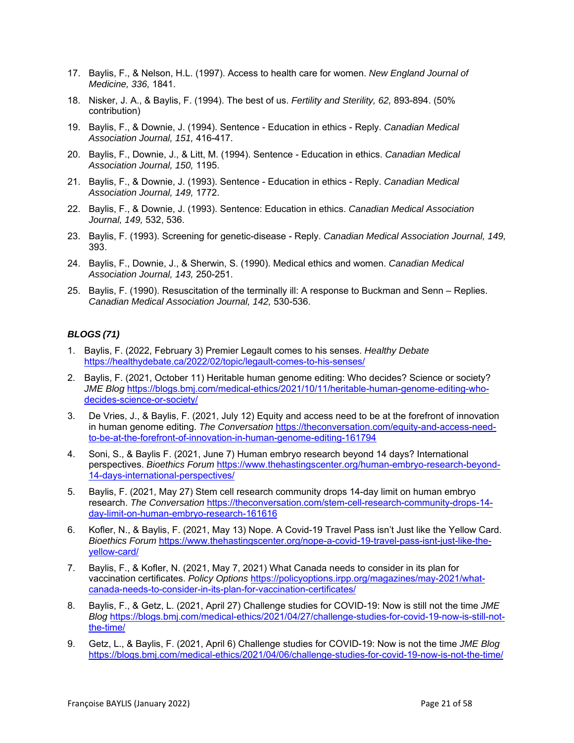17. Baylis, F., & Nelson, H.L. (1997). Access to health care for women. *New England Journal of Medicine, 336,* 1841.
18. Nisker, J. A., & Baylis, F. (1994). The best of us. *Fertility and Sterility, 62,* 893-894. (50% contribution)
19. Baylis, F., & Downie, J. (1994). Sentence - Education in ethics - Reply. *Canadian Medical Association Journal, 151,* 416-417.
20. Baylis, F., Downie, J., & Litt, M. (1994). Sentence - Education in ethics. *Canadian Medical Association Journal, 150,* 1195.
21. Baylis, F., & Downie, J. (1993). Sentence - Education in ethics - Reply. *Canadian Medical Association Journal, 149,* 1772.
22. Baylis, F., & Downie, J. (1993). Sentence: Education in ethics. *Canadian Medical Association Journal, 149,* 532, 536.
23. Baylis, F. (1993). Screening for genetic-disease - Reply. *Canadian Medical Association Journal, 149,* 393.
24. Baylis, F., Downie, J., & Sherwin, S. (1990). Medical ethics and women. *Canadian Medical Association Journal, 143,* 250-251.
25. Baylis, F. (1990). Resuscitation of the terminally ill: A response to Buckman and Senn – Replies. *Canadian Medical Association Journal, 142,* 530-536.

### *BLOGS (71)*

1. Baylis, F. (2022, February 3) Premier Legault comes to his senses. *Healthy Debate* https://healthydebate.ca/2022/02/topic/legault-comes-to-his-senses/
2. Baylis, F. (2021, October 11) Heritable human genome editing: Who decides? Science or society? *JME Blog* https://blogs.bmj.com/medical-ethics/2021/10/11/heritable-human-genome-editing-who-decides-science-or-society/
3. De Vries, J., & Baylis, F. (2021, July 12) Equity and access need to be at the forefront of innovation in human genome editing. *The Conversation* https://theconversation.com/equity-and-access-need-to-be-at-the-forefront-of-innovation-in-human-genome-editing-161794
4. Soni, S., & Baylis F. (2021, June 7) Human embryo research beyond 14 days? International perspectives. *Bioethics Forum* https://www.thehastingscenter.org/human-embryo-research-beyond-14-days-international-perspectives/
5. Baylis, F. (2021, May 27) Stem cell research community drops 14-day limit on human embryo research. *The Conversation* https://theconversation.com/stem-cell-research-community-drops-14-day-limit-on-human-embryo-research-161616
6. Kofler, N., & Baylis, F. (2021, May 13) Nope. A Covid-19 Travel Pass isn't Just like the Yellow Card. *Bioethics Forum* https://www.thehastingscenter.org/nope-a-covid-19-travel-pass-isnt-just-like-the-yellow-card/
7. Baylis, F., & Kofler, N. (2021, May 7, 2021) What Canada needs to consider in its plan for vaccination certificates. *Policy Options* https://policyoptions.irpp.org/magazines/may-2021/what-canada-needs-to-consider-in-its-plan-for-vaccination-certificates/
8. Baylis, F., & Getz, L. (2021, April 27) Challenge studies for COVID-19: Now is still not the time *JME Blog* https://blogs.bmj.com/medical-ethics/2021/04/27/challenge-studies-for-covid-19-now-is-still-not-the-time/
9. Getz, L., & Baylis, F. (2021, April 6) Challenge studies for COVID-19: Now is not the time *JME Blog* https://blogs.bmj.com/medical-ethics/2021/04/06/challenge-studies-for-covid-19-now-is-not-the-time/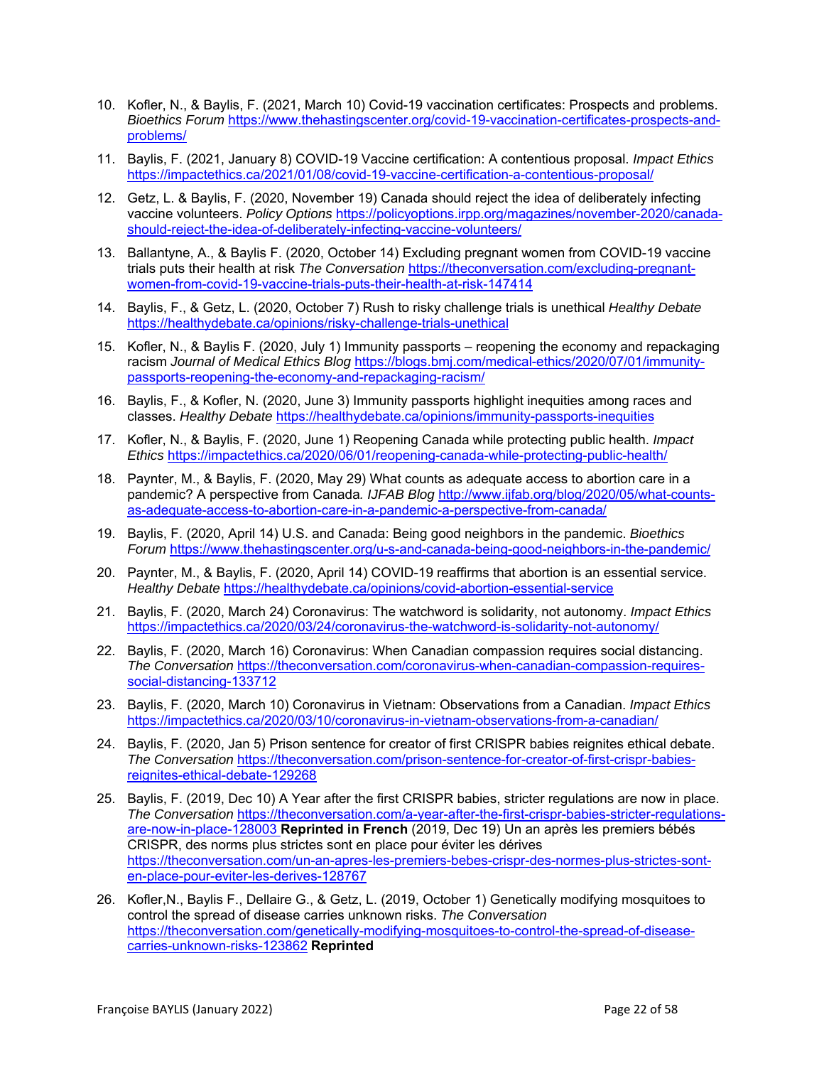10. Kofler, N., & Baylis, F. (2021, March 10) Covid-19 vaccination certificates: Prospects and problems. *Bioethics Forum* https://www.thehastingscenter.org/covid-19-vaccination-certificates-prospects-and-problems/

11. Baylis, F. (2021, January 8) COVID-19 Vaccine certification: A contentious proposal. *Impact Ethics* https://impactethics.ca/2021/01/08/covid-19-vaccine-certification-a-contentious-proposal/

12. Getz, L. & Baylis, F. (2020, November 19) Canada should reject the idea of deliberately infecting vaccine volunteers. *Policy Options* https://policyoptions.irpp.org/magazines/november-2020/canada-should-reject-the-idea-of-deliberately-infecting-vaccine-volunteers/

13. Ballantyne, A., & Baylis F. (2020, October 14) Excluding pregnant women from COVID-19 vaccine trials puts their health at risk *The Conversation* https://theconversation.com/excluding-pregnant-women-from-covid-19-vaccine-trials-puts-their-health-at-risk-147414

14. Baylis, F., & Getz, L. (2020, October 7) Rush to risky challenge trials is unethical *Healthy Debate* https://healthydebate.ca/opinions/risky-challenge-trials-unethical

15. Kofler, N., & Baylis F. (2020, July 1) Immunity passports – reopening the economy and repackaging racism *Journal of Medical Ethics Blog* https://blogs.bmj.com/medical-ethics/2020/07/01/immunity-passports-reopening-the-economy-and-repackaging-racism/

16. Baylis, F., & Kofler, N. (2020, June 3) Immunity passports highlight inequities among races and classes. *Healthy Debate* https://healthydebate.ca/opinions/immunity-passports-inequities

17. Kofler, N., & Baylis, F. (2020, June 1) Reopening Canada while protecting public health. *Impact Ethics* https://impactethics.ca/2020/06/01/reopening-canada-while-protecting-public-health/

18. Paynter, M., & Baylis, F. (2020, May 29) What counts as adequate access to abortion care in a pandemic? A perspective from Canada. *IJFAB Blog* http://www.ijfab.org/blog/2020/05/what-counts-as-adequate-access-to-abortion-care-in-a-pandemic-a-perspective-from-canada/

19. Baylis, F. (2020, April 14) U.S. and Canada: Being good neighbors in the pandemic. *Bioethics Forum* https://www.thehastingscenter.org/u-s-and-canada-being-good-neighbors-in-the-pandemic/

20. Paynter, M., & Baylis, F. (2020, April 14) COVID-19 reaffirms that abortion is an essential service. *Healthy Debate* https://healthydebate.ca/opinions/covid-abortion-essential-service

21. Baylis, F. (2020, March 24) Coronavirus: The watchword is solidarity, not autonomy. *Impact Ethics* https://impactethics.ca/2020/03/24/coronavirus-the-watchword-is-solidarity-not-autonomy/

22. Baylis, F. (2020, March 16) Coronavirus: When Canadian compassion requires social distancing. *The Conversation* https://theconversation.com/coronavirus-when-canadian-compassion-requires-social-distancing-133712

23. Baylis, F. (2020, March 10) Coronavirus in Vietnam: Observations from a Canadian. *Impact Ethics* https://impactethics.ca/2020/03/10/coronavirus-in-vietnam-observations-from-a-canadian/

24. Baylis, F. (2020, Jan 5) Prison sentence for creator of first CRISPR babies reignites ethical debate. *The Conversation* https://theconversation.com/prison-sentence-for-creator-of-first-crispr-babies-reignites-ethical-debate-129268

25. Baylis, F. (2019, Dec 10) A Year after the first CRISPR babies, stricter regulations are now in place. *The Conversation* https://theconversation.com/a-year-after-the-first-crispr-babies-stricter-regulations-are-now-in-place-128003 **Reprinted in French** (2019, Dec 19) Un an après les premiers bébés CRISPR, des norms plus strictes sont en place pour éviter les dérives https://theconversation.com/un-an-apres-les-premiers-bebes-crispr-des-normes-plus-strictes-sont-en-place-pour-eviter-les-derives-128767

26. Kofler,N., Baylis F., Dellaire G., & Getz, L. (2019, October 1) Genetically modifying mosquitoes to control the spread of disease carries unknown risks. *The Conversation* https://theconversation.com/genetically-modifying-mosquitoes-to-control-the-spread-of-disease-carries-unknown-risks-123862 **Reprinted**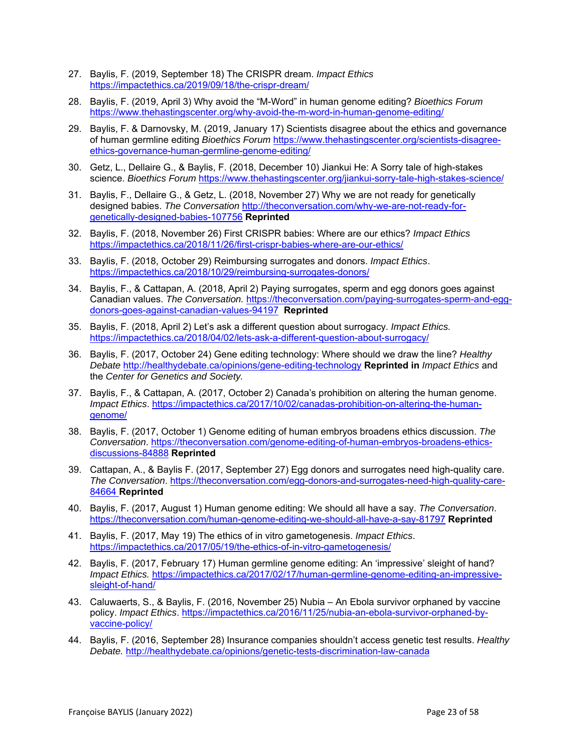27. Baylis, F. (2019, September 18) The CRISPR dream. *Impact Ethics* https://impactethics.ca/2019/09/18/the-crispr-dream/

28. Baylis, F. (2019, April 3) Why avoid the "M-Word" in human genome editing? *Bioethics Forum* https://www.thehastingscenter.org/why-avoid-the-m-word-in-human-genome-editing/

29. Baylis, F. & Darnovsky, M. (2019, January 17) Scientists disagree about the ethics and governance of human germline editing *Bioethics Forum* https://www.thehastingscenter.org/scientists-disagree-ethics-governance-human-germline-genome-editing/

30. Getz, L., Dellaire G., & Baylis, F. (2018, December 10) Jiankui He: A Sorry tale of high-stakes science. *Bioethics Forum* https://www.thehastingscenter.org/jiankui-sorry-tale-high-stakes-science/

31. Baylis, F., Dellaire G., & Getz, L. (2018, November 27) Why we are not ready for genetically designed babies. *The Conversation* http://theconversation.com/why-we-are-not-ready-for-genetically-designed-babies-107756 **Reprinted**

32. Baylis, F. (2018, November 26) First CRISPR babies: Where are our ethics? *Impact Ethics* https://impactethics.ca/2018/11/26/first-crispr-babies-where-are-our-ethics/

33. Baylis, F. (2018, October 29) Reimbursing surrogates and donors. *Impact Ethics*. https://impactethics.ca/2018/10/29/reimbursing-surrogates-donors/

34. Baylis, F., & Cattapan, A. (2018, April 2) Paying surrogates, sperm and egg donors goes against Canadian values. *The Conversation.* https://theconversation.com/paying-surrogates-sperm-and-egg-donors-goes-against-canadian-values-94197 **Reprinted**

35. Baylis, F. (2018, April 2) Let's ask a different question about surrogacy. *Impact Ethics.* https://impactethics.ca/2018/04/02/lets-ask-a-different-question-about-surrogacy/

36. Baylis, F. (2017, October 24) Gene editing technology: Where should we draw the line? *Healthy Debate* http://healthydebate.ca/opinions/gene-editing-technology **Reprinted in** *Impact Ethics* and the *Center for Genetics and Society.*

37. Baylis, F., & Cattapan, A. (2017, October 2) Canada's prohibition on altering the human genome. *Impact Ethics*. https://impactethics.ca/2017/10/02/canadas-prohibition-on-altering-the-human-genome/

38. Baylis, F. (2017, October 1) Genome editing of human embryos broadens ethics discussion. *The Conversation*. https://theconversation.com/genome-editing-of-human-embryos-broadens-ethics-discussions-84888 **Reprinted**

39. Cattapan, A., & Baylis F. (2017, September 27) Egg donors and surrogates need high-quality care. *The Conversation*. https://theconversation.com/egg-donors-and-surrogates-need-high-quality-care-84664 **Reprinted**

40. Baylis, F. (2017, August 1) Human genome editing: We should all have a say. *The Conversation*. https://theconversation.com/human-genome-editing-we-should-all-have-a-say-81797 **Reprinted**

41. Baylis, F. (2017, May 19) The ethics of in vitro gametogenesis. *Impact Ethics*. https://impactethics.ca/2017/05/19/the-ethics-of-in-vitro-gametogenesis/

42. Baylis, F. (2017, February 17) Human germline genome editing: An 'impressive' sleight of hand? *Impact Ethics.* https://impactethics.ca/2017/02/17/human-germline-genome-editing-an-impressive-sleight-of-hand/

43. Caluwaerts, S., & Baylis, F. (2016, November 25) Nubia – An Ebola survivor orphaned by vaccine policy. *Impact Ethics*. https://impactethics.ca/2016/11/25/nubia-an-ebola-survivor-orphaned-by-vaccine-policy/

44. Baylis, F. (2016, September 28) Insurance companies shouldn't access genetic test results. *Healthy Debate.* http://healthydebate.ca/opinions/genetic-tests-discrimination-law-canada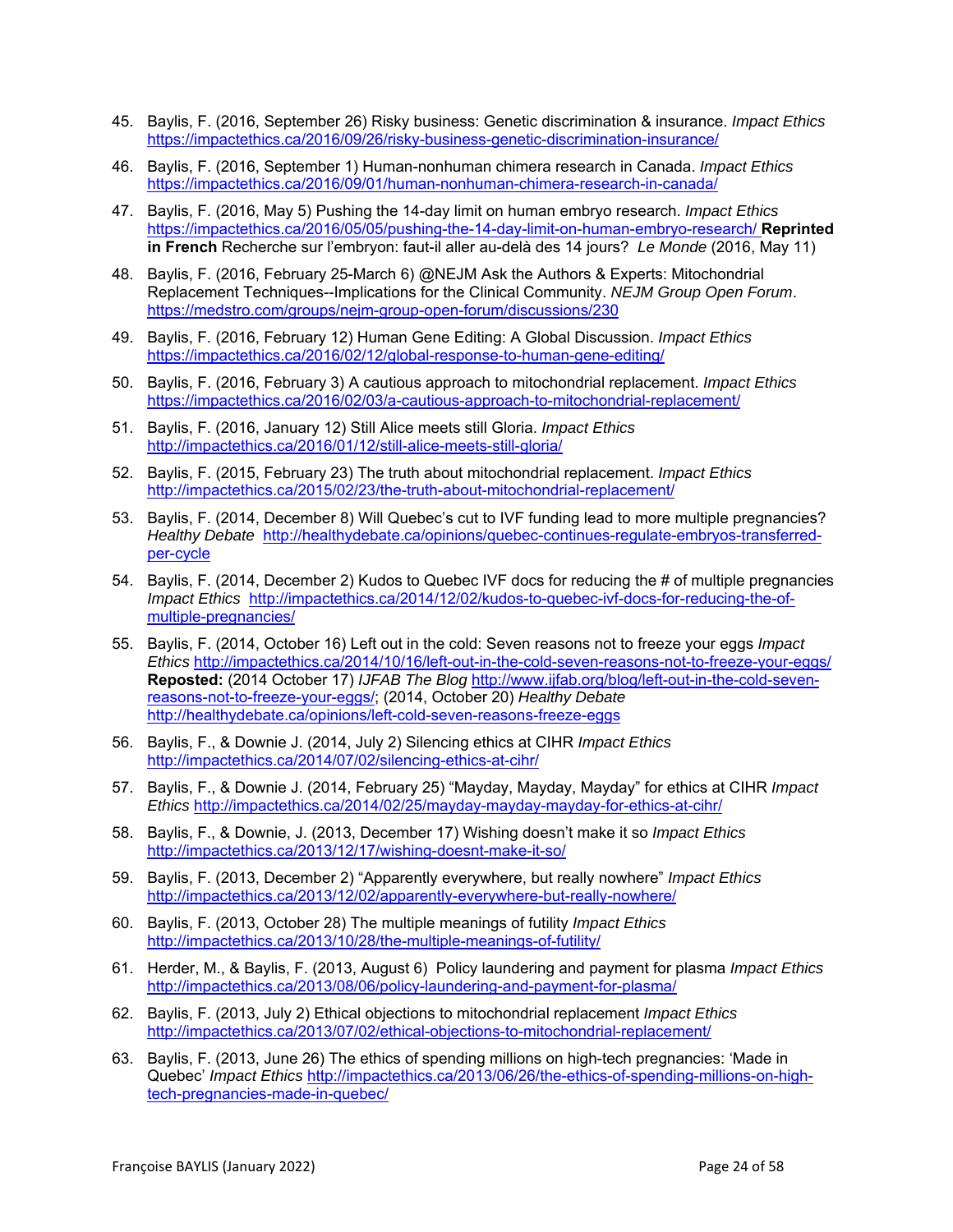45. Baylis, F. (2016, September 26) Risky business: Genetic discrimination & insurance. *Impact Ethics* https://impactethics.ca/2016/09/26/risky-business-genetic-discrimination-insurance/

46. Baylis, F. (2016, September 1) Human-nonhuman chimera research in Canada. *Impact Ethics* https://impactethics.ca/2016/09/01/human-nonhuman-chimera-research-in-canada/

47. Baylis, F. (2016, May 5) Pushing the 14-day limit on human embryo research. *Impact Ethics* https://impactethics.ca/2016/05/05/pushing-the-14-day-limit-on-human-embryo-research/ **Reprinted in French** Recherche sur l'embryon: faut-il aller au-delà des 14 jours? *Le Monde* (2016, May 11)

48. Baylis, F. (2016, February 25-March 6) @NEJM Ask the Authors & Experts: Mitochondrial Replacement Techniques--Implications for the Clinical Community. *NEJM Group Open Forum*. https://medstro.com/groups/nejm-group-open-forum/discussions/230

49. Baylis, F. (2016, February 12) Human Gene Editing: A Global Discussion. *Impact Ethics* https://impactethics.ca/2016/02/12/global-response-to-human-gene-editing/

50. Baylis, F. (2016, February 3) A cautious approach to mitochondrial replacement. *Impact Ethics* https://impactethics.ca/2016/02/03/a-cautious-approach-to-mitochondrial-replacement/

51. Baylis, F. (2016, January 12) Still Alice meets still Gloria. *Impact Ethics* http://impactethics.ca/2016/01/12/still-alice-meets-still-gloria/

52. Baylis, F. (2015, February 23) The truth about mitochondrial replacement. *Impact Ethics* http://impactethics.ca/2015/02/23/the-truth-about-mitochondrial-replacement/

53. Baylis, F. (2014, December 8) Will Quebec's cut to IVF funding lead to more multiple pregnancies? *Healthy Debate* http://healthydebate.ca/opinions/quebec-continues-regulate-embryos-transferred-per-cycle

54. Baylis, F. (2014, December 2) Kudos to Quebec IVF docs for reducing the # of multiple pregnancies *Impact Ethics* http://impactethics.ca/2014/12/02/kudos-to-quebec-ivf-docs-for-reducing-the-of-multiple-pregnancies/

55. Baylis, F. (2014, October 16) Left out in the cold: Seven reasons not to freeze your eggs *Impact Ethics* http://impactethics.ca/2014/10/16/left-out-in-the-cold-seven-reasons-not-to-freeze-your-eggs/ **Reposted:** (2014 October 17) *IJFAB The Blog* http://www.ijfab.org/blog/left-out-in-the-cold-seven-reasons-not-to-freeze-your-eggs/; (2014, October 20) *Healthy Debate* http://healthydebate.ca/opinions/left-cold-seven-reasons-freeze-eggs

56. Baylis, F., & Downie J. (2014, July 2) Silencing ethics at CIHR *Impact Ethics* http://impactethics.ca/2014/07/02/silencing-ethics-at-cihr/

57. Baylis, F., & Downie J. (2014, February 25) "Mayday, Mayday, Mayday" for ethics at CIHR *Impact Ethics* http://impactethics.ca/2014/02/25/mayday-mayday-mayday-for-ethics-at-cihr/

58. Baylis, F., & Downie, J. (2013, December 17) Wishing doesn't make it so *Impact Ethics* http://impactethics.ca/2013/12/17/wishing-doesnt-make-it-so/

59. Baylis, F. (2013, December 2) "Apparently everywhere, but really nowhere" *Impact Ethics* http://impactethics.ca/2013/12/02/apparently-everywhere-but-really-nowhere/

60. Baylis, F. (2013, October 28) The multiple meanings of futility *Impact Ethics* http://impactethics.ca/2013/10/28/the-multiple-meanings-of-futility/

61. Herder, M., & Baylis, F. (2013, August 6) Policy laundering and payment for plasma *Impact Ethics* http://impactethics.ca/2013/08/06/policy-laundering-and-payment-for-plasma/

62. Baylis, F. (2013, July 2) Ethical objections to mitochondrial replacement *Impact Ethics* http://impactethics.ca/2013/07/02/ethical-objections-to-mitochondrial-replacement/

63. Baylis, F. (2013, June 26) The ethics of spending millions on high-tech pregnancies: 'Made in Quebec' *Impact Ethics* http://impactethics.ca/2013/06/26/the-ethics-of-spending-millions-on-high-tech-pregnancies-made-in-quebec/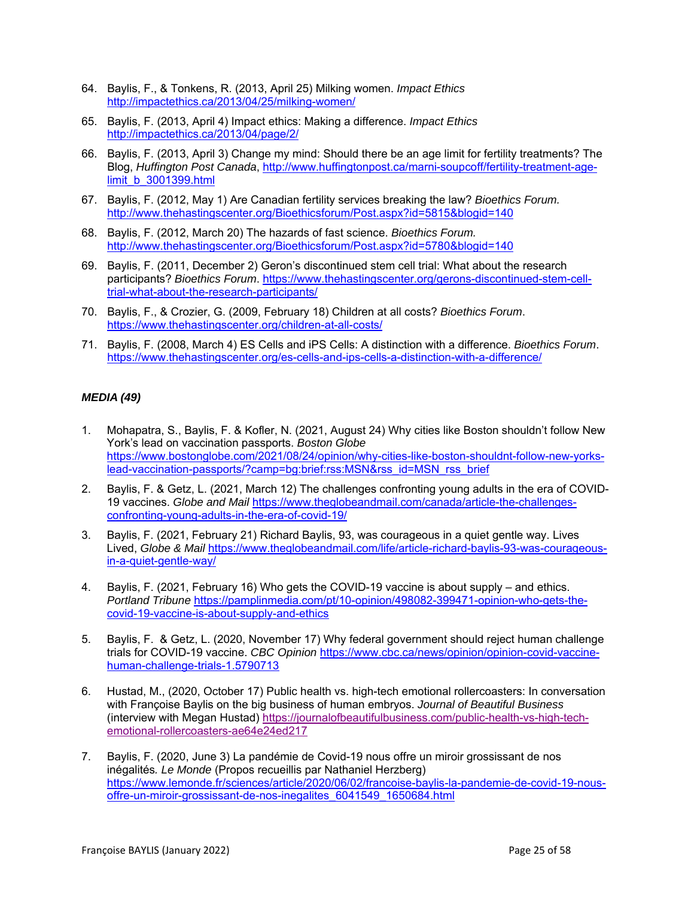64. Baylis, F., & Tonkens, R. (2013, April 25) Milking women. *Impact Ethics* http://impactethics.ca/2013/04/25/milking-women/

65. Baylis, F. (2013, April 4) Impact ethics: Making a difference. *Impact Ethics* http://impactethics.ca/2013/04/page/2/

66. Baylis, F. (2013, April 3) Change my mind: Should there be an age limit for fertility treatments? The Blog, *Huffington Post Canada*, http://www.huffingtonpost.ca/marni-soupcoff/fertility-treatment-age-limit_b_3001399.html

67. Baylis, F. (2012, May 1) Are Canadian fertility services breaking the law? *Bioethics Forum.* http://www.thehastingscenter.org/Bioethicsforum/Post.aspx?id=5815&blogid=140

68. Baylis, F. (2012, March 20) The hazards of fast science. *Bioethics Forum.* http://www.thehastingscenter.org/Bioethicsforum/Post.aspx?id=5780&blogid=140

69. Baylis, F. (2011, December 2) Geron's discontinued stem cell trial: What about the research participants? *Bioethics Forum*. https://www.thehastingscenter.org/gerons-discontinued-stem-cell-trial-what-about-the-research-participants/

70. Baylis, F., & Crozier, G. (2009, February 18) Children at all costs? *Bioethics Forum*. https://www.thehastingscenter.org/children-at-all-costs/

71. Baylis, F. (2008, March 4) ES Cells and iPS Cells: A distinction with a difference. *Bioethics Forum*. https://www.thehastingscenter.org/es-cells-and-ips-cells-a-distinction-with-a-difference/

### *MEDIA (49)*

1. Mohapatra, S., Baylis, F. & Kofler, N. (2021, August 24) Why cities like Boston shouldn't follow New York's lead on vaccination passports. *Boston Globe* https://www.bostonglobe.com/2021/08/24/opinion/why-cities-like-boston-shouldnt-follow-new-yorks-lead-vaccination-passports/?camp=bg:brief:rss:MSN&rss_id=MSN_rss_brief

2. Baylis, F. & Getz, L. (2021, March 12) The challenges confronting young adults in the era of COVID-19 vaccines. *Globe and Mail* https://www.theglobeandmail.com/canada/article-the-challenges-confronting-young-adults-in-the-era-of-covid-19/

3. Baylis, F. (2021, February 21) Richard Baylis, 93, was courageous in a quiet gentle way. Lives Lived, *Globe & Mail* https://www.theglobeandmail.com/life/article-richard-baylis-93-was-courageous-in-a-quiet-gentle-way/

4. Baylis, F. (2021, February 16) Who gets the COVID-19 vaccine is about supply – and ethics. *Portland Tribune* https://pamplinmedia.com/pt/10-opinion/498082-399471-opinion-who-gets-the-covid-19-vaccine-is-about-supply-and-ethics

5. Baylis, F. & Getz, L. (2020, November 17) Why federal government should reject human challenge trials for COVID-19 vaccine. *CBC Opinion* https://www.cbc.ca/news/opinion/opinion-covid-vaccine-human-challenge-trials-1.5790713

6. Hustad, M., (2020, October 17) Public health vs. high-tech emotional rollercoasters: In conversation with Françoise Baylis on the big business of human embryos. *Journal of Beautiful Business* (interview with Megan Hustad) https://journalofbeautifulbusiness.com/public-health-vs-high-tech-emotional-rollercoasters-ae64e24ed217

7. Baylis, F. (2020, June 3) La pandémie de Covid-19 nous offre un miroir grossissant de nos inégalités*. Le Monde* (Propos recueillis par Nathaniel Herzberg) https://www.lemonde.fr/sciences/article/2020/06/02/francoise-baylis-la-pandemie-de-covid-19-nous-offre-un-miroir-grossissant-de-nos-inegalites_6041549_1650684.html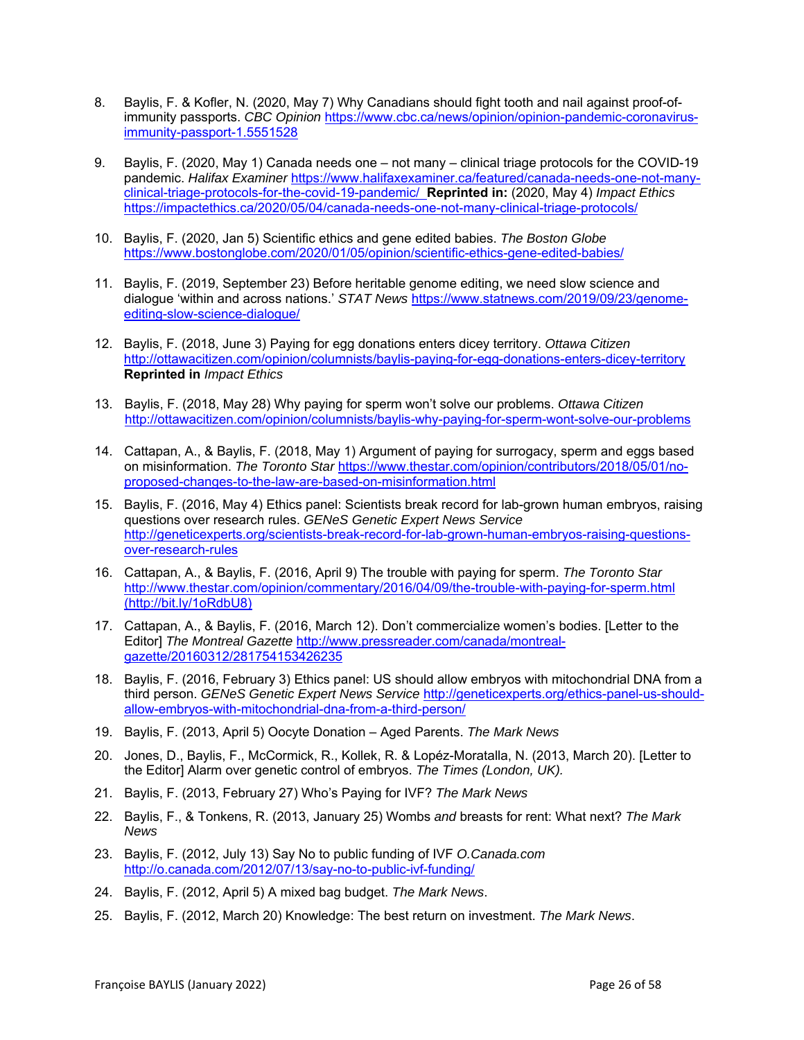8. Baylis, F. & Kofler, N. (2020, May 7) Why Canadians should fight tooth and nail against proof-of-immunity passports. *CBC Opinion* https://www.cbc.ca/news/opinion/opinion-pandemic-coronavirus-immunity-passport-1.5551528

9. Baylis, F. (2020, May 1) Canada needs one – not many – clinical triage protocols for the COVID-19 pandemic. *Halifax Examiner* https://www.halifaxexaminer.ca/featured/canada-needs-one-not-many-clinical-triage-protocols-for-the-covid-19-pandemic/ **Reprinted in:** (2020, May 4) *Impact Ethics* https://impactethics.ca/2020/05/04/canada-needs-one-not-many-clinical-triage-protocols/

10. Baylis, F. (2020, Jan 5) Scientific ethics and gene edited babies. *The Boston Globe* https://www.bostonglobe.com/2020/01/05/opinion/scientific-ethics-gene-edited-babies/

11. Baylis, F. (2019, September 23) Before heritable genome editing, we need slow science and dialogue 'within and across nations.' *STAT News* https://www.statnews.com/2019/09/23/genome-editing-slow-science-dialogue/

12. Baylis, F. (2018, June 3) Paying for egg donations enters dicey territory. *Ottawa Citizen* http://ottawacitizen.com/opinion/columnists/baylis-paying-for-egg-donations-enters-dicey-territory **Reprinted in** *Impact Ethics*

13. Baylis, F. (2018, May 28) Why paying for sperm won't solve our problems. *Ottawa Citizen* http://ottawacitizen.com/opinion/columnists/baylis-why-paying-for-sperm-wont-solve-our-problems

14. Cattapan, A., & Baylis, F. (2018, May 1) Argument of paying for surrogacy, sperm and eggs based on misinformation. *The Toronto Star* https://www.thestar.com/opinion/contributors/2018/05/01/no-proposed-changes-to-the-law-are-based-on-misinformation.html

15. Baylis, F. (2016, May 4) Ethics panel: Scientists break record for lab-grown human embryos, raising questions over research rules. *GENeS Genetic Expert News Service* http://geneticexperts.org/scientists-break-record-for-lab-grown-human-embryos-raising-questions-over-research-rules

16. Cattapan, A., & Baylis, F. (2016, April 9) The trouble with paying for sperm. *The Toronto Star* http://www.thestar.com/opinion/commentary/2016/04/09/the-trouble-with-paying-for-sperm.html (http://bit.ly/1oRdbU8)

17. Cattapan, A., & Baylis, F. (2016, March 12). Don't commercialize women's bodies. [Letter to the Editor] *The Montreal Gazette* http://www.pressreader.com/canada/montreal-gazette/20160312/281754153426235

18. Baylis, F. (2016, February 3) Ethics panel: US should allow embryos with mitochondrial DNA from a third person. *GENeS Genetic Expert News Service* http://geneticexperts.org/ethics-panel-us-should-allow-embryos-with-mitochondrial-dna-from-a-third-person/

19. Baylis, F. (2013, April 5) Oocyte Donation – Aged Parents. *The Mark News*

20. Jones, D., Baylis, F., McCormick, R., Kollek, R. & Lopéz-Moratalla, N. (2013, March 20). [Letter to the Editor] Alarm over genetic control of embryos. *The Times (London, UK).*

21. Baylis, F. (2013, February 27) Who's Paying for IVF? *The Mark News*

22. Baylis, F., & Tonkens, R. (2013, January 25) Wombs *and* breasts for rent: What next? *The Mark News*

23. Baylis, F. (2012, July 13) Say No to public funding of IVF *O.Canada.com* http://o.canada.com/2012/07/13/say-no-to-public-ivf-funding/

24. Baylis, F. (2012, April 5) A mixed bag budget. *The Mark News*.

25. Baylis, F. (2012, March 20) Knowledge: The best return on investment. *The Mark News*.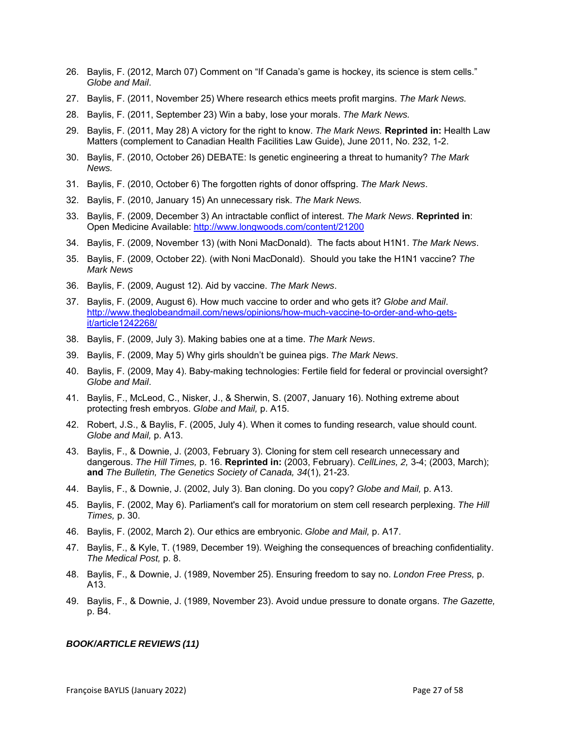26. Baylis, F. (2012, March 07) Comment on "If Canada's game is hockey, its science is stem cells." *Globe and Mail*.
27. Baylis, F. (2011, November 25) Where research ethics meets profit margins. *The Mark News.*
28. Baylis, F. (2011, September 23) Win a baby, lose your morals. *The Mark News.*
29. Baylis, F. (2011, May 28) A victory for the right to know. *The Mark News.* **Reprinted in:** Health Law Matters (complement to Canadian Health Facilities Law Guide), June 2011, No. 232, 1-2.
30. Baylis, F. (2010, October 26) DEBATE: Is genetic engineering a threat to humanity? *The Mark News.*
31. Baylis, F. (2010, October 6) The forgotten rights of donor offspring. *The Mark News*.
32. Baylis, F. (2010, January 15) An unnecessary risk. *The Mark News.*
33. Baylis, F. (2009, December 3) An intractable conflict of interest. *The Mark News*. **Reprinted in**: Open Medicine Available: [http://www.longwoods.com/content/21200](http://www.longwoods.com/content/21200)
34. Baylis, F. (2009, November 13) (with Noni MacDonald). The facts about H1N1. *The Mark News*.
35. Baylis, F. (2009, October 22). (with Noni MacDonald). Should you take the H1N1 vaccine? *The Mark News*
36. Baylis, F. (2009, August 12). Aid by vaccine. *The Mark News*.
37. Baylis, F. (2009, August 6). How much vaccine to order and who gets it? *Globe and Mail*. [http://www.theglobeandmail.com/news/opinions/how-much-vaccine-to-order-and-who-gets-it/article1242268/](http://www.theglobeandmail.com/news/opinions/how-much-vaccine-to-order-and-who-gets-it/article1242268/)
38. Baylis, F. (2009, July 3). Making babies one at a time. *The Mark News*.
39. Baylis, F. (2009, May 5) Why girls shouldn't be guinea pigs. *The Mark News*.
40. Baylis, F. (2009, May 4). Baby-making technologies: Fertile field for federal or provincial oversight? *Globe and Mail*.
41. Baylis, F., McLeod, C., Nisker, J., & Sherwin, S. (2007, January 16). Nothing extreme about protecting fresh embryos. *Globe and Mail,* p. A15.
42. Robert, J.S., & Baylis, F. (2005, July 4). When it comes to funding research, value should count. *Globe and Mail,* p. A13.
43. Baylis, F., & Downie, J. (2003, February 3). Cloning for stem cell research unnecessary and dangerous. *The Hill Times,* p. 16. **Reprinted in:** (2003, February). *CellLines, 2,* 3-4; (2003, March); **and** *The Bulletin, The Genetics Society of Canada, 34*(1), 21-23.
44. Baylis, F., & Downie, J. (2002, July 3). Ban cloning. Do you copy? *Globe and Mail,* p. A13.
45. Baylis, F. (2002, May 6). Parliament's call for moratorium on stem cell research perplexing. *The Hill Times,* p. 30.
46. Baylis, F. (2002, March 2). Our ethics are embryonic. *Globe and Mail,* p. A17.
47. Baylis, F., & Kyle, T. (1989, December 19). Weighing the consequences of breaching confidentiality. *The Medical Post,* p. 8.
48. Baylis, F., & Downie, J. (1989, November 25). Ensuring freedom to say no. *London Free Press,* p. A13.
49. Baylis, F., & Downie, J. (1989, November 23). Avoid undue pressure to donate organs. *The Gazette,* p. B4.

***BOOK/ARTICLE REVIEWS (11)***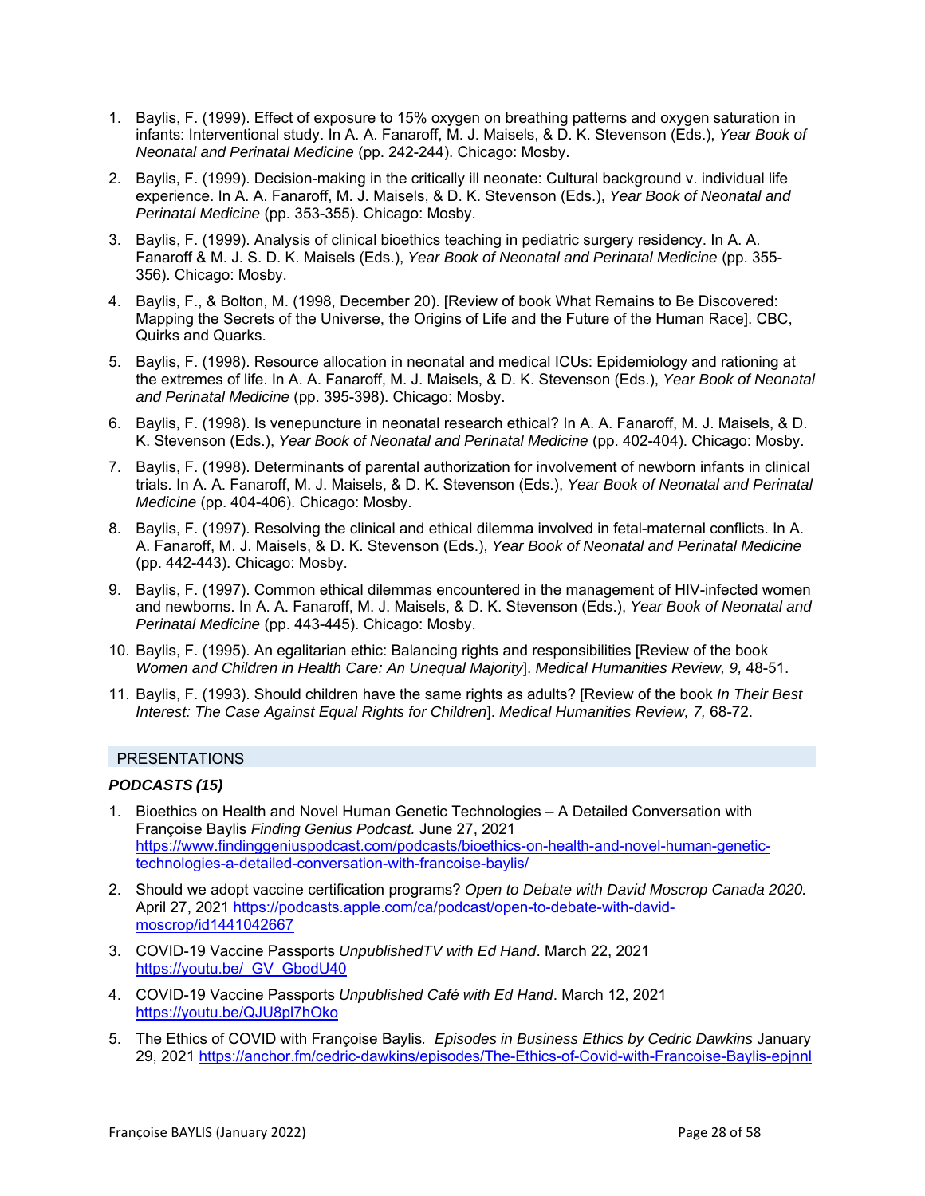1. Baylis, F. (1999). Effect of exposure to 15% oxygen on breathing patterns and oxygen saturation in infants: Interventional study. In A. A. Fanaroff, M. J. Maisels, & D. K. Stevenson (Eds.), *Year Book of Neonatal and Perinatal Medicine* (pp. 242-244). Chicago: Mosby.

2. Baylis, F. (1999). Decision-making in the critically ill neonate: Cultural background v. individual life experience. In A. A. Fanaroff, M. J. Maisels, & D. K. Stevenson (Eds.), *Year Book of Neonatal and Perinatal Medicine* (pp. 353-355). Chicago: Mosby.

3. Baylis, F. (1999). Analysis of clinical bioethics teaching in pediatric surgery residency. In A. A. Fanaroff & M. J. S. D. K. Maisels (Eds.), *Year Book of Neonatal and Perinatal Medicine* (pp. 355-356). Chicago: Mosby.

4. Baylis, F., & Bolton, M. (1998, December 20). [Review of book What Remains to Be Discovered: Mapping the Secrets of the Universe, the Origins of Life and the Future of the Human Race]. CBC, Quirks and Quarks.

5. Baylis, F. (1998). Resource allocation in neonatal and medical ICUs: Epidemiology and rationing at the extremes of life. In A. A. Fanaroff, M. J. Maisels, & D. K. Stevenson (Eds.), *Year Book of Neonatal and Perinatal Medicine* (pp. 395-398). Chicago: Mosby.

6. Baylis, F. (1998). Is venepuncture in neonatal research ethical? In A. A. Fanaroff, M. J. Maisels, & D. K. Stevenson (Eds.), *Year Book of Neonatal and Perinatal Medicine* (pp. 402-404). Chicago: Mosby.

7. Baylis, F. (1998). Determinants of parental authorization for involvement of newborn infants in clinical trials. In A. A. Fanaroff, M. J. Maisels, & D. K. Stevenson (Eds.), *Year Book of Neonatal and Perinatal Medicine* (pp. 404-406). Chicago: Mosby.

8. Baylis, F. (1997). Resolving the clinical and ethical dilemma involved in fetal-maternal conflicts. In A. A. Fanaroff, M. J. Maisels, & D. K. Stevenson (Eds.), *Year Book of Neonatal and Perinatal Medicine* (pp. 442-443). Chicago: Mosby.

9. Baylis, F. (1997). Common ethical dilemmas encountered in the management of HIV-infected women and newborns. In A. A. Fanaroff, M. J. Maisels, & D. K. Stevenson (Eds.), *Year Book of Neonatal and Perinatal Medicine* (pp. 443-445). Chicago: Mosby.

10. Baylis, F. (1995). An egalitarian ethic: Balancing rights and responsibilities [Review of the book *Women and Children in Health Care: An Unequal Majority*]. *Medical Humanities Review, 9,* 48-51.

11. Baylis, F. (1993). Should children have the same rights as adults? [Review of the book *In Their Best Interest: The Case Against Equal Rights for Children*]. *Medical Humanities Review, 7,* 68-72.

## PRESENTATIONS

### *PODCASTS (15)*

1. Bioethics on Health and Novel Human Genetic Technologies – A Detailed Conversation with Françoise Baylis *Finding Genius Podcast.* June 27, 2021 https://www.findinggeniuspodcast.com/podcasts/bioethics-on-health-and-novel-human-genetic-technologies-a-detailed-conversation-with-francoise-baylis/

2. Should we adopt vaccine certification programs? *Open to Debate with David Moscrop Canada 2020.* April 27, 2021 https://podcasts.apple.com/ca/podcast/open-to-debate-with-david-moscrop/id1441042667

3. COVID-19 Vaccine Passports *UnpublishedTV with Ed Hand*. March 22, 2021 https://youtu.be/_GV_GbodU40

4. COVID-19 Vaccine Passports *Unpublished Café with Ed Hand*. March 12, 2021 https://youtu.be/QJU8pl7hOko

5. The Ethics of COVID with Françoise Baylis. *Episodes in Business Ethics by Cedric Dawkins* January 29, 2021 https://anchor.fm/cedric-dawkins/episodes/The-Ethics-of-Covid-with-Francoise-Baylis-epjnnl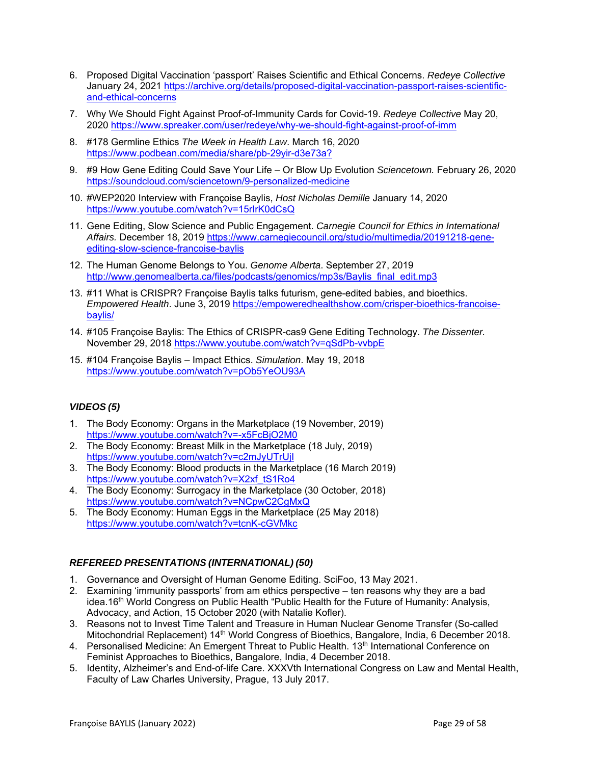6. Proposed Digital Vaccination 'passport' Raises Scientific and Ethical Concerns. *Redeye Collective* January 24, 2021 https://archive.org/details/proposed-digital-vaccination-passport-raises-scientific-and-ethical-concerns

7. Why We Should Fight Against Proof-of-Immunity Cards for Covid-19. *Redeye Collective* May 20, 2020 https://www.spreaker.com/user/redeye/why-we-should-fight-against-proof-of-imm

8. #178 Germline Ethics *The Week in Health Law*. March 16, 2020 https://www.podbean.com/media/share/pb-29yir-d3e73a?

9. #9 How Gene Editing Could Save Your Life – Or Blow Up Evolution *Sciencetown.* February 26, 2020 https://soundcloud.com/sciencetown/9-personalized-medicine

10. #WEP2020 Interview with Françoise Baylis, *Host Nicholas Demille* January 14, 2020 https://www.youtube.com/watch?v=15rlrK0dCsQ

11. Gene Editing, Slow Science and Public Engagement. *Carnegie Council for Ethics in International Affairs.* December 18, 2019 https://www.carnegiecouncil.org/studio/multimedia/20191218-gene-editing-slow-science-francoise-baylis

12. The Human Genome Belongs to You. *Genome Alberta*. September 27, 2019 http://www.genomealberta.ca/files/podcasts/genomics/mp3s/Baylis_final_edit.mp3

13. #11 What is CRISPR? Françoise Baylis talks futurism, gene-edited babies, and bioethics. *Empowered Health*. June 3, 2019 https://empoweredhealthshow.com/crisper-bioethics-francoise-baylis/

14. #105 Françoise Baylis: The Ethics of CRISPR-cas9 Gene Editing Technology. *The Dissenter.* November 29, 2018 https://www.youtube.com/watch?v=qSdPb-vvbpE

15. #104 Françoise Baylis – Impact Ethics. *Simulation*. May 19, 2018 https://www.youtube.com/watch?v=pOb5YeOU93A

### *VIDEOS (5)*

1. The Body Economy: Organs in the Marketplace (19 November, 2019) https://www.youtube.com/watch?v=-x5FcBjO2M0
2. The Body Economy: Breast Milk in the Marketplace (18 July, 2019) https://www.youtube.com/watch?v=c2mJyUTrUjI
3. The Body Economy: Blood products in the Marketplace (16 March 2019) https://www.youtube.com/watch?v=X2xf_tS1Ro4
4. The Body Economy: Surrogacy in the Marketplace (30 October, 2018) https://www.youtube.com/watch?v=NCpwC2CgMxQ
5. The Body Economy: Human Eggs in the Marketplace (25 May 2018) https://www.youtube.com/watch?v=tcnK-cGVMkc

### *REFEREED PRESENTATIONS (INTERNATIONAL) (50)*

1. Governance and Oversight of Human Genome Editing. SciFoo, 13 May 2021.
2. Examining 'immunity passports' from am ethics perspective – ten reasons why they are a bad idea.16th World Congress on Public Health "Public Health for the Future of Humanity: Analysis, Advocacy, and Action, 15 October 2020 (with Natalie Kofler).
3. Reasons not to Invest Time Talent and Treasure in Human Nuclear Genome Transfer (So-called Mitochondrial Replacement) 14th World Congress of Bioethics, Bangalore, India, 6 December 2018.
4. Personalised Medicine: An Emergent Threat to Public Health. 13th International Conference on Feminist Approaches to Bioethics, Bangalore, India, 4 December 2018.
5. Identity, Alzheimer's and End-of-life Care. XXXVth International Congress on Law and Mental Health, Faculty of Law Charles University, Prague, 13 July 2017.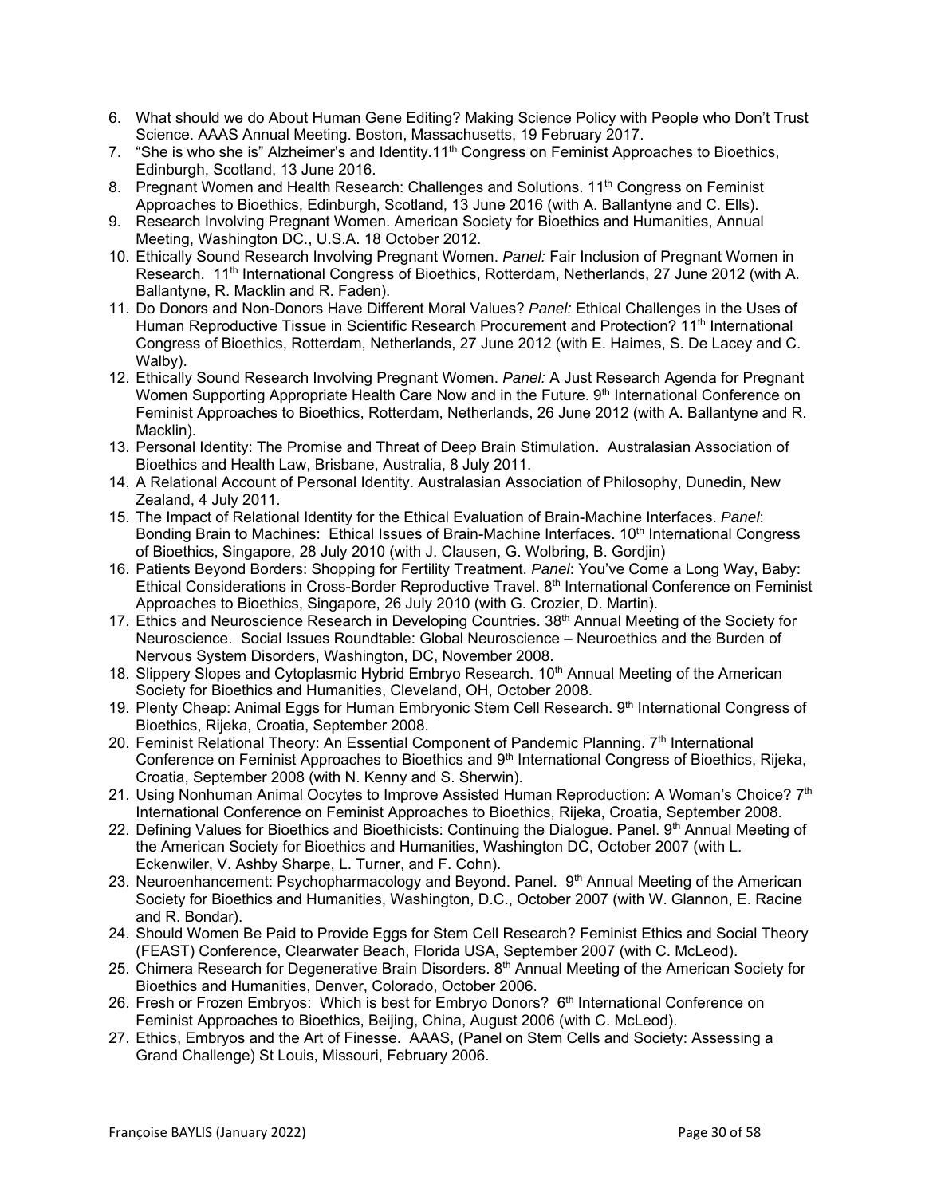6. What should we do About Human Gene Editing? Making Science Policy with People who Don't Trust Science. AAAS Annual Meeting. Boston, Massachusetts, 19 February 2017.
7. "She is who she is" Alzheimer's and Identity.11th Congress on Feminist Approaches to Bioethics, Edinburgh, Scotland, 13 June 2016.
8. Pregnant Women and Health Research: Challenges and Solutions. 11th Congress on Feminist Approaches to Bioethics, Edinburgh, Scotland, 13 June 2016 (with A. Ballantyne and C. Ells).
9. Research Involving Pregnant Women. American Society for Bioethics and Humanities, Annual Meeting, Washington DC., U.S.A. 18 October 2012.
10. Ethically Sound Research Involving Pregnant Women. *Panel:* Fair Inclusion of Pregnant Women in Research. 11th International Congress of Bioethics, Rotterdam, Netherlands, 27 June 2012 (with A. Ballantyne, R. Macklin and R. Faden).
11. Do Donors and Non-Donors Have Different Moral Values? *Panel:* Ethical Challenges in the Uses of Human Reproductive Tissue in Scientific Research Procurement and Protection? 11th International Congress of Bioethics, Rotterdam, Netherlands, 27 June 2012 (with E. Haimes, S. De Lacey and C. Walby).
12. Ethically Sound Research Involving Pregnant Women. *Panel:* A Just Research Agenda for Pregnant Women Supporting Appropriate Health Care Now and in the Future. 9th International Conference on Feminist Approaches to Bioethics, Rotterdam, Netherlands, 26 June 2012 (with A. Ballantyne and R. Macklin).
13. Personal Identity: The Promise and Threat of Deep Brain Stimulation. Australasian Association of Bioethics and Health Law, Brisbane, Australia, 8 July 2011.
14. A Relational Account of Personal Identity. Australasian Association of Philosophy, Dunedin, New Zealand, 4 July 2011.
15. The Impact of Relational Identity for the Ethical Evaluation of Brain-Machine Interfaces. *Panel*: Bonding Brain to Machines: Ethical Issues of Brain-Machine Interfaces. 10th International Congress of Bioethics, Singapore, 28 July 2010 (with J. Clausen, G. Wolbring, B. Gordjin)
16. Patients Beyond Borders: Shopping for Fertility Treatment. *Panel*: You've Come a Long Way, Baby: Ethical Considerations in Cross-Border Reproductive Travel. 8th International Conference on Feminist Approaches to Bioethics, Singapore, 26 July 2010 (with G. Crozier, D. Martin).
17. Ethics and Neuroscience Research in Developing Countries. 38th Annual Meeting of the Society for Neuroscience. Social Issues Roundtable: Global Neuroscience – Neuroethics and the Burden of Nervous System Disorders, Washington, DC, November 2008.
18. Slippery Slopes and Cytoplasmic Hybrid Embryo Research. 10th Annual Meeting of the American Society for Bioethics and Humanities, Cleveland, OH, October 2008.
19. Plenty Cheap: Animal Eggs for Human Embryonic Stem Cell Research. 9th International Congress of Bioethics, Rijeka, Croatia, September 2008.
20. Feminist Relational Theory: An Essential Component of Pandemic Planning. 7th International Conference on Feminist Approaches to Bioethics and 9th International Congress of Bioethics, Rijeka, Croatia, September 2008 (with N. Kenny and S. Sherwin).
21. Using Nonhuman Animal Oocytes to Improve Assisted Human Reproduction: A Woman's Choice? 7th International Conference on Feminist Approaches to Bioethics, Rijeka, Croatia, September 2008.
22. Defining Values for Bioethics and Bioethicists: Continuing the Dialogue. Panel. 9th Annual Meeting of the American Society for Bioethics and Humanities, Washington DC, October 2007 (with L. Eckenwiler, V. Ashby Sharpe, L. Turner, and F. Cohn).
23. Neuroenhancement: Psychopharmacology and Beyond. Panel. 9th Annual Meeting of the American Society for Bioethics and Humanities, Washington, D.C., October 2007 (with W. Glannon, E. Racine and R. Bondar).
24. Should Women Be Paid to Provide Eggs for Stem Cell Research? Feminist Ethics and Social Theory (FEAST) Conference, Clearwater Beach, Florida USA, September 2007 (with C. McLeod).
25. Chimera Research for Degenerative Brain Disorders. 8th Annual Meeting of the American Society for Bioethics and Humanities, Denver, Colorado, October 2006.
26. Fresh or Frozen Embryos: Which is best for Embryo Donors? 6th International Conference on Feminist Approaches to Bioethics, Beijing, China, August 2006 (with C. McLeod).
27. Ethics, Embryos and the Art of Finesse. AAAS, (Panel on Stem Cells and Society: Assessing a Grand Challenge) St Louis, Missouri, February 2006.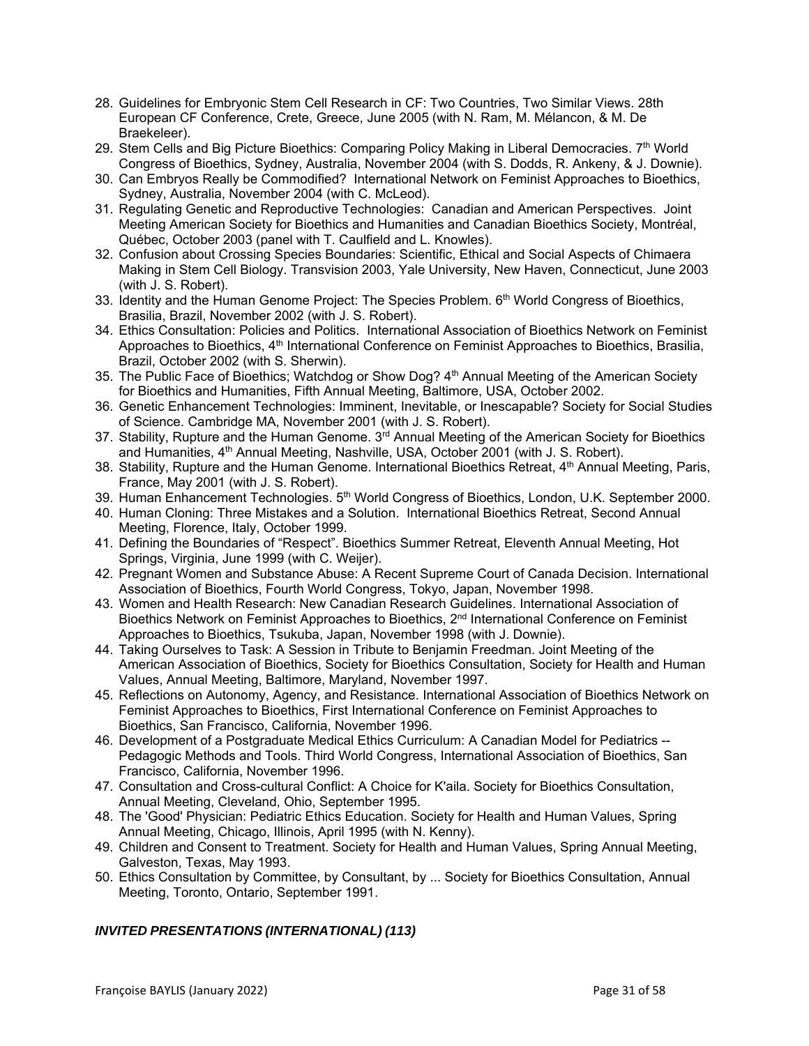28. Guidelines for Embryonic Stem Cell Research in CF: Two Countries, Two Similar Views. 28th European CF Conference, Crete, Greece, June 2005 (with N. Ram, M. Mélancon, & M. De Braekeleer).
29. Stem Cells and Big Picture Bioethics: Comparing Policy Making in Liberal Democracies. 7th World Congress of Bioethics, Sydney, Australia, November 2004 (with S. Dodds, R. Ankeny, & J. Downie).
30. Can Embryos Really be Commodified? International Network on Feminist Approaches to Bioethics, Sydney, Australia, November 2004 (with C. McLeod).
31. Regulating Genetic and Reproductive Technologies: Canadian and American Perspectives. Joint Meeting American Society for Bioethics and Humanities and Canadian Bioethics Society, Montréal, Québec, October 2003 (panel with T. Caulfield and L. Knowles).
32. Confusion about Crossing Species Boundaries: Scientific, Ethical and Social Aspects of Chimaera Making in Stem Cell Biology. Transvision 2003, Yale University, New Haven, Connecticut, June 2003 (with J. S. Robert).
33. Identity and the Human Genome Project: The Species Problem. 6th World Congress of Bioethics, Brasilia, Brazil, November 2002 (with J. S. Robert).
34. Ethics Consultation: Policies and Politics. International Association of Bioethics Network on Feminist Approaches to Bioethics, 4th International Conference on Feminist Approaches to Bioethics, Brasilia, Brazil, October 2002 (with S. Sherwin).
35. The Public Face of Bioethics; Watchdog or Show Dog? 4th Annual Meeting of the American Society for Bioethics and Humanities, Fifth Annual Meeting, Baltimore, USA, October 2002.
36. Genetic Enhancement Technologies: Imminent, Inevitable, or Inescapable? Society for Social Studies of Science. Cambridge MA, November 2001 (with J. S. Robert).
37. Stability, Rupture and the Human Genome. 3rd Annual Meeting of the American Society for Bioethics and Humanities, 4th Annual Meeting, Nashville, USA, October 2001 (with J. S. Robert).
38. Stability, Rupture and the Human Genome. International Bioethics Retreat, 4th Annual Meeting, Paris, France, May 2001 (with J. S. Robert).
39. Human Enhancement Technologies. 5th World Congress of Bioethics, London, U.K. September 2000.
40. Human Cloning: Three Mistakes and a Solution. International Bioethics Retreat, Second Annual Meeting, Florence, Italy, October 1999.
41. Defining the Boundaries of "Respect". Bioethics Summer Retreat, Eleventh Annual Meeting, Hot Springs, Virginia, June 1999 (with C. Weijer).
42. Pregnant Women and Substance Abuse: A Recent Supreme Court of Canada Decision. International Association of Bioethics, Fourth World Congress, Tokyo, Japan, November 1998.
43. Women and Health Research: New Canadian Research Guidelines. International Association of Bioethics Network on Feminist Approaches to Bioethics, 2nd International Conference on Feminist Approaches to Bioethics, Tsukuba, Japan, November 1998 (with J. Downie).
44. Taking Ourselves to Task: A Session in Tribute to Benjamin Freedman. Joint Meeting of the American Association of Bioethics, Society for Bioethics Consultation, Society for Health and Human Values, Annual Meeting, Baltimore, Maryland, November 1997.
45. Reflections on Autonomy, Agency, and Resistance. International Association of Bioethics Network on Feminist Approaches to Bioethics, First International Conference on Feminist Approaches to Bioethics, San Francisco, California, November 1996.
46. Development of a Postgraduate Medical Ethics Curriculum: A Canadian Model for Pediatrics -- Pedagogic Methods and Tools. Third World Congress, International Association of Bioethics, San Francisco, California, November 1996.
47. Consultation and Cross-cultural Conflict: A Choice for K'aila. Society for Bioethics Consultation, Annual Meeting, Cleveland, Ohio, September 1995.
48. The 'Good' Physician: Pediatric Ethics Education. Society for Health and Human Values, Spring Annual Meeting, Chicago, Illinois, April 1995 (with N. Kenny).
49. Children and Consent to Treatment. Society for Health and Human Values, Spring Annual Meeting, Galveston, Texas, May 1993.
50. Ethics Consultation by Committee, by Consultant, by ... Society for Bioethics Consultation, Annual Meeting, Toronto, Ontario, September 1991.

### *INVITED PRESENTATIONS (INTERNATIONAL) (113)*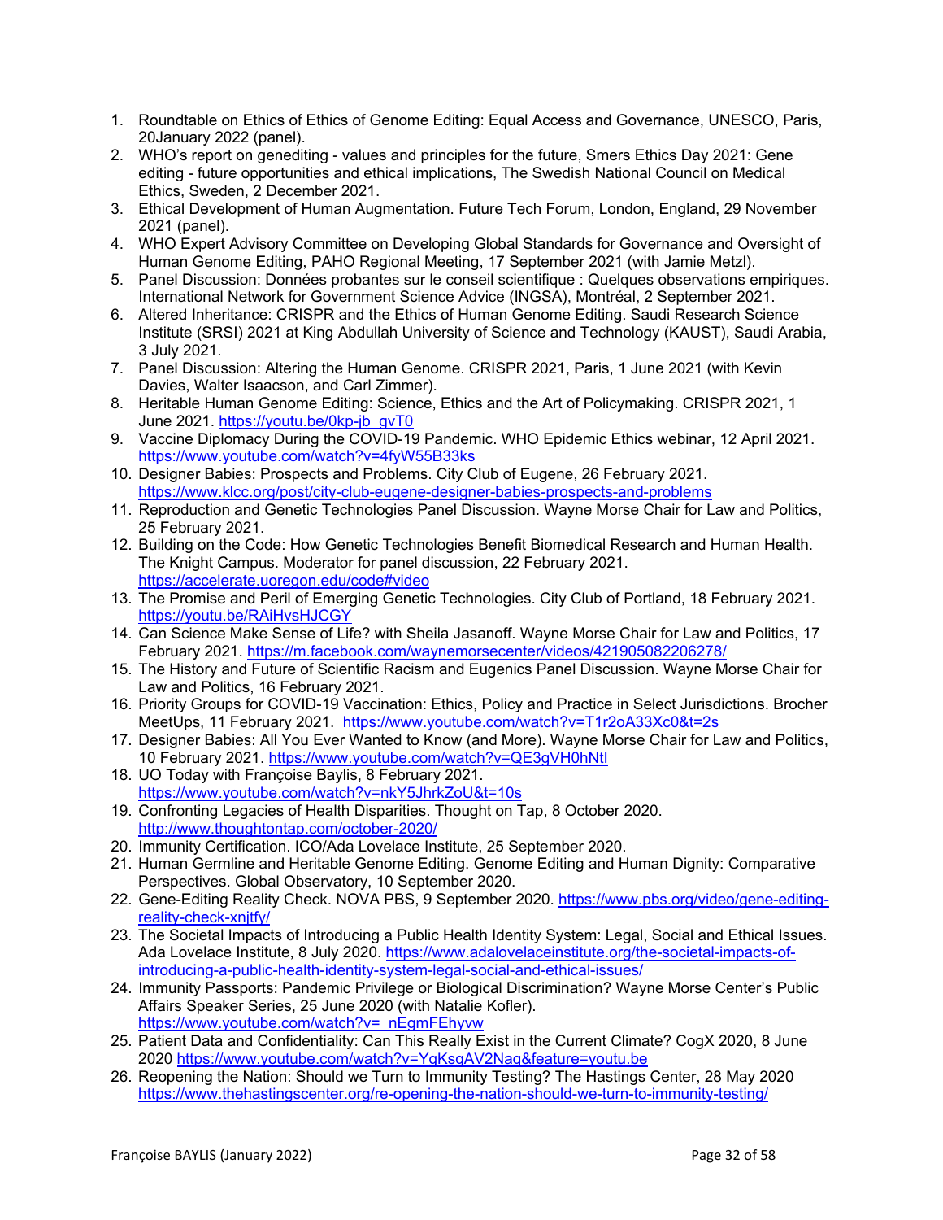1. Roundtable on Ethics of Ethics of Genome Editing: Equal Access and Governance, UNESCO, Paris, 20January 2022 (panel).
2. WHO's report on genediting - values and principles for the future, Smers Ethics Day 2021: Gene editing - future opportunities and ethical implications, The Swedish National Council on Medical Ethics, Sweden, 2 December 2021.
3. Ethical Development of Human Augmentation. Future Tech Forum, London, England, 29 November 2021 (panel).
4. WHO Expert Advisory Committee on Developing Global Standards for Governance and Oversight of Human Genome Editing, PAHO Regional Meeting, 17 September 2021 (with Jamie Metzl).
5. Panel Discussion: Données probantes sur le conseil scientifique : Quelques observations empiriques. International Network for Government Science Advice (INGSA), Montréal, 2 September 2021.
6. Altered Inheritance: CRISPR and the Ethics of Human Genome Editing. Saudi Research Science Institute (SRSI) 2021 at King Abdullah University of Science and Technology (KAUST), Saudi Arabia, 3 July 2021.
7. Panel Discussion: Altering the Human Genome. CRISPR 2021, Paris, 1 June 2021 (with Kevin Davies, Walter Isaacson, and Carl Zimmer).
8. Heritable Human Genome Editing: Science, Ethics and the Art of Policymaking. CRISPR 2021, 1 June 2021. https://youtu.be/0kp-jb_gvT0
9. Vaccine Diplomacy During the COVID-19 Pandemic. WHO Epidemic Ethics webinar, 12 April 2021. https://www.youtube.com/watch?v=4fyW55B33ks
10. Designer Babies: Prospects and Problems. City Club of Eugene, 26 February 2021. https://www.klcc.org/post/city-club-eugene-designer-babies-prospects-and-problems
11. Reproduction and Genetic Technologies Panel Discussion. Wayne Morse Chair for Law and Politics, 25 February 2021.
12. Building on the Code: How Genetic Technologies Benefit Biomedical Research and Human Health. The Knight Campus. Moderator for panel discussion, 22 February 2021. https://accelerate.uoregon.edu/code#video
13. The Promise and Peril of Emerging Genetic Technologies. City Club of Portland, 18 February 2021. https://youtu.be/RAiHvsHJCGY
14. Can Science Make Sense of Life? with Sheila Jasanoff. Wayne Morse Chair for Law and Politics, 17 February 2021. https://m.facebook.com/waynemorsecenter/videos/421905082206278/
15. The History and Future of Scientific Racism and Eugenics Panel Discussion. Wayne Morse Chair for Law and Politics, 16 February 2021.
16. Priority Groups for COVID-19 Vaccination: Ethics, Policy and Practice in Select Jurisdictions. Brocher MeetUps, 11 February 2021. https://www.youtube.com/watch?v=T1r2oA33Xc0&t=2s
17. Designer Babies: All You Ever Wanted to Know (and More). Wayne Morse Chair for Law and Politics, 10 February 2021. https://www.youtube.com/watch?v=QE3gVH0hNtI
18. UO Today with Françoise Baylis, 8 February 2021. https://www.youtube.com/watch?v=nkY5JhrkZoU&t=10s
19. Confronting Legacies of Health Disparities. Thought on Tap, 8 October 2020. http://www.thoughtontap.com/october-2020/
20. Immunity Certification. ICO/Ada Lovelace Institute, 25 September 2020.
21. Human Germline and Heritable Genome Editing. Genome Editing and Human Dignity: Comparative Perspectives. Global Observatory, 10 September 2020.
22. Gene-Editing Reality Check. NOVA PBS, 9 September 2020. https://www.pbs.org/video/gene-editing-reality-check-xnjtfy/
23. The Societal Impacts of Introducing a Public Health Identity System: Legal, Social and Ethical Issues. Ada Lovelace Institute, 8 July 2020. https://www.adalovelaceinstitute.org/the-societal-impacts-of-introducing-a-public-health-identity-system-legal-social-and-ethical-issues/
24. Immunity Passports: Pandemic Privilege or Biological Discrimination? Wayne Morse Center's Public Affairs Speaker Series, 25 June 2020 (with Natalie Kofler). https://www.youtube.com/watch?v=_nEgmFEhyvw
25. Patient Data and Confidentiality: Can This Really Exist in the Current Climate? CogX 2020, 8 June 2020 https://www.youtube.com/watch?v=YgKsgAV2Nag&feature=youtu.be
26. Reopening the Nation: Should we Turn to Immunity Testing? The Hastings Center, 28 May 2020 https://www.thehastingscenter.org/re-opening-the-nation-should-we-turn-to-immunity-testing/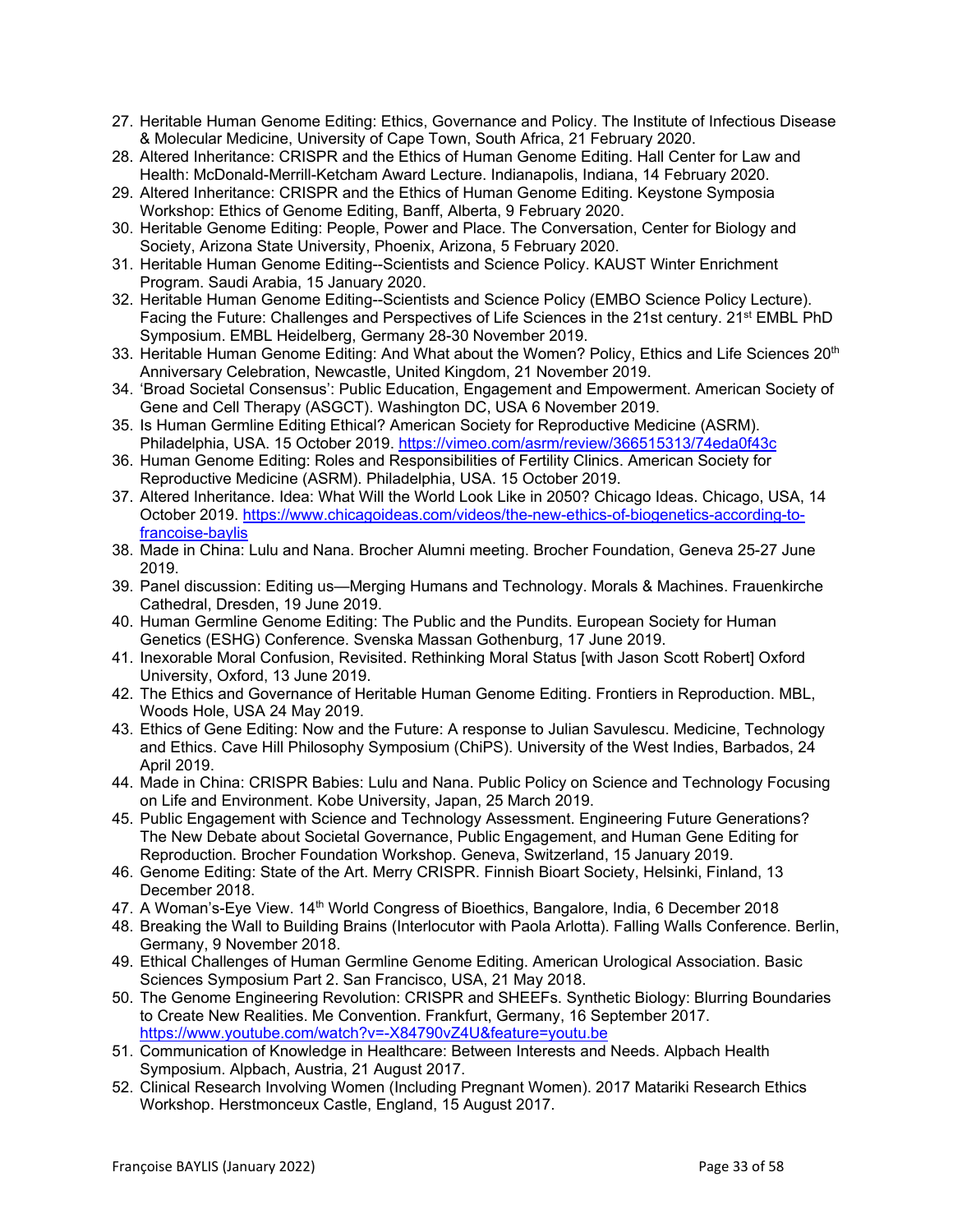27. Heritable Human Genome Editing: Ethics, Governance and Policy. The Institute of Infectious Disease & Molecular Medicine, University of Cape Town, South Africa, 21 February 2020.
28. Altered Inheritance: CRISPR and the Ethics of Human Genome Editing. Hall Center for Law and Health: McDonald-Merrill-Ketcham Award Lecture. Indianapolis, Indiana, 14 February 2020.
29. Altered Inheritance: CRISPR and the Ethics of Human Genome Editing. Keystone Symposia Workshop: Ethics of Genome Editing, Banff, Alberta, 9 February 2020.
30. Heritable Genome Editing: People, Power and Place. The Conversation, Center for Biology and Society, Arizona State University, Phoenix, Arizona, 5 February 2020.
31. Heritable Human Genome Editing--Scientists and Science Policy. KAUST Winter Enrichment Program. Saudi Arabia, 15 January 2020.
32. Heritable Human Genome Editing--Scientists and Science Policy (EMBO Science Policy Lecture). Facing the Future: Challenges and Perspectives of Life Sciences in the 21st century. 21st EMBL PhD Symposium. EMBL Heidelberg, Germany 28-30 November 2019.
33. Heritable Human Genome Editing: And What about the Women? Policy, Ethics and Life Sciences 20th Anniversary Celebration, Newcastle, United Kingdom, 21 November 2019.
34. 'Broad Societal Consensus': Public Education, Engagement and Empowerment. American Society of Gene and Cell Therapy (ASGCT). Washington DC, USA 6 November 2019.
35. Is Human Germline Editing Ethical? American Society for Reproductive Medicine (ASRM). Philadelphia, USA. 15 October 2019. https://vimeo.com/asrm/review/366515313/74eda0f43c
36. Human Genome Editing: Roles and Responsibilities of Fertility Clinics. American Society for Reproductive Medicine (ASRM). Philadelphia, USA. 15 October 2019.
37. Altered Inheritance. Idea: What Will the World Look Like in 2050? Chicago Ideas. Chicago, USA, 14 October 2019. https://www.chicagoideas.com/videos/the-new-ethics-of-biogenetics-according-to-francoise-baylis
38. Made in China: Lulu and Nana. Brocher Alumni meeting. Brocher Foundation, Geneva 25-27 June 2019.
39. Panel discussion: Editing us—Merging Humans and Technology. Morals & Machines. Frauenkirche Cathedral, Dresden, 19 June 2019.
40. Human Germline Genome Editing: The Public and the Pundits. European Society for Human Genetics (ESHG) Conference. Svenska Massan Gothenburg, 17 June 2019.
41. Inexorable Moral Confusion, Revisited. Rethinking Moral Status [with Jason Scott Robert] Oxford University, Oxford, 13 June 2019.
42. The Ethics and Governance of Heritable Human Genome Editing. Frontiers in Reproduction. MBL, Woods Hole, USA 24 May 2019.
43. Ethics of Gene Editing: Now and the Future: A response to Julian Savulescu. Medicine, Technology and Ethics. Cave Hill Philosophy Symposium (ChiPS). University of the West Indies, Barbados, 24 April 2019.
44. Made in China: CRISPR Babies: Lulu and Nana. Public Policy on Science and Technology Focusing on Life and Environment. Kobe University, Japan, 25 March 2019.
45. Public Engagement with Science and Technology Assessment. Engineering Future Generations? The New Debate about Societal Governance, Public Engagement, and Human Gene Editing for Reproduction. Brocher Foundation Workshop. Geneva, Switzerland, 15 January 2019.
46. Genome Editing: State of the Art. Merry CRISPR. Finnish Bioart Society, Helsinki, Finland, 13 December 2018.
47. A Woman's-Eye View. 14th World Congress of Bioethics, Bangalore, India, 6 December 2018
48. Breaking the Wall to Building Brains (Interlocutor with Paola Arlotta). Falling Walls Conference. Berlin, Germany, 9 November 2018.
49. Ethical Challenges of Human Germline Genome Editing. American Urological Association. Basic Sciences Symposium Part 2. San Francisco, USA, 21 May 2018.
50. The Genome Engineering Revolution: CRISPR and SHEEFs. Synthetic Biology: Blurring Boundaries to Create New Realities. Me Convention. Frankfurt, Germany, 16 September 2017. https://www.youtube.com/watch?v=-X84790vZ4U&feature=youtu.be
51. Communication of Knowledge in Healthcare: Between Interests and Needs. Alpbach Health Symposium. Alpbach, Austria, 21 August 2017.
52. Clinical Research Involving Women (Including Pregnant Women). 2017 Matariki Research Ethics Workshop. Herstmonceux Castle, England, 15 August 2017.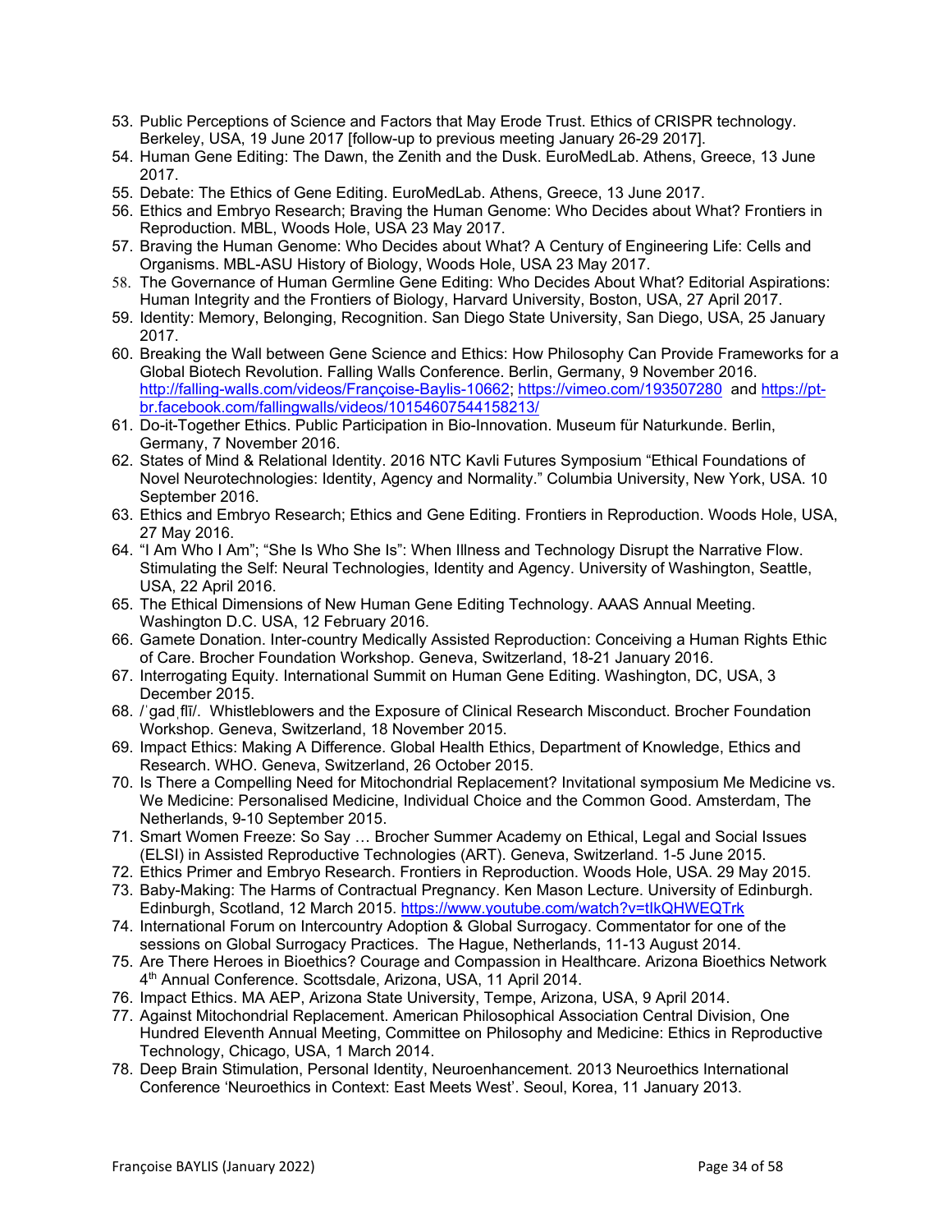53. Public Perceptions of Science and Factors that May Erode Trust. Ethics of CRISPR technology. Berkeley, USA, 19 June 2017 [follow-up to previous meeting January 26-29 2017].
54. Human Gene Editing: The Dawn, the Zenith and the Dusk. EuroMedLab. Athens, Greece, 13 June 2017.
55. Debate: The Ethics of Gene Editing. EuroMedLab. Athens, Greece, 13 June 2017.
56. Ethics and Embryo Research; Braving the Human Genome: Who Decides about What? Frontiers in Reproduction. MBL, Woods Hole, USA 23 May 2017.
57. Braving the Human Genome: Who Decides about What? A Century of Engineering Life: Cells and Organisms. MBL-ASU History of Biology, Woods Hole, USA 23 May 2017.
58. The Governance of Human Germline Gene Editing: Who Decides About What? Editorial Aspirations: Human Integrity and the Frontiers of Biology, Harvard University, Boston, USA, 27 April 2017.
59. Identity: Memory, Belonging, Recognition. San Diego State University, San Diego, USA, 25 January 2017.
60. Breaking the Wall between Gene Science and Ethics: How Philosophy Can Provide Frameworks for a Global Biotech Revolution. Falling Walls Conference. Berlin, Germany, 9 November 2016. http://falling-walls.com/videos/Françoise-Baylis-10662; https://vimeo.com/193507280 and https://pt-br.facebook.com/fallingwalls/videos/10154607544158213/
61. Do-it-Together Ethics. Public Participation in Bio-Innovation. Museum für Naturkunde. Berlin, Germany, 7 November 2016.
62. States of Mind & Relational Identity. 2016 NTC Kavli Futures Symposium "Ethical Foundations of Novel Neurotechnologies: Identity, Agency and Normality." Columbia University, New York, USA. 10 September 2016.
63. Ethics and Embryo Research; Ethics and Gene Editing. Frontiers in Reproduction. Woods Hole, USA, 27 May 2016.
64. "I Am Who I Am"; "She Is Who She Is": When Illness and Technology Disrupt the Narrative Flow. Stimulating the Self: Neural Technologies, Identity and Agency. University of Washington, Seattle, USA, 22 April 2016.
65. The Ethical Dimensions of New Human Gene Editing Technology. AAAS Annual Meeting. Washington D.C. USA, 12 February 2016.
66. Gamete Donation. Inter-country Medically Assisted Reproduction: Conceiving a Human Rights Ethic of Care. Brocher Foundation Workshop. Geneva, Switzerland, 18-21 January 2016.
67. Interrogating Equity. International Summit on Human Gene Editing. Washington, DC, USA, 3 December 2015.
68. /ˈgadˌflī/. Whistleblowers and the Exposure of Clinical Research Misconduct. Brocher Foundation Workshop. Geneva, Switzerland, 18 November 2015.
69. Impact Ethics: Making A Difference. Global Health Ethics, Department of Knowledge, Ethics and Research. WHO. Geneva, Switzerland, 26 October 2015.
70. Is There a Compelling Need for Mitochondrial Replacement? Invitational symposium Me Medicine vs. We Medicine: Personalised Medicine, Individual Choice and the Common Good. Amsterdam, The Netherlands, 9-10 September 2015.
71. Smart Women Freeze: So Say … Brocher Summer Academy on Ethical, Legal and Social Issues (ELSI) in Assisted Reproductive Technologies (ART). Geneva, Switzerland. 1-5 June 2015.
72. Ethics Primer and Embryo Research. Frontiers in Reproduction. Woods Hole, USA. 29 May 2015.
73. Baby-Making: The Harms of Contractual Pregnancy. Ken Mason Lecture. University of Edinburgh. Edinburgh, Scotland, 12 March 2015. https://www.youtube.com/watch?v=tIkQHWEQTrk
74. International Forum on Intercountry Adoption & Global Surrogacy. Commentator for one of the sessions on Global Surrogacy Practices. The Hague, Netherlands, 11-13 August 2014.
75. Are There Heroes in Bioethics? Courage and Compassion in Healthcare. Arizona Bioethics Network 4th Annual Conference. Scottsdale, Arizona, USA, 11 April 2014.
76. Impact Ethics. MA AEP, Arizona State University, Tempe, Arizona, USA, 9 April 2014.
77. Against Mitochondrial Replacement. American Philosophical Association Central Division, One Hundred Eleventh Annual Meeting, Committee on Philosophy and Medicine: Ethics in Reproductive Technology, Chicago, USA, 1 March 2014.
78. Deep Brain Stimulation, Personal Identity, Neuroenhancement. 2013 Neuroethics International Conference 'Neuroethics in Context: East Meets West'. Seoul, Korea, 11 January 2013.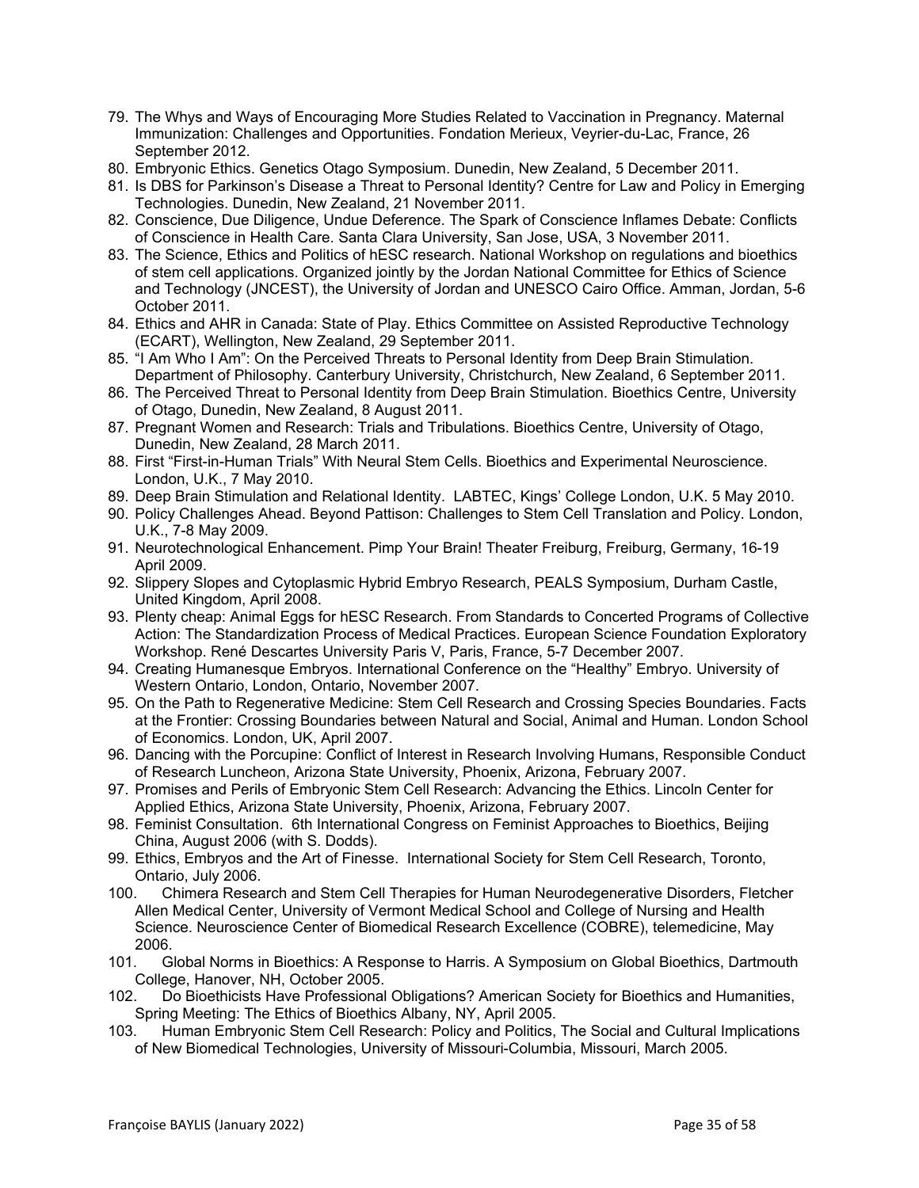79. The Whys and Ways of Encouraging More Studies Related to Vaccination in Pregnancy. Maternal Immunization: Challenges and Opportunities. Fondation Merieux, Veyrier-du-Lac, France, 26 September 2012.
80. Embryonic Ethics. Genetics Otago Symposium. Dunedin, New Zealand, 5 December 2011.
81. Is DBS for Parkinson's Disease a Threat to Personal Identity? Centre for Law and Policy in Emerging Technologies. Dunedin, New Zealand, 21 November 2011.
82. Conscience, Due Diligence, Undue Deference. The Spark of Conscience Inflames Debate: Conflicts of Conscience in Health Care. Santa Clara University, San Jose, USA, 3 November 2011.
83. The Science, Ethics and Politics of hESC research. National Workshop on regulations and bioethics of stem cell applications. Organized jointly by the Jordan National Committee for Ethics of Science and Technology (JNCEST), the University of Jordan and UNESCO Cairo Office. Amman, Jordan, 5-6 October 2011.
84. Ethics and AHR in Canada: State of Play. Ethics Committee on Assisted Reproductive Technology (ECART), Wellington, New Zealand, 29 September 2011.
85. "I Am Who I Am": On the Perceived Threats to Personal Identity from Deep Brain Stimulation. Department of Philosophy. Canterbury University, Christchurch, New Zealand, 6 September 2011.
86. The Perceived Threat to Personal Identity from Deep Brain Stimulation. Bioethics Centre, University of Otago, Dunedin, New Zealand, 8 August 2011.
87. Pregnant Women and Research: Trials and Tribulations. Bioethics Centre, University of Otago, Dunedin, New Zealand, 28 March 2011.
88. First "First-in-Human Trials" With Neural Stem Cells. Bioethics and Experimental Neuroscience. London, U.K., 7 May 2010.
89. Deep Brain Stimulation and Relational Identity. LABTEC, Kings' College London, U.K. 5 May 2010.
90. Policy Challenges Ahead. Beyond Pattison: Challenges to Stem Cell Translation and Policy. London, U.K., 7-8 May 2009.
91. Neurotechnological Enhancement. Pimp Your Brain! Theater Freiburg, Freiburg, Germany, 16-19 April 2009.
92. Slippery Slopes and Cytoplasmic Hybrid Embryo Research, PEALS Symposium, Durham Castle, United Kingdom, April 2008.
93. Plenty cheap: Animal Eggs for hESC Research. From Standards to Concerted Programs of Collective Action: The Standardization Process of Medical Practices. European Science Foundation Exploratory Workshop. René Descartes University Paris V, Paris, France, 5-7 December 2007.
94. Creating Humanesque Embryos. International Conference on the "Healthy" Embryo. University of Western Ontario, London, Ontario, November 2007.
95. On the Path to Regenerative Medicine: Stem Cell Research and Crossing Species Boundaries. Facts at the Frontier: Crossing Boundaries between Natural and Social, Animal and Human. London School of Economics. London, UK, April 2007.
96. Dancing with the Porcupine: Conflict of Interest in Research Involving Humans, Responsible Conduct of Research Luncheon, Arizona State University, Phoenix, Arizona, February 2007.
97. Promises and Perils of Embryonic Stem Cell Research: Advancing the Ethics. Lincoln Center for Applied Ethics, Arizona State University, Phoenix, Arizona, February 2007.
98. Feminist Consultation. 6th International Congress on Feminist Approaches to Bioethics, Beijing China, August 2006 (with S. Dodds).
99. Ethics, Embryos and the Art of Finesse. International Society for Stem Cell Research, Toronto, Ontario, July 2006.
100. Chimera Research and Stem Cell Therapies for Human Neurodegenerative Disorders, Fletcher Allen Medical Center, University of Vermont Medical School and College of Nursing and Health Science. Neuroscience Center of Biomedical Research Excellence (COBRE), telemedicine, May 2006.
101. Global Norms in Bioethics: A Response to Harris. A Symposium on Global Bioethics, Dartmouth College, Hanover, NH, October 2005.
102. Do Bioethicists Have Professional Obligations? American Society for Bioethics and Humanities, Spring Meeting: The Ethics of Bioethics Albany, NY, April 2005.
103. Human Embryonic Stem Cell Research: Policy and Politics, The Social and Cultural Implications of New Biomedical Technologies, University of Missouri-Columbia, Missouri, March 2005.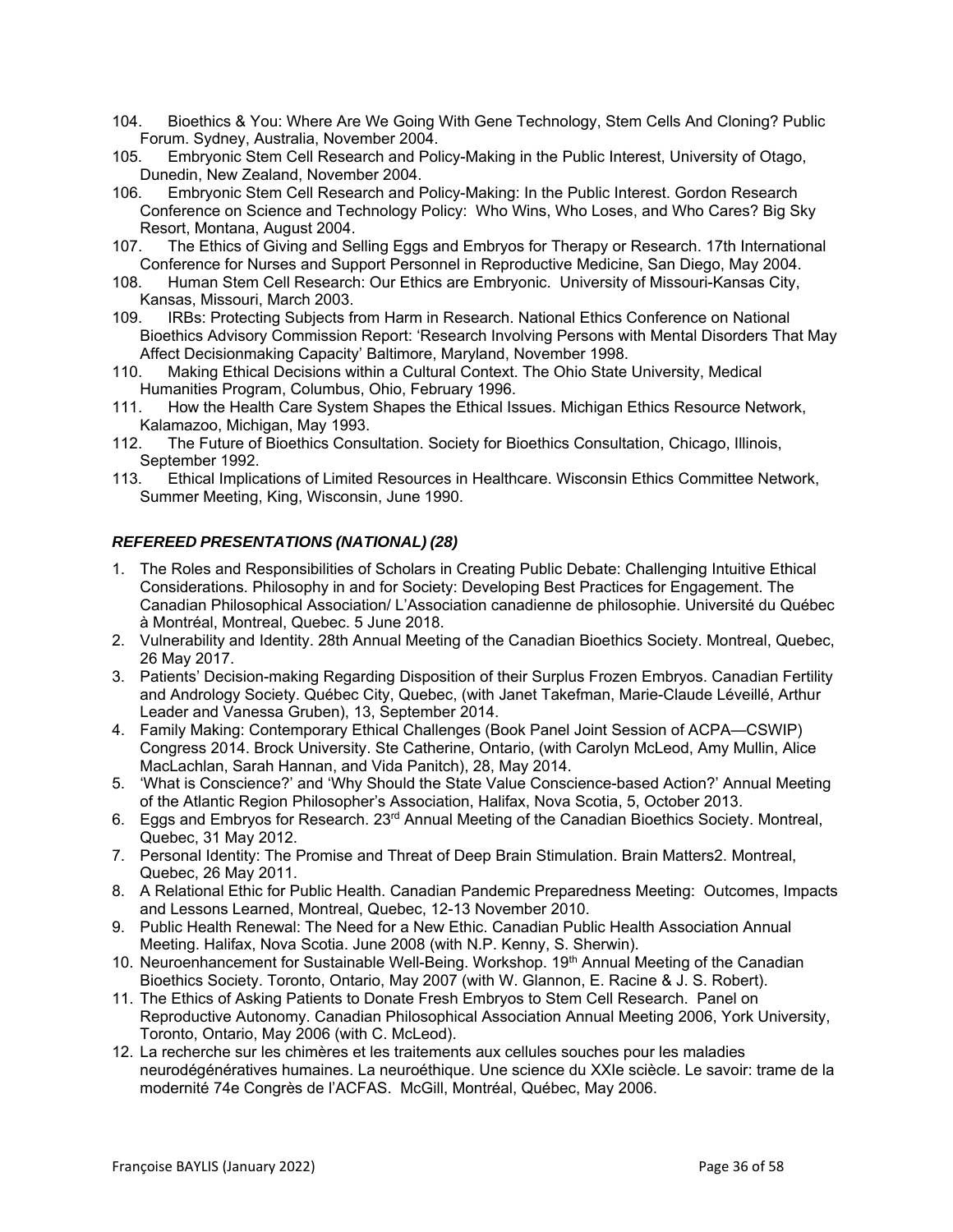104. Bioethics & You: Where Are We Going With Gene Technology, Stem Cells And Cloning? Public Forum. Sydney, Australia, November 2004.
105. Embryonic Stem Cell Research and Policy-Making in the Public Interest, University of Otago, Dunedin, New Zealand, November 2004.
106. Embryonic Stem Cell Research and Policy-Making: In the Public Interest. Gordon Research Conference on Science and Technology Policy: Who Wins, Who Loses, and Who Cares? Big Sky Resort, Montana, August 2004.
107. The Ethics of Giving and Selling Eggs and Embryos for Therapy or Research. 17th International Conference for Nurses and Support Personnel in Reproductive Medicine, San Diego, May 2004.
108. Human Stem Cell Research: Our Ethics are Embryonic. University of Missouri-Kansas City, Kansas, Missouri, March 2003.
109. IRBs: Protecting Subjects from Harm in Research. National Ethics Conference on National Bioethics Advisory Commission Report: 'Research Involving Persons with Mental Disorders That May Affect Decisionmaking Capacity' Baltimore, Maryland, November 1998.
110. Making Ethical Decisions within a Cultural Context. The Ohio State University, Medical Humanities Program, Columbus, Ohio, February 1996.
111. How the Health Care System Shapes the Ethical Issues. Michigan Ethics Resource Network, Kalamazoo, Michigan, May 1993.
112. The Future of Bioethics Consultation. Society for Bioethics Consultation, Chicago, Illinois, September 1992.
113. Ethical Implications of Limited Resources in Healthcare. Wisconsin Ethics Committee Network, Summer Meeting, King, Wisconsin, June 1990.

### *REFEREED PRESENTATIONS (NATIONAL) (28)*

1. The Roles and Responsibilities of Scholars in Creating Public Debate: Challenging Intuitive Ethical Considerations. Philosophy in and for Society: Developing Best Practices for Engagement. The Canadian Philosophical Association/ L'Association canadienne de philosophie. Université du Québec à Montréal, Montreal, Quebec. 5 June 2018.
2. Vulnerability and Identity. 28th Annual Meeting of the Canadian Bioethics Society. Montreal, Quebec, 26 May 2017.
3. Patients' Decision-making Regarding Disposition of their Surplus Frozen Embryos. Canadian Fertility and Andrology Society. Québec City, Quebec, (with Janet Takefman, Marie-Claude Léveillé, Arthur Leader and Vanessa Gruben), 13, September 2014.
4. Family Making: Contemporary Ethical Challenges (Book Panel Joint Session of ACPA—CSWIP) Congress 2014. Brock University. Ste Catherine, Ontario, (with Carolyn McLeod, Amy Mullin, Alice MacLachlan, Sarah Hannan, and Vida Panitch), 28, May 2014.
5. 'What is Conscience?' and 'Why Should the State Value Conscience-based Action?' Annual Meeting of the Atlantic Region Philosopher's Association, Halifax, Nova Scotia, 5, October 2013.
6. Eggs and Embryos for Research. 23rd Annual Meeting of the Canadian Bioethics Society. Montreal, Quebec, 31 May 2012.
7. Personal Identity: The Promise and Threat of Deep Brain Stimulation. Brain Matters2. Montreal, Quebec, 26 May 2011.
8. A Relational Ethic for Public Health. Canadian Pandemic Preparedness Meeting: Outcomes, Impacts and Lessons Learned, Montreal, Quebec, 12-13 November 2010.
9. Public Health Renewal: The Need for a New Ethic. Canadian Public Health Association Annual Meeting. Halifax, Nova Scotia. June 2008 (with N.P. Kenny, S. Sherwin).
10. Neuroenhancement for Sustainable Well-Being. Workshop. 19th Annual Meeting of the Canadian Bioethics Society. Toronto, Ontario, May 2007 (with W. Glannon, E. Racine & J. S. Robert).
11. The Ethics of Asking Patients to Donate Fresh Embryos to Stem Cell Research. Panel on Reproductive Autonomy. Canadian Philosophical Association Annual Meeting 2006, York University, Toronto, Ontario, May 2006 (with C. McLeod).
12. La recherche sur les chimères et les traitements aux cellules souches pour les maladies neurodégénératives humaines. La neuroéthique. Une science du XXIe sciècle. Le savoir: trame de la modernité 74e Congrès de l'ACFAS. McGill, Montréal, Québec, May 2006.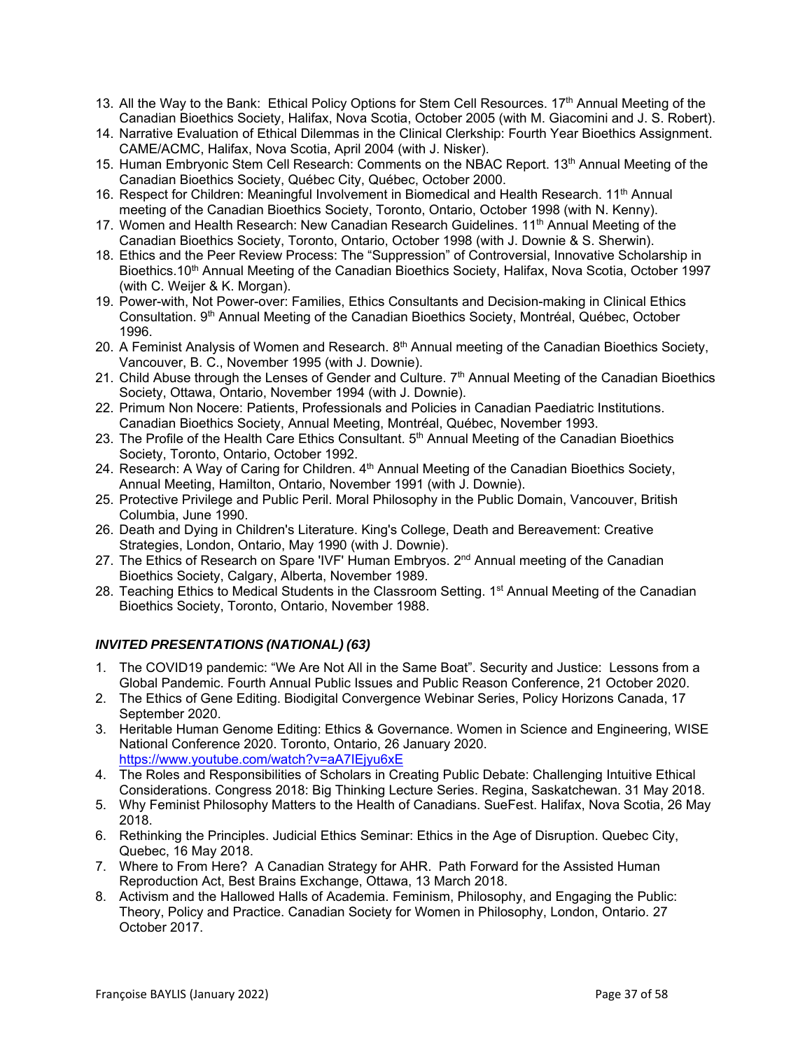13. All the Way to the Bank: Ethical Policy Options for Stem Cell Resources. 17th Annual Meeting of the Canadian Bioethics Society, Halifax, Nova Scotia, October 2005 (with M. Giacomini and J. S. Robert).
14. Narrative Evaluation of Ethical Dilemmas in the Clinical Clerkship: Fourth Year Bioethics Assignment. CAME/ACMC, Halifax, Nova Scotia, April 2004 (with J. Nisker).
15. Human Embryonic Stem Cell Research: Comments on the NBAC Report. 13th Annual Meeting of the Canadian Bioethics Society, Québec City, Québec, October 2000.
16. Respect for Children: Meaningful Involvement in Biomedical and Health Research. 11th Annual meeting of the Canadian Bioethics Society, Toronto, Ontario, October 1998 (with N. Kenny).
17. Women and Health Research: New Canadian Research Guidelines. 11th Annual Meeting of the Canadian Bioethics Society, Toronto, Ontario, October 1998 (with J. Downie & S. Sherwin).
18. Ethics and the Peer Review Process: The “Suppression” of Controversial, Innovative Scholarship in Bioethics.10th Annual Meeting of the Canadian Bioethics Society, Halifax, Nova Scotia, October 1997 (with C. Weijer & K. Morgan).
19. Power-with, Not Power-over: Families, Ethics Consultants and Decision-making in Clinical Ethics Consultation. 9th Annual Meeting of the Canadian Bioethics Society, Montréal, Québec, October 1996.
20. A Feminist Analysis of Women and Research. 8th Annual meeting of the Canadian Bioethics Society, Vancouver, B. C., November 1995 (with J. Downie).
21. Child Abuse through the Lenses of Gender and Culture. 7th Annual Meeting of the Canadian Bioethics Society, Ottawa, Ontario, November 1994 (with J. Downie).
22. Primum Non Nocere: Patients, Professionals and Policies in Canadian Paediatric Institutions. Canadian Bioethics Society, Annual Meeting, Montréal, Québec, November 1993.
23. The Profile of the Health Care Ethics Consultant. 5th Annual Meeting of the Canadian Bioethics Society, Toronto, Ontario, October 1992.
24. Research: A Way of Caring for Children. 4th Annual Meeting of the Canadian Bioethics Society, Annual Meeting, Hamilton, Ontario, November 1991 (with J. Downie).
25. Protective Privilege and Public Peril. Moral Philosophy in the Public Domain, Vancouver, British Columbia, June 1990.
26. Death and Dying in Children's Literature. King's College, Death and Bereavement: Creative Strategies, London, Ontario, May 1990 (with J. Downie).
27. The Ethics of Research on Spare 'IVF' Human Embryos. 2nd Annual meeting of the Canadian Bioethics Society, Calgary, Alberta, November 1989.
28. Teaching Ethics to Medical Students in the Classroom Setting. 1st Annual Meeting of the Canadian Bioethics Society, Toronto, Ontario, November 1988.

### *INVITED PRESENTATIONS (NATIONAL) (63)*

1. The COVID19 pandemic: “We Are Not All in the Same Boat”. Security and Justice: Lessons from a Global Pandemic. Fourth Annual Public Issues and Public Reason Conference, 21 October 2020.
2. The Ethics of Gene Editing. Biodigital Convergence Webinar Series, Policy Horizons Canada, 17 September 2020.
3. Heritable Human Genome Editing: Ethics & Governance. Women in Science and Engineering, WISE National Conference 2020. Toronto, Ontario, 26 January 2020. https://www.youtube.com/watch?v=aA7IEjyu6xE
4. The Roles and Responsibilities of Scholars in Creating Public Debate: Challenging Intuitive Ethical Considerations. Congress 2018: Big Thinking Lecture Series. Regina, Saskatchewan. 31 May 2018.
5. Why Feminist Philosophy Matters to the Health of Canadians. SueFest. Halifax, Nova Scotia, 26 May 2018.
6. Rethinking the Principles. Judicial Ethics Seminar: Ethics in the Age of Disruption. Quebec City, Quebec, 16 May 2018.
7. Where to From Here? A Canadian Strategy for AHR. Path Forward for the Assisted Human Reproduction Act, Best Brains Exchange, Ottawa, 13 March 2018.
8. Activism and the Hallowed Halls of Academia. Feminism, Philosophy, and Engaging the Public: Theory, Policy and Practice. Canadian Society for Women in Philosophy, London, Ontario. 27 October 2017.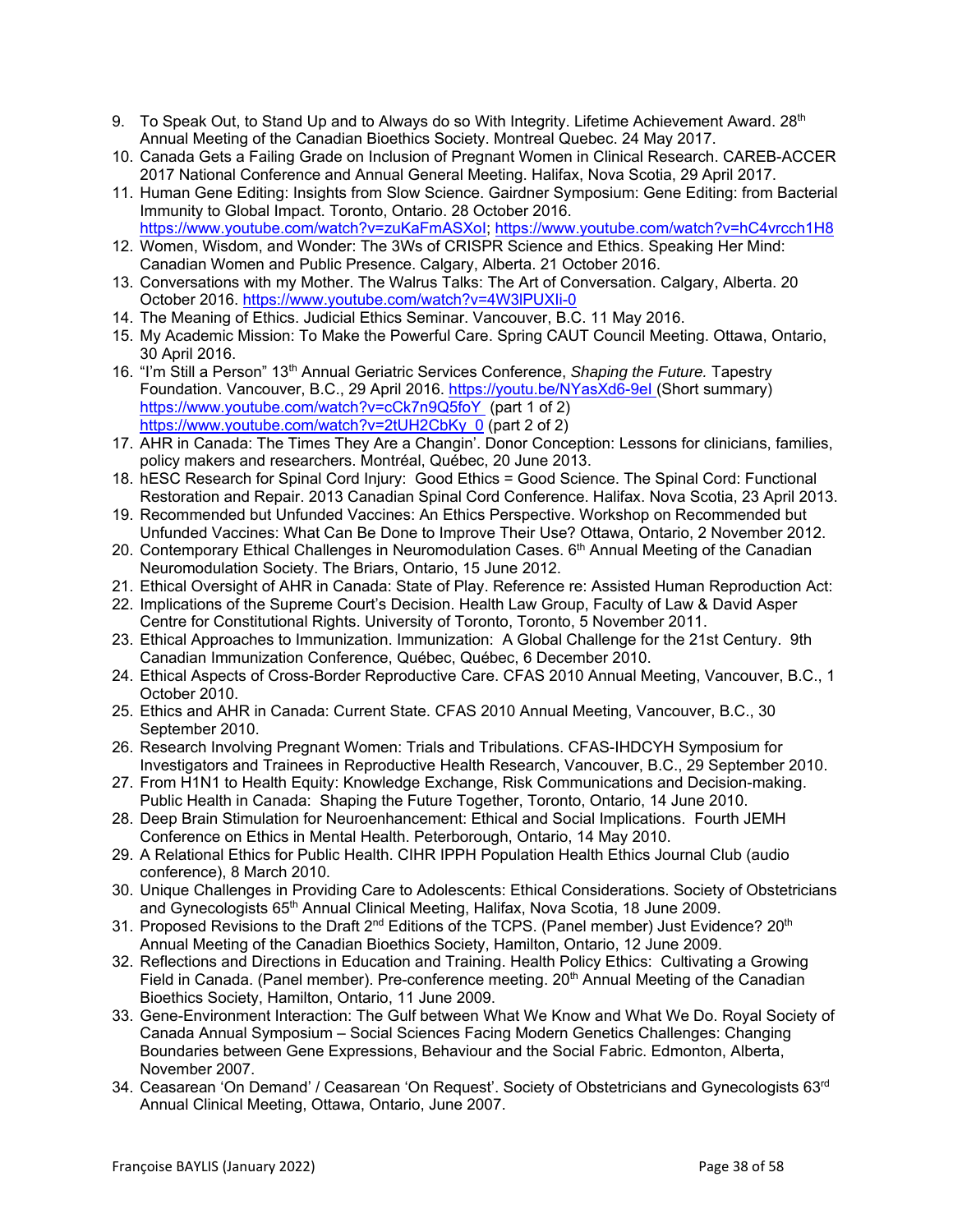9. To Speak Out, to Stand Up and to Always do so With Integrity. Lifetime Achievement Award. 28th Annual Meeting of the Canadian Bioethics Society. Montreal Quebec. 24 May 2017.
10. Canada Gets a Failing Grade on Inclusion of Pregnant Women in Clinical Research. CAREB-ACCER 2017 National Conference and Annual General Meeting. Halifax, Nova Scotia, 29 April 2017.
11. Human Gene Editing: Insights from Slow Science. Gairdner Symposium: Gene Editing: from Bacterial Immunity to Global Impact. Toronto, Ontario. 28 October 2016. https://www.youtube.com/watch?v=zuKaFmASXoI; https://www.youtube.com/watch?v=hC4vrcch1H8
12. Women, Wisdom, and Wonder: The 3Ws of CRISPR Science and Ethics. Speaking Her Mind: Canadian Women and Public Presence. Calgary, Alberta. 21 October 2016.
13. Conversations with my Mother. The Walrus Talks: The Art of Conversation. Calgary, Alberta. 20 October 2016. https://www.youtube.com/watch?v=4W3lPUXIi-0
14. The Meaning of Ethics. Judicial Ethics Seminar. Vancouver, B.C. 11 May 2016.
15. My Academic Mission: To Make the Powerful Care. Spring CAUT Council Meeting. Ottawa, Ontario, 30 April 2016.
16. "I'm Still a Person" 13th Annual Geriatric Services Conference, *Shaping the Future.* Tapestry Foundation. Vancouver, B.C., 29 April 2016. https://youtu.be/NYasXd6-9eI (Short summary) https://www.youtube.com/watch?v=cCk7n9Q5foY (part 1 of 2) https://www.youtube.com/watch?v=2tUH2CbKy_0 (part 2 of 2)
17. AHR in Canada: The Times They Are a Changin'. Donor Conception: Lessons for clinicians, families, policy makers and researchers. Montréal, Québec, 20 June 2013.
18. hESC Research for Spinal Cord Injury: Good Ethics = Good Science. The Spinal Cord: Functional Restoration and Repair. 2013 Canadian Spinal Cord Conference. Halifax. Nova Scotia, 23 April 2013.
19. Recommended but Unfunded Vaccines: An Ethics Perspective. Workshop on Recommended but Unfunded Vaccines: What Can Be Done to Improve Their Use? Ottawa, Ontario, 2 November 2012.
20. Contemporary Ethical Challenges in Neuromodulation Cases. 6th Annual Meeting of the Canadian Neuromodulation Society. The Briars, Ontario, 15 June 2012.
21. Ethical Oversight of AHR in Canada: State of Play. Reference re: Assisted Human Reproduction Act:
22. Implications of the Supreme Court's Decision. Health Law Group, Faculty of Law & David Asper Centre for Constitutional Rights. University of Toronto, Toronto, 5 November 2011.
23. Ethical Approaches to Immunization. Immunization: A Global Challenge for the 21st Century. 9th Canadian Immunization Conference, Québec, Québec, 6 December 2010.
24. Ethical Aspects of Cross-Border Reproductive Care. CFAS 2010 Annual Meeting, Vancouver, B.C., 1 October 2010.
25. Ethics and AHR in Canada: Current State. CFAS 2010 Annual Meeting, Vancouver, B.C., 30 September 2010.
26. Research Involving Pregnant Women: Trials and Tribulations. CFAS-IHDCYH Symposium for Investigators and Trainees in Reproductive Health Research, Vancouver, B.C., 29 September 2010.
27. From H1N1 to Health Equity: Knowledge Exchange, Risk Communications and Decision-making. Public Health in Canada: Shaping the Future Together, Toronto, Ontario, 14 June 2010.
28. Deep Brain Stimulation for Neuroenhancement: Ethical and Social Implications. Fourth JEMH Conference on Ethics in Mental Health. Peterborough, Ontario, 14 May 2010.
29. A Relational Ethics for Public Health. CIHR IPPH Population Health Ethics Journal Club (audio conference), 8 March 2010.
30. Unique Challenges in Providing Care to Adolescents: Ethical Considerations. Society of Obstetricians and Gynecologists 65th Annual Clinical Meeting, Halifax, Nova Scotia, 18 June 2009.
31. Proposed Revisions to the Draft 2nd Editions of the TCPS. (Panel member) Just Evidence? 20th Annual Meeting of the Canadian Bioethics Society, Hamilton, Ontario, 12 June 2009.
32. Reflections and Directions in Education and Training. Health Policy Ethics: Cultivating a Growing Field in Canada. (Panel member). Pre-conference meeting. 20th Annual Meeting of the Canadian Bioethics Society, Hamilton, Ontario, 11 June 2009.
33. Gene-Environment Interaction: The Gulf between What We Know and What We Do. Royal Society of Canada Annual Symposium – Social Sciences Facing Modern Genetics Challenges: Changing Boundaries between Gene Expressions, Behaviour and the Social Fabric. Edmonton, Alberta, November 2007.
34. Ceasarean 'On Demand' / Ceasarean 'On Request'. Society of Obstetricians and Gynecologists 63rd Annual Clinical Meeting, Ottawa, Ontario, June 2007.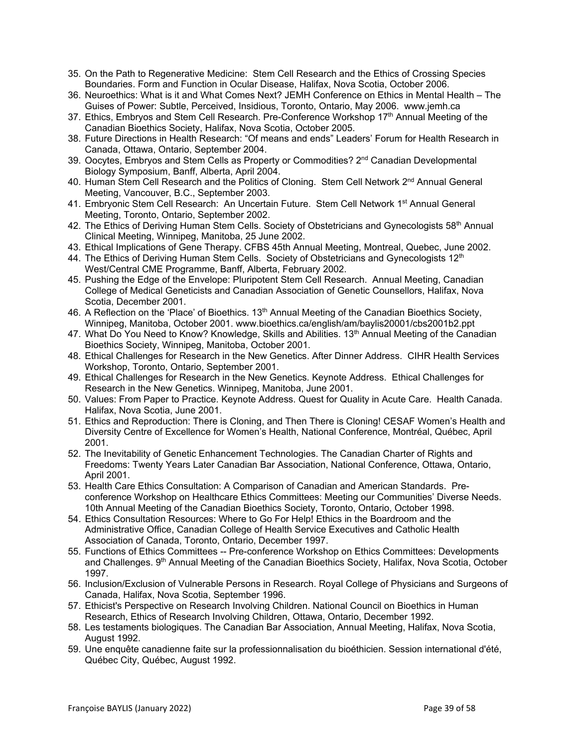35. On the Path to Regenerative Medicine: Stem Cell Research and the Ethics of Crossing Species Boundaries. Form and Function in Ocular Disease, Halifax, Nova Scotia, October 2006.
36. Neuroethics: What is it and What Comes Next? JEMH Conference on Ethics in Mental Health – The Guises of Power: Subtle, Perceived, Insidious, Toronto, Ontario, May 2006. www.jemh.ca
37. Ethics, Embryos and Stem Cell Research. Pre-Conference Workshop 17th Annual Meeting of the Canadian Bioethics Society, Halifax, Nova Scotia, October 2005.
38. Future Directions in Health Research: "Of means and ends" Leaders' Forum for Health Research in Canada, Ottawa, Ontario, September 2004.
39. Oocytes, Embryos and Stem Cells as Property or Commodities? 2nd Canadian Developmental Biology Symposium, Banff, Alberta, April 2004.
40. Human Stem Cell Research and the Politics of Cloning. Stem Cell Network 2nd Annual General Meeting, Vancouver, B.C., September 2003.
41. Embryonic Stem Cell Research: An Uncertain Future. Stem Cell Network 1st Annual General Meeting, Toronto, Ontario, September 2002.
42. The Ethics of Deriving Human Stem Cells. Society of Obstetricians and Gynecologists 58th Annual Clinical Meeting, Winnipeg, Manitoba, 25 June 2002.
43. Ethical Implications of Gene Therapy. CFBS 45th Annual Meeting, Montreal, Quebec, June 2002.
44. The Ethics of Deriving Human Stem Cells. Society of Obstetricians and Gynecologists 12th West/Central CME Programme, Banff, Alberta, February 2002.
45. Pushing the Edge of the Envelope: Pluripotent Stem Cell Research. Annual Meeting, Canadian College of Medical Geneticists and Canadian Association of Genetic Counsellors, Halifax, Nova Scotia, December 2001.
46. A Reflection on the 'Place' of Bioethics. 13th Annual Meeting of the Canadian Bioethics Society, Winnipeg, Manitoba, October 2001. www.bioethics.ca/english/am/baylis20001/cbs2001b2.ppt
47. What Do You Need to Know? Knowledge, Skills and Abilities. 13th Annual Meeting of the Canadian Bioethics Society, Winnipeg, Manitoba, October 2001.
48. Ethical Challenges for Research in the New Genetics. After Dinner Address. CIHR Health Services Workshop, Toronto, Ontario, September 2001.
49. Ethical Challenges for Research in the New Genetics. Keynote Address. Ethical Challenges for Research in the New Genetics. Winnipeg, Manitoba, June 2001.
50. Values: From Paper to Practice. Keynote Address. Quest for Quality in Acute Care. Health Canada. Halifax, Nova Scotia, June 2001.
51. Ethics and Reproduction: There is Cloning, and Then There is Cloning! CESAF Women's Health and Diversity Centre of Excellence for Women's Health, National Conference, Montréal, Québec, April 2001.
52. The Inevitability of Genetic Enhancement Technologies. The Canadian Charter of Rights and Freedoms: Twenty Years Later Canadian Bar Association, National Conference, Ottawa, Ontario, April 2001.
53. Health Care Ethics Consultation: A Comparison of Canadian and American Standards. Pre-conference Workshop on Healthcare Ethics Committees: Meeting our Communities' Diverse Needs. 10th Annual Meeting of the Canadian Bioethics Society, Toronto, Ontario, October 1998.
54. Ethics Consultation Resources: Where to Go For Help! Ethics in the Boardroom and the Administrative Office, Canadian College of Health Service Executives and Catholic Health Association of Canada, Toronto, Ontario, December 1997.
55. Functions of Ethics Committees -- Pre-conference Workshop on Ethics Committees: Developments and Challenges. 9th Annual Meeting of the Canadian Bioethics Society, Halifax, Nova Scotia, October 1997.
56. Inclusion/Exclusion of Vulnerable Persons in Research. Royal College of Physicians and Surgeons of Canada, Halifax, Nova Scotia, September 1996.
57. Ethicist's Perspective on Research Involving Children. National Council on Bioethics in Human Research, Ethics of Research Involving Children, Ottawa, Ontario, December 1992.
58. Les testaments biologiques. The Canadian Bar Association, Annual Meeting, Halifax, Nova Scotia, August 1992.
59. Une enquête canadienne faite sur la professionnalisation du bioéthicien. Session international d'été, Québec City, Québec, August 1992.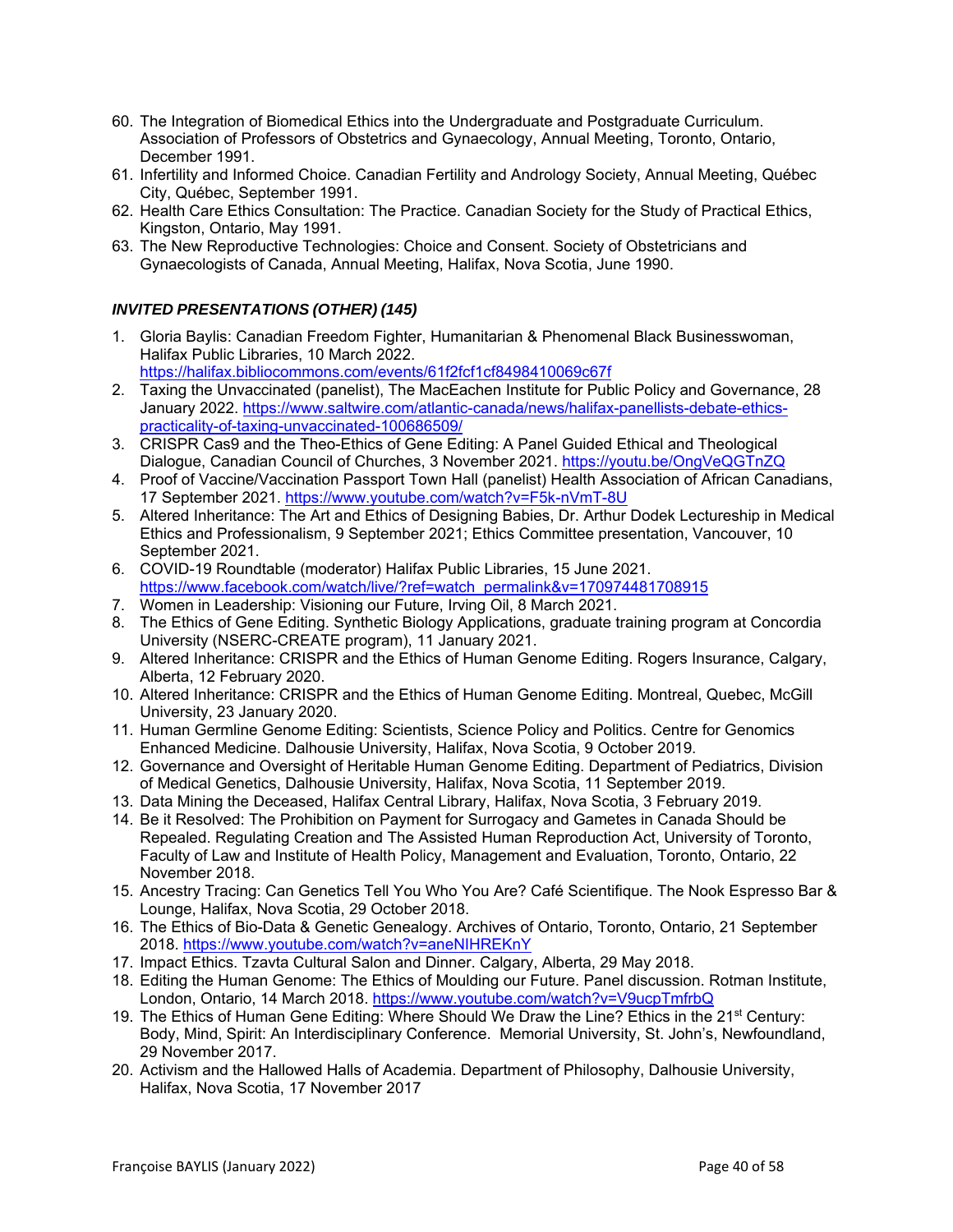60. The Integration of Biomedical Ethics into the Undergraduate and Postgraduate Curriculum. Association of Professors of Obstetrics and Gynaecology, Annual Meeting, Toronto, Ontario, December 1991.
61. Infertility and Informed Choice. Canadian Fertility and Andrology Society, Annual Meeting, Québec City, Québec, September 1991.
62. Health Care Ethics Consultation: The Practice. Canadian Society for the Study of Practical Ethics, Kingston, Ontario, May 1991.
63. The New Reproductive Technologies: Choice and Consent. Society of Obstetricians and Gynaecologists of Canada, Annual Meeting, Halifax, Nova Scotia, June 1990.

### *INVITED PRESENTATIONS (OTHER) (145)*

1. Gloria Baylis: Canadian Freedom Fighter, Humanitarian & Phenomenal Black Businesswoman, Halifax Public Libraries, 10 March 2022. https://halifax.bibliocommons.com/events/61f2fcf1cf8498410069c67f
2. Taxing the Unvaccinated (panelist), The MacEachen Institute for Public Policy and Governance, 28 January 2022. https://www.saltwire.com/atlantic-canada/news/halifax-panellists-debate-ethics-practicality-of-taxing-unvaccinated-100686509/
3. CRISPR Cas9 and the Theo-Ethics of Gene Editing: A Panel Guided Ethical and Theological Dialogue, Canadian Council of Churches, 3 November 2021. https://youtu.be/OngVeQGTnZQ
4. Proof of Vaccine/Vaccination Passport Town Hall (panelist) Health Association of African Canadians, 17 September 2021. https://www.youtube.com/watch?v=F5k-nVmT-8U
5. Altered Inheritance: The Art and Ethics of Designing Babies, Dr. Arthur Dodek Lectureship in Medical Ethics and Professionalism, 9 September 2021; Ethics Committee presentation, Vancouver, 10 September 2021.
6. COVID-19 Roundtable (moderator) Halifax Public Libraries, 15 June 2021. https://www.facebook.com/watch/live/?ref=watch_permalink&v=170974481708915
7. Women in Leadership: Visioning our Future, Irving Oil, 8 March 2021.
8. The Ethics of Gene Editing. Synthetic Biology Applications, graduate training program at Concordia University (NSERC-CREATE program), 11 January 2021.
9. Altered Inheritance: CRISPR and the Ethics of Human Genome Editing. Rogers Insurance, Calgary, Alberta, 12 February 2020.
10. Altered Inheritance: CRISPR and the Ethics of Human Genome Editing. Montreal, Quebec, McGill University, 23 January 2020.
11. Human Germline Genome Editing: Scientists, Science Policy and Politics. Centre for Genomics Enhanced Medicine. Dalhousie University, Halifax, Nova Scotia, 9 October 2019.
12. Governance and Oversight of Heritable Human Genome Editing. Department of Pediatrics, Division of Medical Genetics, Dalhousie University, Halifax, Nova Scotia, 11 September 2019.
13. Data Mining the Deceased, Halifax Central Library, Halifax, Nova Scotia, 3 February 2019.
14. Be it Resolved: The Prohibition on Payment for Surrogacy and Gametes in Canada Should be Repealed. Regulating Creation and The Assisted Human Reproduction Act, University of Toronto, Faculty of Law and Institute of Health Policy, Management and Evaluation, Toronto, Ontario, 22 November 2018.
15. Ancestry Tracing: Can Genetics Tell You Who You Are? Café Scientifique. The Nook Espresso Bar & Lounge, Halifax, Nova Scotia, 29 October 2018.
16. The Ethics of Bio-Data & Genetic Genealogy. Archives of Ontario, Toronto, Ontario, 21 September 2018. https://www.youtube.com/watch?v=aneNIHREKnY
17. Impact Ethics. Tzavta Cultural Salon and Dinner. Calgary, Alberta, 29 May 2018.
18. Editing the Human Genome: The Ethics of Moulding our Future. Panel discussion. Rotman Institute, London, Ontario, 14 March 2018. https://www.youtube.com/watch?v=V9ucpTmfrbQ
19. The Ethics of Human Gene Editing: Where Should We Draw the Line? Ethics in the 21st Century: Body, Mind, Spirit: An Interdisciplinary Conference. Memorial University, St. John's, Newfoundland, 29 November 2017.
20. Activism and the Hallowed Halls of Academia. Department of Philosophy, Dalhousie University, Halifax, Nova Scotia, 17 November 2017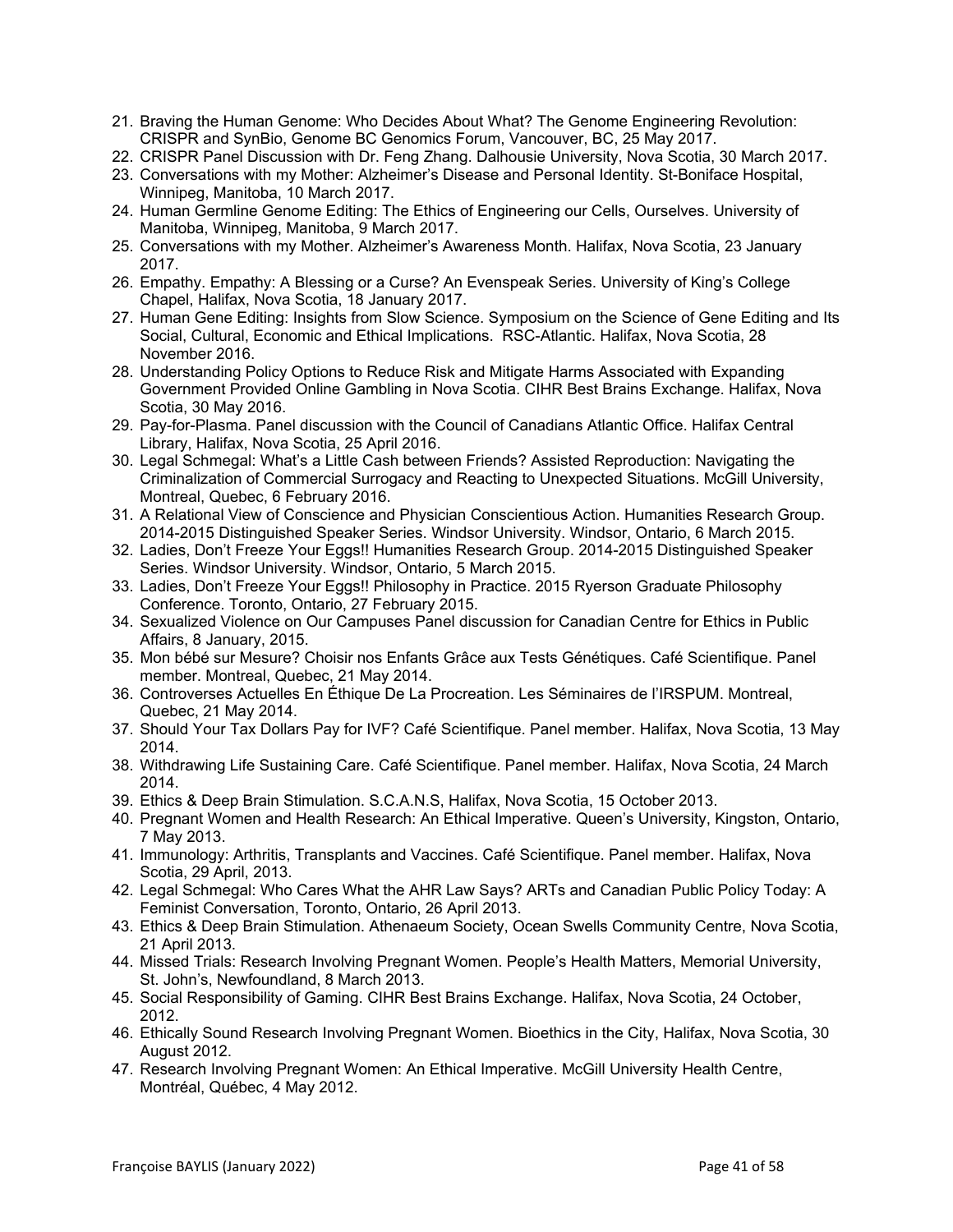21. Braving the Human Genome: Who Decides About What? The Genome Engineering Revolution: CRISPR and SynBio, Genome BC Genomics Forum, Vancouver, BC, 25 May 2017.
22. CRISPR Panel Discussion with Dr. Feng Zhang. Dalhousie University, Nova Scotia, 30 March 2017.
23. Conversations with my Mother: Alzheimer's Disease and Personal Identity. St-Boniface Hospital, Winnipeg, Manitoba, 10 March 2017.
24. Human Germline Genome Editing: The Ethics of Engineering our Cells, Ourselves. University of Manitoba, Winnipeg, Manitoba, 9 March 2017.
25. Conversations with my Mother. Alzheimer's Awareness Month. Halifax, Nova Scotia, 23 January 2017.
26. Empathy. Empathy: A Blessing or a Curse? An Evenspeak Series. University of King's College Chapel, Halifax, Nova Scotia, 18 January 2017.
27. Human Gene Editing: Insights from Slow Science. Symposium on the Science of Gene Editing and Its Social, Cultural, Economic and Ethical Implications. RSC-Atlantic. Halifax, Nova Scotia, 28 November 2016.
28. Understanding Policy Options to Reduce Risk and Mitigate Harms Associated with Expanding Government Provided Online Gambling in Nova Scotia. CIHR Best Brains Exchange. Halifax, Nova Scotia, 30 May 2016.
29. Pay-for-Plasma. Panel discussion with the Council of Canadians Atlantic Office. Halifax Central Library, Halifax, Nova Scotia, 25 April 2016.
30. Legal Schmegal: What's a Little Cash between Friends? Assisted Reproduction: Navigating the Criminalization of Commercial Surrogacy and Reacting to Unexpected Situations. McGill University, Montreal, Quebec, 6 February 2016.
31. A Relational View of Conscience and Physician Conscientious Action. Humanities Research Group. 2014-2015 Distinguished Speaker Series. Windsor University. Windsor, Ontario, 6 March 2015.
32. Ladies, Don't Freeze Your Eggs!! Humanities Research Group. 2014-2015 Distinguished Speaker Series. Windsor University. Windsor, Ontario, 5 March 2015.
33. Ladies, Don't Freeze Your Eggs!! Philosophy in Practice. 2015 Ryerson Graduate Philosophy Conference. Toronto, Ontario, 27 February 2015.
34. Sexualized Violence on Our Campuses Panel discussion for Canadian Centre for Ethics in Public Affairs, 8 January, 2015.
35. Mon bébé sur Mesure? Choisir nos Enfants Grâce aux Tests Génétiques. Café Scientifique. Panel member. Montreal, Quebec, 21 May 2014.
36. Controverses Actuelles En Éthique De La Procreation. Les Séminaires de l'IRSPUM. Montreal, Quebec, 21 May 2014.
37. Should Your Tax Dollars Pay for IVF? Café Scientifique. Panel member. Halifax, Nova Scotia, 13 May 2014.
38. Withdrawing Life Sustaining Care. Café Scientifique. Panel member. Halifax, Nova Scotia, 24 March 2014.
39. Ethics & Deep Brain Stimulation. S.C.A.N.S, Halifax, Nova Scotia, 15 October 2013.
40. Pregnant Women and Health Research: An Ethical Imperative. Queen's University, Kingston, Ontario, 7 May 2013.
41. Immunology: Arthritis, Transplants and Vaccines. Café Scientifique. Panel member. Halifax, Nova Scotia, 29 April, 2013.
42. Legal Schmegal: Who Cares What the AHR Law Says? ARTs and Canadian Public Policy Today: A Feminist Conversation, Toronto, Ontario, 26 April 2013.
43. Ethics & Deep Brain Stimulation. Athenaeum Society, Ocean Swells Community Centre, Nova Scotia, 21 April 2013.
44. Missed Trials: Research Involving Pregnant Women. People's Health Matters, Memorial University, St. John's, Newfoundland, 8 March 2013.
45. Social Responsibility of Gaming. CIHR Best Brains Exchange. Halifax, Nova Scotia, 24 October, 2012.
46. Ethically Sound Research Involving Pregnant Women. Bioethics in the City, Halifax, Nova Scotia, 30 August 2012.
47. Research Involving Pregnant Women: An Ethical Imperative. McGill University Health Centre, Montréal, Québec, 4 May 2012.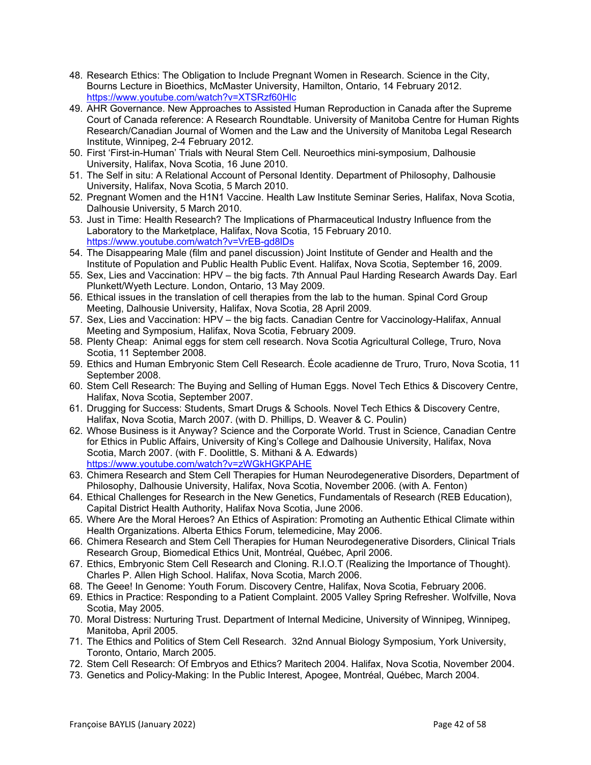48. Research Ethics: The Obligation to Include Pregnant Women in Research. Science in the City, Bourns Lecture in Bioethics, McMaster University, Hamilton, Ontario, 14 February 2012. https://www.youtube.com/watch?v=XTSRzf60Hlc
49. AHR Governance. New Approaches to Assisted Human Reproduction in Canada after the Supreme Court of Canada reference: A Research Roundtable. University of Manitoba Centre for Human Rights Research/Canadian Journal of Women and the Law and the University of Manitoba Legal Research Institute, Winnipeg, 2-4 February 2012.
50. First 'First-in-Human' Trials with Neural Stem Cell. Neuroethics mini-symposium, Dalhousie University, Halifax, Nova Scotia, 16 June 2010.
51. The Self in situ: A Relational Account of Personal Identity. Department of Philosophy, Dalhousie University, Halifax, Nova Scotia, 5 March 2010.
52. Pregnant Women and the H1N1 Vaccine. Health Law Institute Seminar Series, Halifax, Nova Scotia, Dalhousie University, 5 March 2010.
53. Just in Time: Health Research? The Implications of Pharmaceutical Industry Influence from the Laboratory to the Marketplace, Halifax, Nova Scotia, 15 February 2010. https://www.youtube.com/watch?v=VrEB-gd8lDs
54. The Disappearing Male (film and panel discussion) Joint Institute of Gender and Health and the Institute of Population and Public Health Public Event. Halifax, Nova Scotia, September 16, 2009.
55. Sex, Lies and Vaccination: HPV – the big facts. 7th Annual Paul Harding Research Awards Day. Earl Plunkett/Wyeth Lecture. London, Ontario, 13 May 2009.
56. Ethical issues in the translation of cell therapies from the lab to the human. Spinal Cord Group Meeting, Dalhousie University, Halifax, Nova Scotia, 28 April 2009.
57. Sex, Lies and Vaccination: HPV – the big facts. Canadian Centre for Vaccinology-Halifax, Annual Meeting and Symposium, Halifax, Nova Scotia, February 2009.
58. Plenty Cheap: Animal eggs for stem cell research. Nova Scotia Agricultural College, Truro, Nova Scotia, 11 September 2008.
59. Ethics and Human Embryonic Stem Cell Research. École acadienne de Truro, Truro, Nova Scotia, 11 September 2008.
60. Stem Cell Research: The Buying and Selling of Human Eggs. Novel Tech Ethics & Discovery Centre, Halifax, Nova Scotia, September 2007.
61. Drugging for Success: Students, Smart Drugs & Schools. Novel Tech Ethics & Discovery Centre, Halifax, Nova Scotia, March 2007. (with D. Phillips, D. Weaver & C. Poulin)
62. Whose Business is it Anyway? Science and the Corporate World. Trust in Science, Canadian Centre for Ethics in Public Affairs, University of King's College and Dalhousie University, Halifax, Nova Scotia, March 2007. (with F. Doolittle, S. Mithani & A. Edwards) https://www.youtube.com/watch?v=zWGkHGKPAHE
63. Chimera Research and Stem Cell Therapies for Human Neurodegenerative Disorders, Department of Philosophy, Dalhousie University, Halifax, Nova Scotia, November 2006. (with A. Fenton)
64. Ethical Challenges for Research in the New Genetics, Fundamentals of Research (REB Education), Capital District Health Authority, Halifax Nova Scotia, June 2006.
65. Where Are the Moral Heroes? An Ethics of Aspiration: Promoting an Authentic Ethical Climate within Health Organizations. Alberta Ethics Forum, telemedicine, May 2006.
66. Chimera Research and Stem Cell Therapies for Human Neurodegenerative Disorders, Clinical Trials Research Group, Biomedical Ethics Unit, Montréal, Québec, April 2006.
67. Ethics, Embryonic Stem Cell Research and Cloning. R.I.O.T (Realizing the Importance of Thought). Charles P. Allen High School. Halifax, Nova Scotia, March 2006.
68. The Geee! In Genome: Youth Forum. Discovery Centre, Halifax, Nova Scotia, February 2006.
69. Ethics in Practice: Responding to a Patient Complaint. 2005 Valley Spring Refresher. Wolfville, Nova Scotia, May 2005.
70. Moral Distress: Nurturing Trust. Department of Internal Medicine, University of Winnipeg, Winnipeg, Manitoba, April 2005.
71. The Ethics and Politics of Stem Cell Research. 32nd Annual Biology Symposium, York University, Toronto, Ontario, March 2005.
72. Stem Cell Research: Of Embryos and Ethics? Maritech 2004. Halifax, Nova Scotia, November 2004.
73. Genetics and Policy-Making: In the Public Interest, Apogee, Montréal, Québec, March 2004.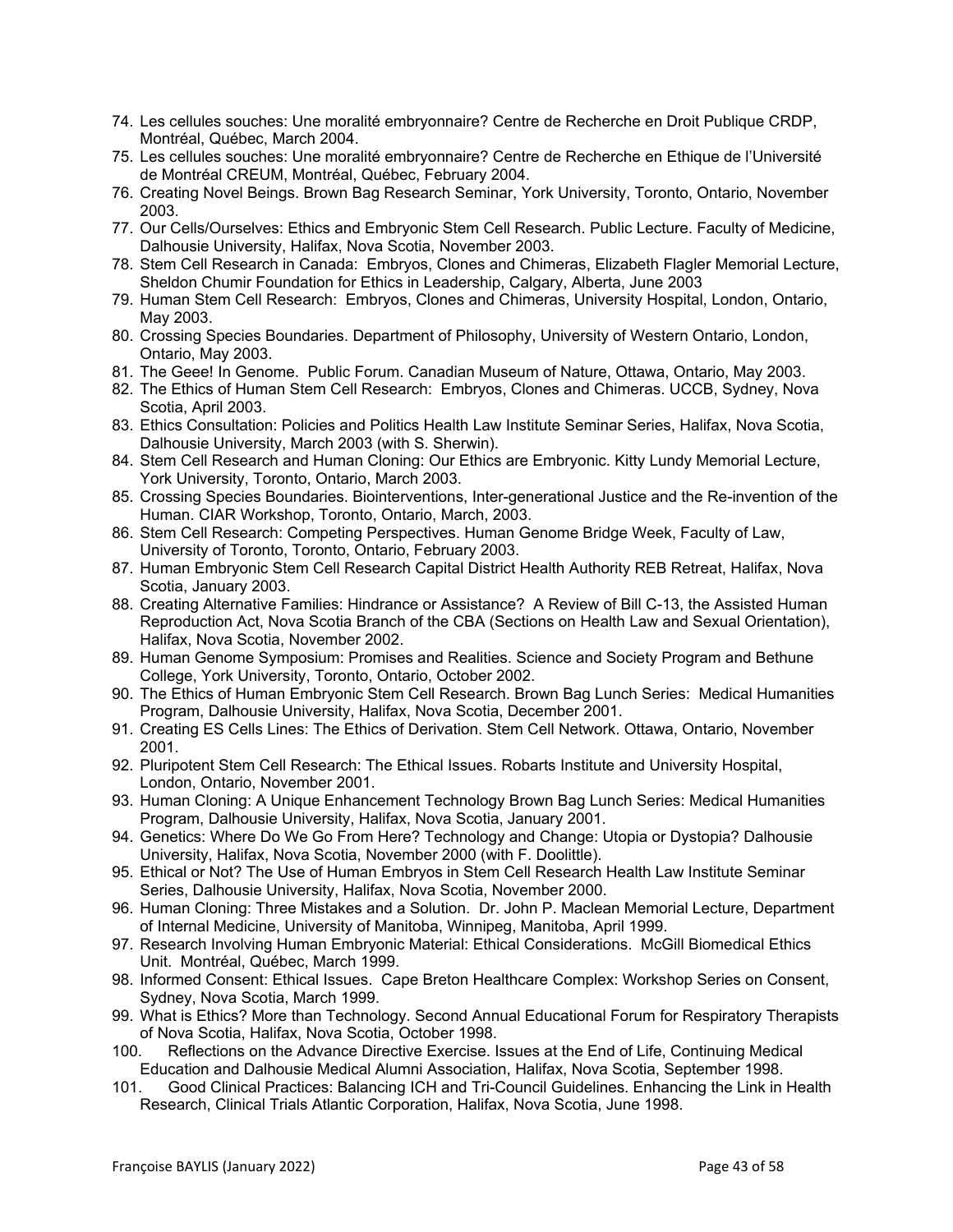74. Les cellules souches: Une moralité embryonnaire? Centre de Recherche en Droit Publique CRDP, Montréal, Québec, March 2004.
75. Les cellules souches: Une moralité embryonnaire? Centre de Recherche en Ethique de l'Université de Montréal CREUM, Montréal, Québec, February 2004.
76. Creating Novel Beings. Brown Bag Research Seminar, York University, Toronto, Ontario, November 2003.
77. Our Cells/Ourselves: Ethics and Embryonic Stem Cell Research. Public Lecture. Faculty of Medicine, Dalhousie University, Halifax, Nova Scotia, November 2003.
78. Stem Cell Research in Canada: Embryos, Clones and Chimeras, Elizabeth Flagler Memorial Lecture, Sheldon Chumir Foundation for Ethics in Leadership, Calgary, Alberta, June 2003
79. Human Stem Cell Research: Embryos, Clones and Chimeras, University Hospital, London, Ontario, May 2003.
80. Crossing Species Boundaries. Department of Philosophy, University of Western Ontario, London, Ontario, May 2003.
81. The Geee! In Genome. Public Forum. Canadian Museum of Nature, Ottawa, Ontario, May 2003.
82. The Ethics of Human Stem Cell Research: Embryos, Clones and Chimeras. UCCB, Sydney, Nova Scotia, April 2003.
83. Ethics Consultation: Policies and Politics Health Law Institute Seminar Series, Halifax, Nova Scotia, Dalhousie University, March 2003 (with S. Sherwin).
84. Stem Cell Research and Human Cloning: Our Ethics are Embryonic. Kitty Lundy Memorial Lecture, York University, Toronto, Ontario, March 2003.
85. Crossing Species Boundaries. Biointerventions, Inter-generational Justice and the Re-invention of the Human. CIAR Workshop, Toronto, Ontario, March, 2003.
86. Stem Cell Research: Competing Perspectives. Human Genome Bridge Week, Faculty of Law, University of Toronto, Toronto, Ontario, February 2003.
87. Human Embryonic Stem Cell Research Capital District Health Authority REB Retreat, Halifax, Nova Scotia, January 2003.
88. Creating Alternative Families: Hindrance or Assistance? A Review of Bill C-13, the Assisted Human Reproduction Act, Nova Scotia Branch of the CBA (Sections on Health Law and Sexual Orientation), Halifax, Nova Scotia, November 2002.
89. Human Genome Symposium: Promises and Realities. Science and Society Program and Bethune College, York University, Toronto, Ontario, October 2002.
90. The Ethics of Human Embryonic Stem Cell Research. Brown Bag Lunch Series: Medical Humanities Program, Dalhousie University, Halifax, Nova Scotia, December 2001.
91. Creating ES Cells Lines: The Ethics of Derivation. Stem Cell Network. Ottawa, Ontario, November 2001.
92. Pluripotent Stem Cell Research: The Ethical Issues. Robarts Institute and University Hospital, London, Ontario, November 2001.
93. Human Cloning: A Unique Enhancement Technology Brown Bag Lunch Series: Medical Humanities Program, Dalhousie University, Halifax, Nova Scotia, January 2001.
94. Genetics: Where Do We Go From Here? Technology and Change: Utopia or Dystopia? Dalhousie University, Halifax, Nova Scotia, November 2000 (with F. Doolittle).
95. Ethical or Not? The Use of Human Embryos in Stem Cell Research Health Law Institute Seminar Series, Dalhousie University, Halifax, Nova Scotia, November 2000.
96. Human Cloning: Three Mistakes and a Solution. Dr. John P. Maclean Memorial Lecture, Department of Internal Medicine, University of Manitoba, Winnipeg, Manitoba, April 1999.
97. Research Involving Human Embryonic Material: Ethical Considerations. McGill Biomedical Ethics Unit. Montréal, Québec, March 1999.
98. Informed Consent: Ethical Issues. Cape Breton Healthcare Complex: Workshop Series on Consent, Sydney, Nova Scotia, March 1999.
99. What is Ethics? More than Technology. Second Annual Educational Forum for Respiratory Therapists of Nova Scotia, Halifax, Nova Scotia, October 1998.
100. Reflections on the Advance Directive Exercise. Issues at the End of Life, Continuing Medical Education and Dalhousie Medical Alumni Association, Halifax, Nova Scotia, September 1998.
101. Good Clinical Practices: Balancing ICH and Tri-Council Guidelines. Enhancing the Link in Health Research, Clinical Trials Atlantic Corporation, Halifax, Nova Scotia, June 1998.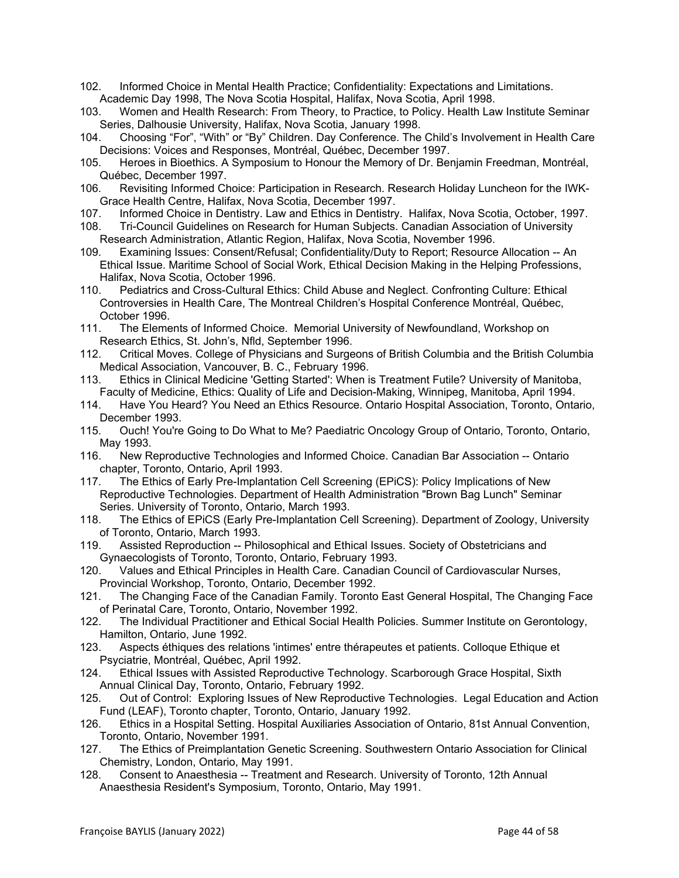102. Informed Choice in Mental Health Practice; Confidentiality: Expectations and Limitations. Academic Day 1998, The Nova Scotia Hospital, Halifax, Nova Scotia, April 1998.
103. Women and Health Research: From Theory, to Practice, to Policy. Health Law Institute Seminar Series, Dalhousie University, Halifax, Nova Scotia, January 1998.
104. Choosing “For”, “With” or “By” Children. Day Conference. The Child’s Involvement in Health Care Decisions: Voices and Responses, Montréal, Québec, December 1997.
105. Heroes in Bioethics. A Symposium to Honour the Memory of Dr. Benjamin Freedman, Montréal, Québec, December 1997.
106. Revisiting Informed Choice: Participation in Research. Research Holiday Luncheon for the IWK-Grace Health Centre, Halifax, Nova Scotia, December 1997.
107. Informed Choice in Dentistry. Law and Ethics in Dentistry. Halifax, Nova Scotia, October, 1997.
108. Tri-Council Guidelines on Research for Human Subjects. Canadian Association of University Research Administration, Atlantic Region, Halifax, Nova Scotia, November 1996.
109. Examining Issues: Consent/Refusal; Confidentiality/Duty to Report; Resource Allocation -- An Ethical Issue. Maritime School of Social Work, Ethical Decision Making in the Helping Professions, Halifax, Nova Scotia, October 1996.
110. Pediatrics and Cross-Cultural Ethics: Child Abuse and Neglect. Confronting Culture: Ethical Controversies in Health Care, The Montreal Children’s Hospital Conference Montréal, Québec, October 1996.
111. The Elements of Informed Choice. Memorial University of Newfoundland, Workshop on Research Ethics, St. John’s, Nfld, September 1996.
112. Critical Moves. College of Physicians and Surgeons of British Columbia and the British Columbia Medical Association, Vancouver, B. C., February 1996.
113. Ethics in Clinical Medicine 'Getting Started': When is Treatment Futile? University of Manitoba, Faculty of Medicine, Ethics: Quality of Life and Decision-Making, Winnipeg, Manitoba, April 1994.
114. Have You Heard? You Need an Ethics Resource. Ontario Hospital Association, Toronto, Ontario, December 1993.
115. Ouch! You're Going to Do What to Me? Paediatric Oncology Group of Ontario, Toronto, Ontario, May 1993.
116. New Reproductive Technologies and Informed Choice. Canadian Bar Association -- Ontario chapter, Toronto, Ontario, April 1993.
117. The Ethics of Early Pre-Implantation Cell Screening (EPiCS): Policy Implications of New Reproductive Technologies. Department of Health Administration "Brown Bag Lunch" Seminar Series. University of Toronto, Ontario, March 1993.
118. The Ethics of EPiCS (Early Pre-Implantation Cell Screening). Department of Zoology, University of Toronto, Ontario, March 1993.
119. Assisted Reproduction -- Philosophical and Ethical Issues. Society of Obstetricians and Gynaecologists of Toronto, Toronto, Ontario, February 1993.
120. Values and Ethical Principles in Health Care. Canadian Council of Cardiovascular Nurses, Provincial Workshop, Toronto, Ontario, December 1992.
121. The Changing Face of the Canadian Family. Toronto East General Hospital, The Changing Face of Perinatal Care, Toronto, Ontario, November 1992.
122. The Individual Practitioner and Ethical Social Health Policies. Summer Institute on Gerontology, Hamilton, Ontario, June 1992.
123. Aspects éthiques des relations 'intimes' entre thérapeutes et patients. Colloque Ethique et Psyciatrie, Montréal, Québec, April 1992.
124. Ethical Issues with Assisted Reproductive Technology. Scarborough Grace Hospital, Sixth Annual Clinical Day, Toronto, Ontario, February 1992.
125. Out of Control: Exploring Issues of New Reproductive Technologies. Legal Education and Action Fund (LEAF), Toronto chapter, Toronto, Ontario, January 1992.
126. Ethics in a Hospital Setting. Hospital Auxiliaries Association of Ontario, 81st Annual Convention, Toronto, Ontario, November 1991.
127. The Ethics of Preimplantation Genetic Screening. Southwestern Ontario Association for Clinical Chemistry, London, Ontario, May 1991.
128. Consent to Anaesthesia -- Treatment and Research. University of Toronto, 12th Annual Anaesthesia Resident's Symposium, Toronto, Ontario, May 1991.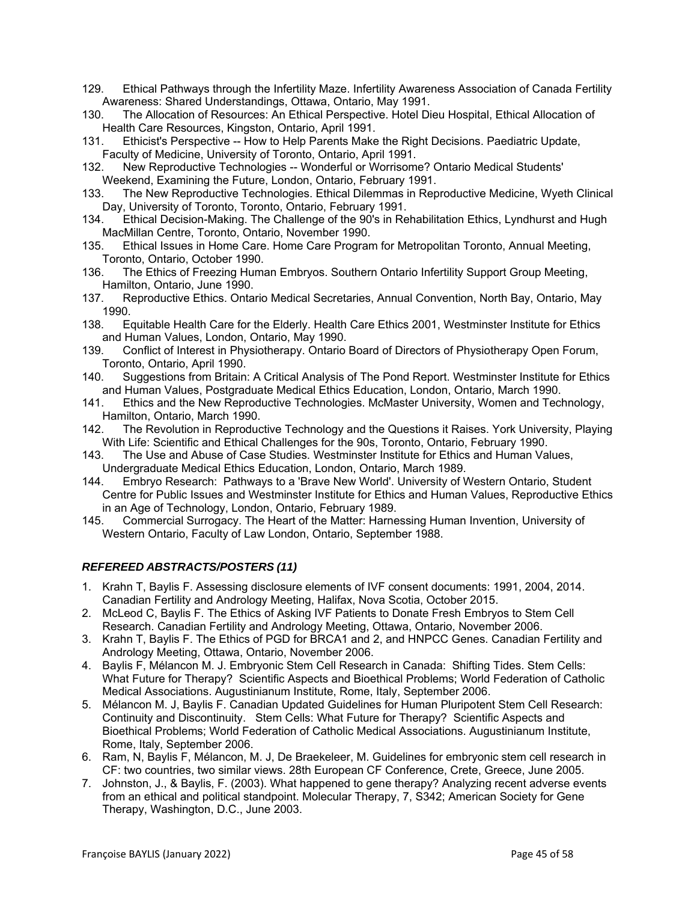129. Ethical Pathways through the Infertility Maze. Infertility Awareness Association of Canada Fertility Awareness: Shared Understandings, Ottawa, Ontario, May 1991.
130. The Allocation of Resources: An Ethical Perspective. Hotel Dieu Hospital, Ethical Allocation of Health Care Resources, Kingston, Ontario, April 1991.
131. Ethicist's Perspective -- How to Help Parents Make the Right Decisions. Paediatric Update, Faculty of Medicine, University of Toronto, Ontario, April 1991.
132. New Reproductive Technologies -- Wonderful or Worrisome? Ontario Medical Students' Weekend, Examining the Future, London, Ontario, February 1991.
133. The New Reproductive Technologies. Ethical Dilemmas in Reproductive Medicine, Wyeth Clinical Day, University of Toronto, Toronto, Ontario, February 1991.
134. Ethical Decision-Making. The Challenge of the 90's in Rehabilitation Ethics, Lyndhurst and Hugh MacMillan Centre, Toronto, Ontario, November 1990.
135. Ethical Issues in Home Care. Home Care Program for Metropolitan Toronto, Annual Meeting, Toronto, Ontario, October 1990.
136. The Ethics of Freezing Human Embryos. Southern Ontario Infertility Support Group Meeting, Hamilton, Ontario, June 1990.
137. Reproductive Ethics. Ontario Medical Secretaries, Annual Convention, North Bay, Ontario, May 1990.
138. Equitable Health Care for the Elderly. Health Care Ethics 2001, Westminster Institute for Ethics and Human Values, London, Ontario, May 1990.
139. Conflict of Interest in Physiotherapy. Ontario Board of Directors of Physiotherapy Open Forum, Toronto, Ontario, April 1990.
140. Suggestions from Britain: A Critical Analysis of The Pond Report. Westminster Institute for Ethics and Human Values, Postgraduate Medical Ethics Education, London, Ontario, March 1990.
141. Ethics and the New Reproductive Technologies. McMaster University, Women and Technology, Hamilton, Ontario, March 1990.
142. The Revolution in Reproductive Technology and the Questions it Raises. York University, Playing With Life: Scientific and Ethical Challenges for the 90s, Toronto, Ontario, February 1990.
143. The Use and Abuse of Case Studies. Westminster Institute for Ethics and Human Values, Undergraduate Medical Ethics Education, London, Ontario, March 1989.
144. Embryo Research: Pathways to a 'Brave New World'. University of Western Ontario, Student Centre for Public Issues and Westminster Institute for Ethics and Human Values, Reproductive Ethics in an Age of Technology, London, Ontario, February 1989.
145. Commercial Surrogacy. The Heart of the Matter: Harnessing Human Invention, University of Western Ontario, Faculty of Law London, Ontario, September 1988.

### *REFEREED ABSTRACTS/POSTERS (11)*

1. Krahn T, Baylis F. Assessing disclosure elements of IVF consent documents: 1991, 2004, 2014. Canadian Fertility and Andrology Meeting, Halifax, Nova Scotia, October 2015.
2. McLeod C, Baylis F. The Ethics of Asking IVF Patients to Donate Fresh Embryos to Stem Cell Research. Canadian Fertility and Andrology Meeting, Ottawa, Ontario, November 2006.
3. Krahn T, Baylis F. The Ethics of PGD for BRCA1 and 2, and HNPCC Genes. Canadian Fertility and Andrology Meeting, Ottawa, Ontario, November 2006.
4. Baylis F, Mélancon M. J. Embryonic Stem Cell Research in Canada: Shifting Tides. Stem Cells: What Future for Therapy? Scientific Aspects and Bioethical Problems; World Federation of Catholic Medical Associations. Augustinianum Institute, Rome, Italy, September 2006.
5. Mélancon M. J, Baylis F. Canadian Updated Guidelines for Human Pluripotent Stem Cell Research: Continuity and Discontinuity. Stem Cells: What Future for Therapy? Scientific Aspects and Bioethical Problems; World Federation of Catholic Medical Associations. Augustinianum Institute, Rome, Italy, September 2006.
6. Ram, N, Baylis F, Mélancon, M. J, De Braekeleer, M. Guidelines for embryonic stem cell research in CF: two countries, two similar views. 28th European CF Conference, Crete, Greece, June 2005.
7. Johnston, J., & Baylis, F. (2003). What happened to gene therapy? Analyzing recent adverse events from an ethical and political standpoint. Molecular Therapy, 7, S342; American Society for Gene Therapy, Washington, D.C., June 2003.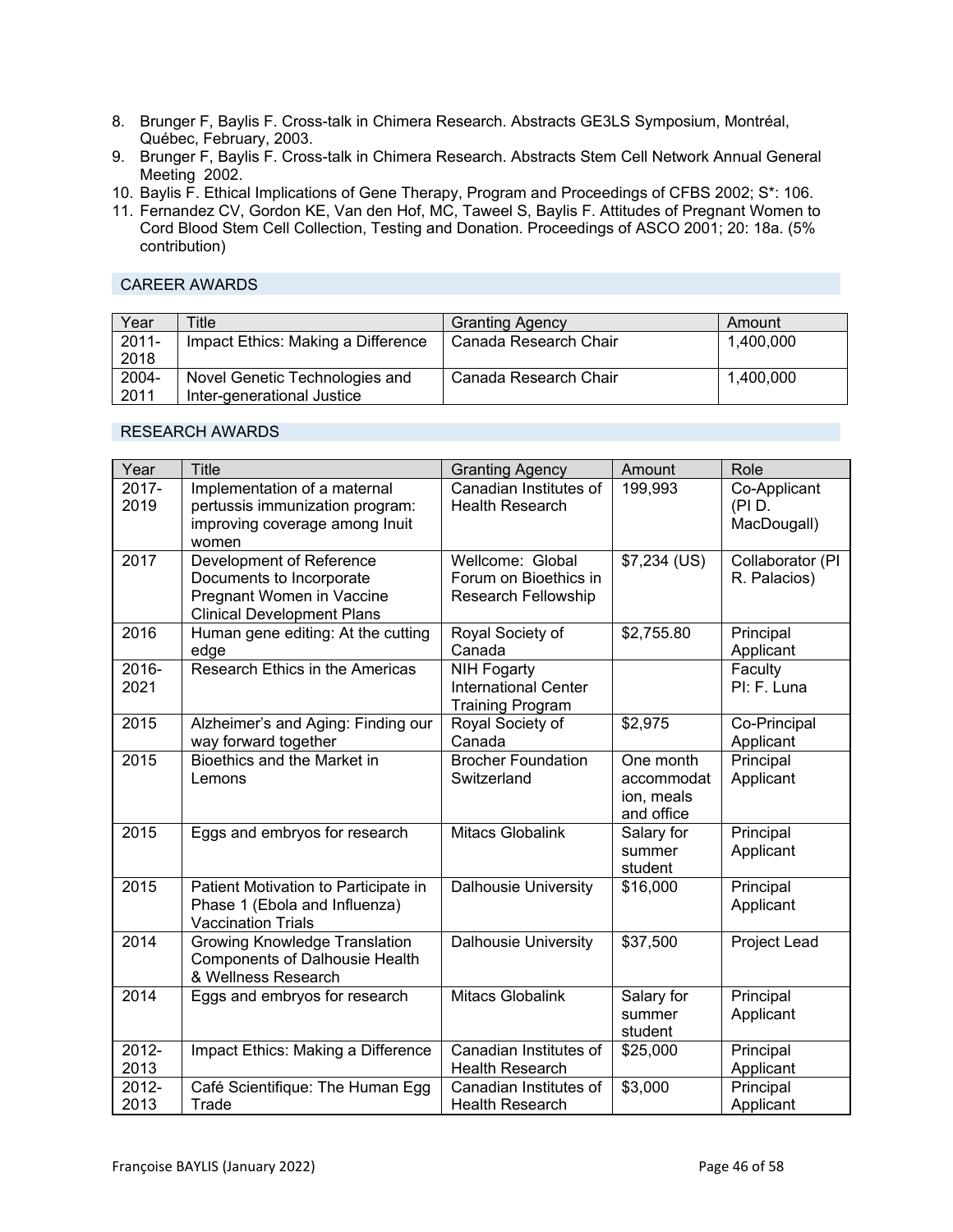8. Brunger F, Baylis F. Cross-talk in Chimera Research. Abstracts GE3LS Symposium, Montréal, Québec, February, 2003.
9. Brunger F, Baylis F. Cross-talk in Chimera Research. Abstracts Stem Cell Network Annual General Meeting 2002.
10. Baylis F. Ethical Implications of Gene Therapy, Program and Proceedings of CFBS 2002; S*: 106.
11. Fernandez CV, Gordon KE, Van den Hof, MC, Taweel S, Baylis F. Attitudes of Pregnant Women to Cord Blood Stem Cell Collection, Testing and Donation. Proceedings of ASCO 2001; 20: 18a. (5% contribution)

## CAREER AWARDS

| Year | Title | Granting Agency | Amount |
|---|---|---|---|
| 2011-2018 | Impact Ethics: Making a Difference | Canada Research Chair | 1,400,000 |
| 2004-2011 | Novel Genetic Technologies and Inter-generational Justice | Canada Research Chair | 1,400,000 |

## RESEARCH AWARDS

| Year | Title | Granting Agency | Amount | Role |
|---|---|---|---|---|
| 2017-2019 | Implementation of a maternal pertussis immunization program: improving coverage among Inuit women | Canadian Institutes of Health Research | 199,993 | Co-Applicant (PI D. MacDougall) |
| 2017 | Development of Reference Documents to Incorporate Pregnant Women in Vaccine Clinical Development Plans | Wellcome: Global Forum on Bioethics in Research Fellowship | $7,234 (US) | Collaborator (PI R. Palacios) |
| 2016 | Human gene editing: At the cutting edge | Royal Society of Canada | $2,755.80 | Principal Applicant |
| 2016-2021 | Research Ethics in the Americas | NIH Fogarty International Center Training Program | | Faculty PI: F. Luna |
| 2015 | Alzheimer's and Aging: Finding our way forward together | Royal Society of Canada | $2,975 | Co-Principal Applicant |
| 2015 | Bioethics and the Market in Lemons | Brocher Foundation Switzerland | One month accommodation, meals and office | Principal Applicant |
| 2015 | Eggs and embryos for research | Mitacs Globalink | Salary for summer student | Principal Applicant |
| 2015 | Patient Motivation to Participate in Phase 1 (Ebola and Influenza) Vaccination Trials | Dalhousie University | $16,000 | Principal Applicant |
| 2014 | Growing Knowledge Translation Components of Dalhousie Health & Wellness Research | Dalhousie University | $37,500 | Project Lead |
| 2014 | Eggs and embryos for research | Mitacs Globalink | Salary for summer student | Principal Applicant |
| 2012-2013 | Impact Ethics: Making a Difference | Canadian Institutes of Health Research | $25,000 | Principal Applicant |
| 2012-2013 | Café Scientifique: The Human Egg Trade | Canadian Institutes of Health Research | $3,000 | Principal Applicant |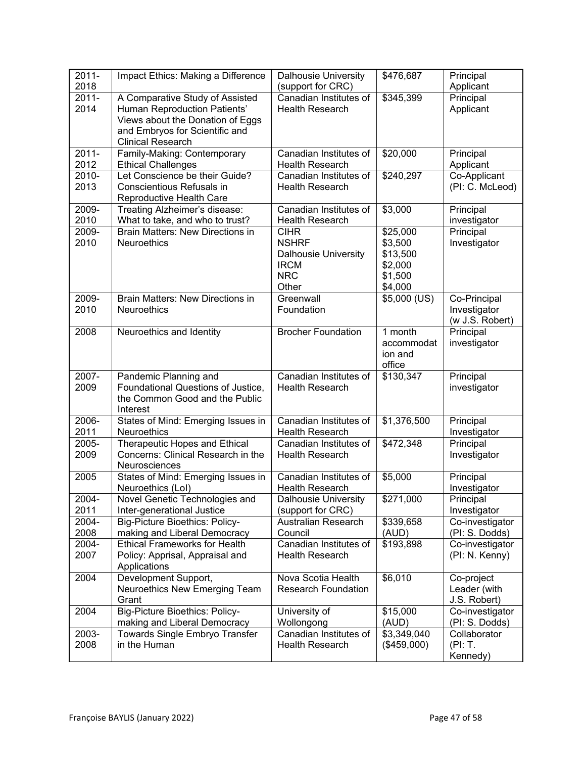| 2011-2018 | Impact Ethics: Making a Difference | Dalhousie University (support for CRC) | $476,687 | Principal Applicant |
|---|---|---|---|---|
| 2011-2014 | A Comparative Study of Assisted Human Reproduction Patients' Views about the Donation of Eggs and Embryos for Scientific and Clinical Research | Canadian Institutes of Health Research | $345,399 | Principal Applicant |
| 2011-2012 | Family-Making: Contemporary Ethical Challenges | Canadian Institutes of Health Research | $20,000 | Principal Applicant |
| 2010-2013 | Let Conscience be their Guide? Conscientious Refusals in Reproductive Health Care | Canadian Institutes of Health Research | $240,297 | Co-Applicant (PI: C. McLeod) |
| 2009-2010 | Treating Alzheimer's disease: What to take, and who to trust? | Canadian Institutes of Health Research | $3,000 | Principal investigator |
| 2009-2010 | Brain Matters: New Directions in Neuroethics | CIHR<br>NSHRF<br>Dalhousie University<br>IRCM<br>NRC<br>Other | $25,000<br>$3,500<br>$13,500<br>$2,000<br>$1,500<br>$4,000 | Principal Investigator |
| 2009-2010 | Brain Matters: New Directions in Neuroethics | Greenwall Foundation | $5,000 (US) | Co-Principal Investigator (w J.S. Robert) |
| 2008 | Neuroethics and Identity | Brocher Foundation | 1 month accommodation and office | Principal investigator |
| 2007-2009 | Pandemic Planning and Foundational Questions of Justice, the Common Good and the Public Interest | Canadian Institutes of Health Research | $130,347 | Principal investigator |
| 2006-2011 | States of Mind: Emerging Issues in Neuroethics | Canadian Institutes of Health Research | $1,376,500 | Principal Investigator |
| 2005-2009 | Therapeutic Hopes and Ethical Concerns: Clinical Research in the Neurosciences | Canadian Institutes of Health Research | $472,348 | Principal Investigator |
| 2005 | States of Mind: Emerging Issues in Neuroethics (LoI) | Canadian Institutes of Health Research | $5,000 | Principal Investigator |
| 2004-2011 | Novel Genetic Technologies and Inter-generational Justice | Dalhousie University (support for CRC) | $271,000 | Principal Investigator |
| 2004-2008 | Big-Picture Bioethics: Policy-making and Liberal Democracy | Australian Research Council | $339,658 (AUD) | Co-investigator (PI: S. Dodds) |
| 2004-2007 | Ethical Frameworks for Health Policy: Apprisal, Appraisal and Applications | Canadian Institutes of Health Research | $193,898 | Co-investigator (PI: N. Kenny) |
| 2004 | Development Support, Neuroethics New Emerging Team Grant | Nova Scotia Health Research Foundation | $6,010 | Co-project Leader (with J.S. Robert) |
| 2004 | Big-Picture Bioethics: Policy-making and Liberal Democracy | University of Wollongong | $15,000 (AUD) | Co-investigator (PI: S. Dodds) |
| 2003-2008 | Towards Single Embryo Transfer in the Human | Canadian Institutes of Health Research | $3,349,040 ($459,000) | Collaborator (PI: T. Kennedy) |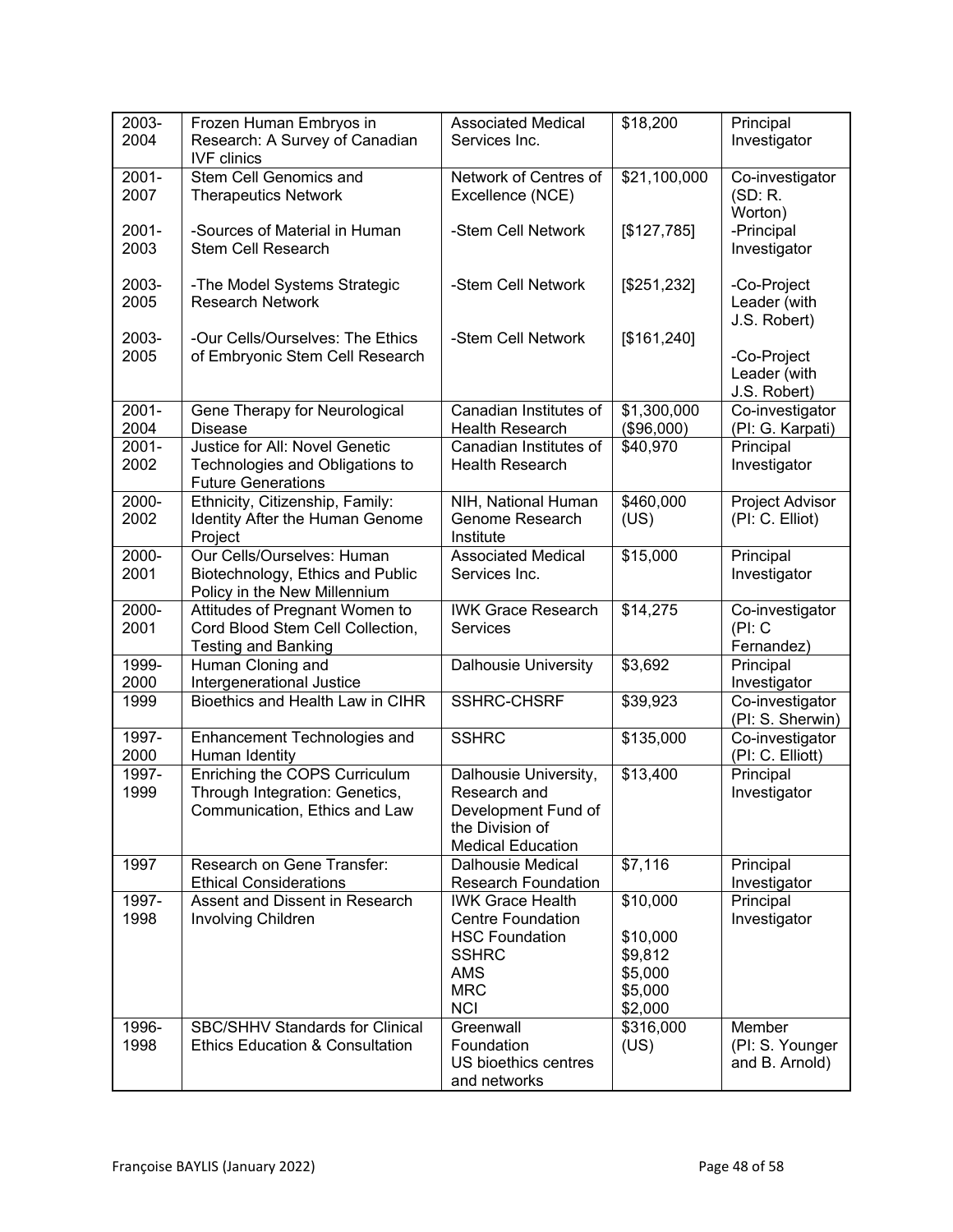| | | | | |
|---|---|---|---|---|
| 2003-2004 | Frozen Human Embryos in Research: A Survey of Canadian IVF clinics | Associated Medical Services Inc. | $18,200 | Principal Investigator |
| 2001-2007 | Stem Cell Genomics and Therapeutics Network | Network of Centres of Excellence (NCE) | $21,100,000 | Co-investigator (SD: R. Worton) |
| 2001-2003 | -Sources of Material in Human Stem Cell Research | -Stem Cell Network | [$127,785] | -Principal Investigator |
| 2003-2005 | -The Model Systems Strategic Research Network | -Stem Cell Network | [$251,232] | -Co-Project Leader (with J.S. Robert) |
| 2003-2005 | -Our Cells/Ourselves: The Ethics of Embryonic Stem Cell Research | -Stem Cell Network | [$161,240] | -Co-Project Leader (with J.S. Robert) |
| 2001-2004 | Gene Therapy for Neurological Disease | Canadian Institutes of Health Research | $1,300,000 ($96,000) | Co-investigator (PI: G. Karpati) |
| 2001-2002 | Justice for All: Novel Genetic Technologies and Obligations to Future Generations | Canadian Institutes of Health Research | $40,970 | Principal Investigator |
| 2000-2002 | Ethnicity, Citizenship, Family: Identity After the Human Genome Project | NIH, National Human Genome Research Institute | $460,000 (US) | Project Advisor (PI: C. Elliot) |
| 2000-2001 | Our Cells/Ourselves: Human Biotechnology, Ethics and Public Policy in the New Millennium | Associated Medical Services Inc. | $15,000 | Principal Investigator |
| 2000-2001 | Attitudes of Pregnant Women to Cord Blood Stem Cell Collection, Testing and Banking | IWK Grace Research Services | $14,275 | Co-investigator (PI: C Fernandez) |
| 1999-2000 | Human Cloning and Intergenerational Justice | Dalhousie University | $3,692 | Principal Investigator |
| 1999 | Bioethics and Health Law in CIHR | SSHRC-CHSRF | $39,923 | Co-investigator (PI: S. Sherwin) |
| 1997-2000 | Enhancement Technologies and Human Identity | SSHRC | $135,000 | Co-investigator (PI: C. Elliott) |
| 1997-1999 | Enriching the COPS Curriculum Through Integration: Genetics, Communication, Ethics and Law | Dalhousie University, Research and Development Fund of the Division of Medical Education | $13,400 | Principal Investigator |
| 1997 | Research on Gene Transfer: Ethical Considerations | Dalhousie Medical Research Foundation | $7,116 | Principal Investigator |
| 1997-1998 | Assent and Dissent in Research Involving Children | IWK Grace Health Centre Foundation<br>HSC Foundation<br>SSHRC<br>AMS<br>MRC<br>NCI | $10,000<br>$10,000<br>$9,812<br>$5,000<br>$5,000<br>$2,000 | Principal Investigator |
| 1996-1998 | SBC/SHHV Standards for Clinical Ethics Education & Consultation | Greenwall Foundation<br>US bioethics centres and networks | $316,000 (US) | Member (PI: S. Younger and B. Arnold) |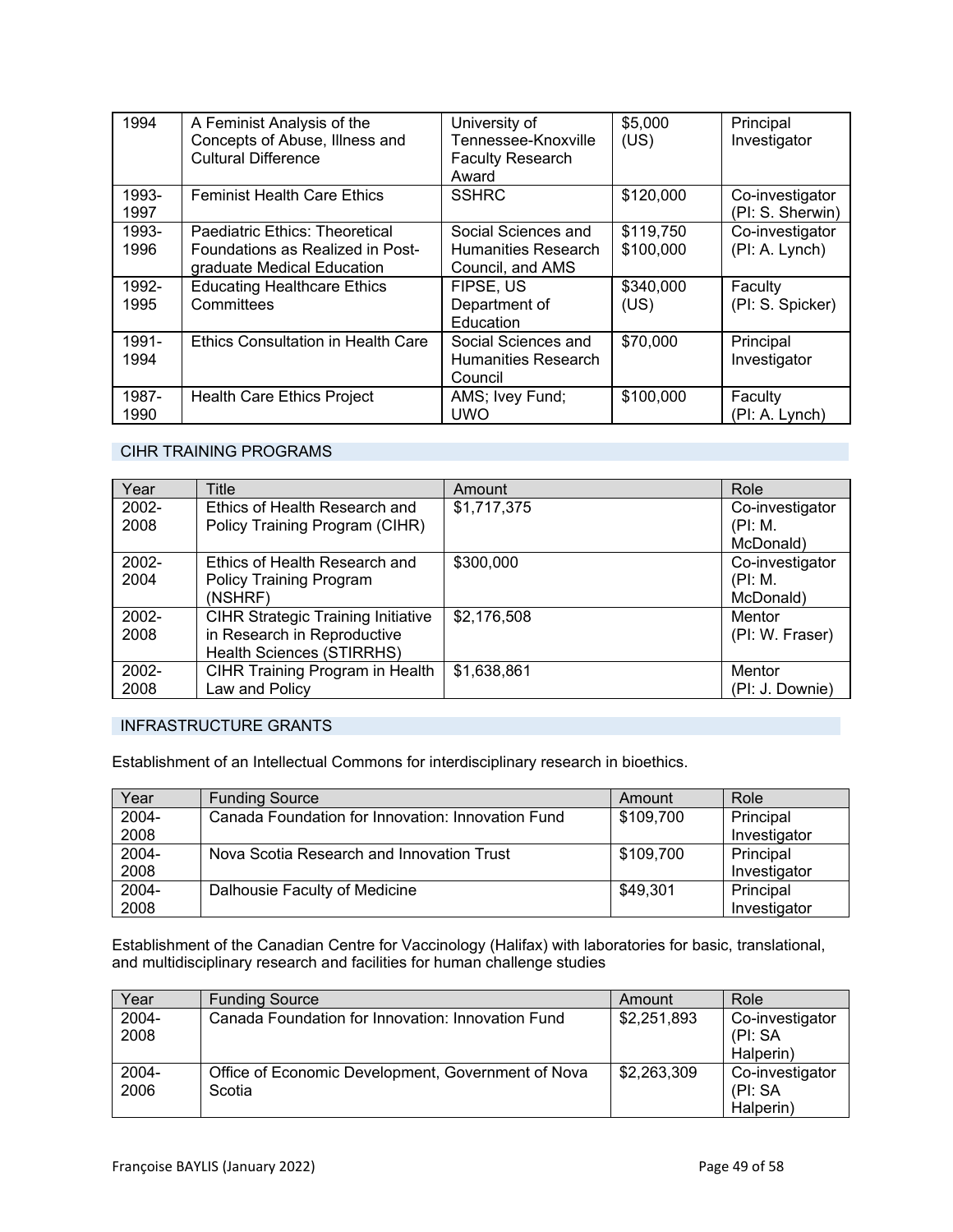| 1994 | A Feminist Analysis of the Concepts of Abuse, Illness and Cultural Difference | University of Tennessee-Knoxville Faculty Research Award | $5,000 (US) | Principal Investigator |
|---|---|---|---|---|
| 1993-1997 | Feminist Health Care Ethics | SSHRC | $120,000 | Co-investigator (PI: S. Sherwin) |
| 1993-1996 | Paediatric Ethics: Theoretical Foundations as Realized in Post-graduate Medical Education | Social Sciences and Humanities Research Council, and AMS | $119,750 $100,000 | Co-investigator (PI: A. Lynch) |
| 1992-1995 | Educating Healthcare Ethics Committees | FIPSE, US Department of Education | $340,000 (US) | Faculty (PI: S. Spicker) |
| 1991-1994 | Ethics Consultation in Health Care | Social Sciences and Humanities Research Council | $70,000 | Principal Investigator |
| 1987-1990 | Health Care Ethics Project | AMS; Ivey Fund; UWO | $100,000 | Faculty (PI: A. Lynch) |

## CIHR TRAINING PROGRAMS

| Year | Title | Amount | Role |
|---|---|---|---|
| 2002-2008 | Ethics of Health Research and Policy Training Program (CIHR) | $1,717,375 | Co-investigator (PI: M. McDonald) |
| 2002-2004 | Ethics of Health Research and Policy Training Program (NSHRF) | $300,000 | Co-investigator (PI: M. McDonald) |
| 2002-2008 | CIHR Strategic Training Initiative in Research in Reproductive Health Sciences (STIRRHS) | $2,176,508 | Mentor (PI: W. Fraser) |
| 2002-2008 | CIHR Training Program in Health Law and Policy | $1,638,861 | Mentor (PI: J. Downie) |

## INFRASTRUCTURE GRANTS

Establishment of an Intellectual Commons for interdisciplinary research in bioethics.

| Year | Funding Source | Amount | Role |
|---|---|---|---|
| 2004-2008 | Canada Foundation for Innovation: Innovation Fund | $109,700 | Principal Investigator |
| 2004-2008 | Nova Scotia Research and Innovation Trust | $109,700 | Principal Investigator |
| 2004-2008 | Dalhousie Faculty of Medicine | $49,301 | Principal Investigator |

Establishment of the Canadian Centre for Vaccinology (Halifax) with laboratories for basic, translational, and multidisciplinary research and facilities for human challenge studies

| Year | Funding Source | Amount | Role |
|---|---|---|---|
| 2004-2008 | Canada Foundation for Innovation: Innovation Fund | $2,251,893 | Co-investigator (PI: SA Halperin) |
| 2004-2006 | Office of Economic Development, Government of Nova Scotia | $2,263,309 | Co-investigator (PI: SA Halperin) |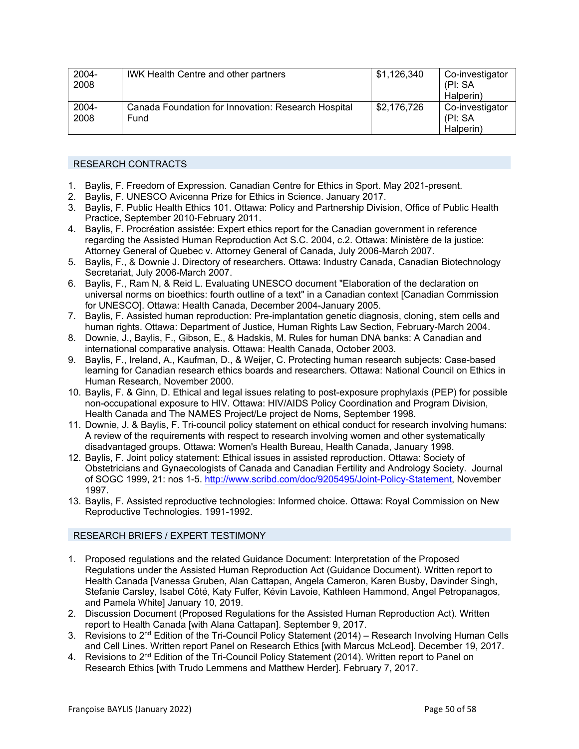| 2004-2008 | IWK Health Centre and other partners | $1,126,340 | Co-investigator (PI: SA Halperin) |
|---|---|---|---|
| 2004-2008 | Canada Foundation for Innovation: Research Hospital Fund | $2,176,726 | Co-investigator (PI: SA Halperin) |

## RESEARCH CONTRACTS

1. Baylis, F. Freedom of Expression. Canadian Centre for Ethics in Sport. May 2021-present.
2. Baylis, F. UNESCO Avicenna Prize for Ethics in Science. January 2017.
3. Baylis, F. Public Health Ethics 101. Ottawa: Policy and Partnership Division, Office of Public Health Practice, September 2010-February 2011.
4. Baylis, F. Procréation assistée: Expert ethics report for the Canadian government in reference regarding the Assisted Human Reproduction Act S.C. 2004, c.2. Ottawa: Ministère de la justice: Attorney General of Quebec v. Attorney General of Canada, July 2006-March 2007.
5. Baylis, F., & Downie J. Directory of researchers. Ottawa: Industry Canada, Canadian Biotechnology Secretariat, July 2006-March 2007.
6. Baylis, F., Ram N, & Reid L. Evaluating UNESCO document "Elaboration of the declaration on universal norms on bioethics: fourth outline of a text" in a Canadian context [Canadian Commission for UNESCO]. Ottawa: Health Canada, December 2004-January 2005.
7. Baylis, F. Assisted human reproduction: Pre-implantation genetic diagnosis, cloning, stem cells and human rights. Ottawa: Department of Justice, Human Rights Law Section, February-March 2004.
8. Downie, J., Baylis, F., Gibson, E., & Hadskis, M. Rules for human DNA banks: A Canadian and international comparative analysis. Ottawa: Health Canada, October 2003.
9. Baylis, F., Ireland, A., Kaufman, D., & Weijer, C. Protecting human research subjects: Case-based learning for Canadian research ethics boards and researchers. Ottawa: National Council on Ethics in Human Research, November 2000.
10. Baylis, F. & Ginn, D. Ethical and legal issues relating to post-exposure prophylaxis (PEP) for possible non-occupational exposure to HIV. Ottawa: HIV/AIDS Policy Coordination and Program Division, Health Canada and The NAMES Project/Le project de Noms, September 1998.
11. Downie, J. & Baylis, F. Tri-council policy statement on ethical conduct for research involving humans: A review of the requirements with respect to research involving women and other systematically disadvantaged groups. Ottawa: Women's Health Bureau, Health Canada, January 1998.
12. Baylis, F. Joint policy statement: Ethical issues in assisted reproduction. Ottawa: Society of Obstetricians and Gynaecologists of Canada and Canadian Fertility and Andrology Society. Journal of SOGC 1999, 21: nos 1-5. http://www.scribd.com/doc/9205495/Joint-Policy-Statement, November 1997.
13. Baylis, F. Assisted reproductive technologies: Informed choice. Ottawa: Royal Commission on New Reproductive Technologies. 1991-1992.

## RESEARCH BRIEFS / EXPERT TESTIMONY

1. Proposed regulations and the related Guidance Document: Interpretation of the Proposed Regulations under the Assisted Human Reproduction Act (Guidance Document). Written report to Health Canada [Vanessa Gruben, Alan Cattapan, Angela Cameron, Karen Busby, Davinder Singh, Stefanie Carsley, Isabel Côté, Katy Fulfer, Kévin Lavoie, Kathleen Hammond, Angel Petropanagos, and Pamela White] January 10, 2019.
2. Discussion Document (Proposed Regulations for the Assisted Human Reproduction Act). Written report to Health Canada [with Alana Cattapan]. September 9, 2017.
3. Revisions to 2nd Edition of the Tri-Council Policy Statement (2014) – Research Involving Human Cells and Cell Lines. Written report Panel on Research Ethics [with Marcus McLeod]. December 19, 2017.
4. Revisions to 2nd Edition of the Tri-Council Policy Statement (2014). Written report to Panel on Research Ethics [with Trudo Lemmens and Matthew Herder]. February 7, 2017.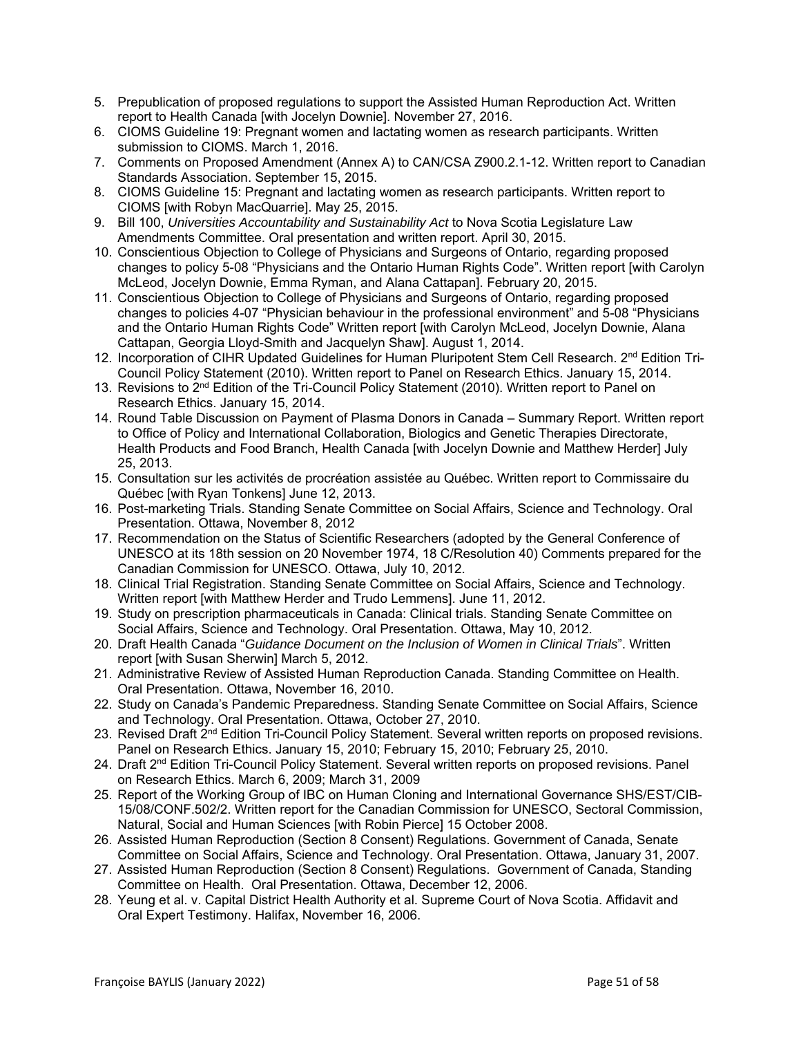5. Prepublication of proposed regulations to support the Assisted Human Reproduction Act. Written report to Health Canada [with Jocelyn Downie]. November 27, 2016.
6. CIOMS Guideline 19: Pregnant women and lactating women as research participants. Written submission to CIOMS. March 1, 2016.
7. Comments on Proposed Amendment (Annex A) to CAN/CSA Z900.2.1-12. Written report to Canadian Standards Association. September 15, 2015.
8. CIOMS Guideline 15: Pregnant and lactating women as research participants. Written report to CIOMS [with Robyn MacQuarrie]. May 25, 2015.
9. Bill 100, *Universities Accountability and Sustainability Act* to Nova Scotia Legislature Law Amendments Committee. Oral presentation and written report. April 30, 2015.
10. Conscientious Objection to College of Physicians and Surgeons of Ontario, regarding proposed changes to policy 5-08 "Physicians and the Ontario Human Rights Code". Written report [with Carolyn McLeod, Jocelyn Downie, Emma Ryman, and Alana Cattapan]. February 20, 2015.
11. Conscientious Objection to College of Physicians and Surgeons of Ontario, regarding proposed changes to policies 4-07 "Physician behaviour in the professional environment" and 5-08 "Physicians and the Ontario Human Rights Code" Written report [with Carolyn McLeod, Jocelyn Downie, Alana Cattapan, Georgia Lloyd-Smith and Jacquelyn Shaw]. August 1, 2014.
12. Incorporation of CIHR Updated Guidelines for Human Pluripotent Stem Cell Research. 2nd Edition Tri-Council Policy Statement (2010). Written report to Panel on Research Ethics. January 15, 2014.
13. Revisions to 2nd Edition of the Tri-Council Policy Statement (2010). Written report to Panel on Research Ethics. January 15, 2014.
14. Round Table Discussion on Payment of Plasma Donors in Canada – Summary Report. Written report to Office of Policy and International Collaboration, Biologics and Genetic Therapies Directorate, Health Products and Food Branch, Health Canada [with Jocelyn Downie and Matthew Herder] July 25, 2013.
15. Consultation sur les activités de procréation assistée au Québec. Written report to Commissaire du Québec [with Ryan Tonkens] June 12, 2013.
16. Post-marketing Trials. Standing Senate Committee on Social Affairs, Science and Technology. Oral Presentation. Ottawa, November 8, 2012
17. Recommendation on the Status of Scientific Researchers (adopted by the General Conference of UNESCO at its 18th session on 20 November 1974, 18 C/Resolution 40) Comments prepared for the Canadian Commission for UNESCO. Ottawa, July 10, 2012.
18. Clinical Trial Registration. Standing Senate Committee on Social Affairs, Science and Technology. Written report [with Matthew Herder and Trudo Lemmens]. June 11, 2012.
19. Study on prescription pharmaceuticals in Canada: Clinical trials. Standing Senate Committee on Social Affairs, Science and Technology. Oral Presentation. Ottawa, May 10, 2012.
20. Draft Health Canada "*Guidance Document on the Inclusion of Women in Clinical Trials*". Written report [with Susan Sherwin] March 5, 2012.
21. Administrative Review of Assisted Human Reproduction Canada. Standing Committee on Health. Oral Presentation. Ottawa, November 16, 2010.
22. Study on Canada's Pandemic Preparedness. Standing Senate Committee on Social Affairs, Science and Technology. Oral Presentation. Ottawa, October 27, 2010.
23. Revised Draft 2nd Edition Tri-Council Policy Statement. Several written reports on proposed revisions. Panel on Research Ethics. January 15, 2010; February 15, 2010; February 25, 2010.
24. Draft 2nd Edition Tri-Council Policy Statement. Several written reports on proposed revisions. Panel on Research Ethics. March 6, 2009; March 31, 2009
25. Report of the Working Group of IBC on Human Cloning and International Governance SHS/EST/CIB-15/08/CONF.502/2. Written report for the Canadian Commission for UNESCO, Sectoral Commission, Natural, Social and Human Sciences [with Robin Pierce] 15 October 2008.
26. Assisted Human Reproduction (Section 8 Consent) Regulations. Government of Canada, Senate Committee on Social Affairs, Science and Technology. Oral Presentation. Ottawa, January 31, 2007.
27. Assisted Human Reproduction (Section 8 Consent) Regulations. Government of Canada, Standing Committee on Health. Oral Presentation. Ottawa, December 12, 2006.
28. Yeung et al. v. Capital District Health Authority et al. Supreme Court of Nova Scotia. Affidavit and Oral Expert Testimony. Halifax, November 16, 2006.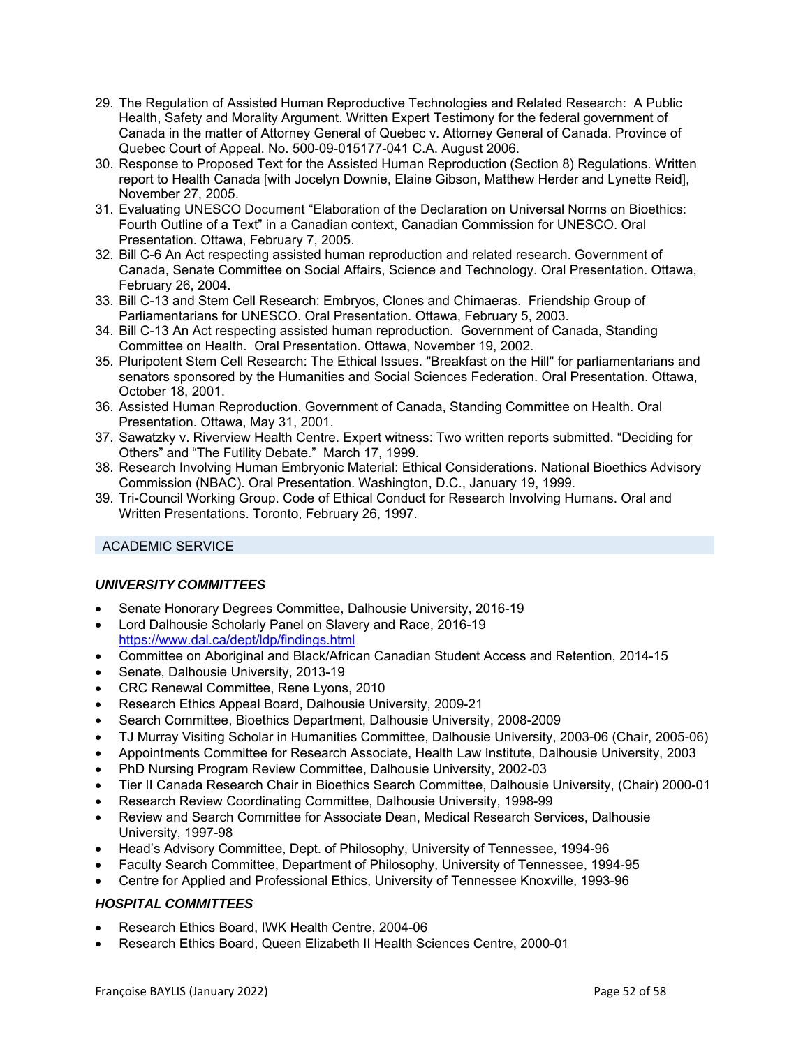29. The Regulation of Assisted Human Reproductive Technologies and Related Research: A Public Health, Safety and Morality Argument. Written Expert Testimony for the federal government of Canada in the matter of Attorney General of Quebec v. Attorney General of Canada. Province of Quebec Court of Appeal. No. 500-09-015177-041 C.A. August 2006.
30. Response to Proposed Text for the Assisted Human Reproduction (Section 8) Regulations. Written report to Health Canada [with Jocelyn Downie, Elaine Gibson, Matthew Herder and Lynette Reid], November 27, 2005.
31. Evaluating UNESCO Document "Elaboration of the Declaration on Universal Norms on Bioethics: Fourth Outline of a Text" in a Canadian context, Canadian Commission for UNESCO. Oral Presentation. Ottawa, February 7, 2005.
32. Bill C-6 An Act respecting assisted human reproduction and related research. Government of Canada, Senate Committee on Social Affairs, Science and Technology. Oral Presentation. Ottawa, February 26, 2004.
33. Bill C-13 and Stem Cell Research: Embryos, Clones and Chimaeras. Friendship Group of Parliamentarians for UNESCO. Oral Presentation. Ottawa, February 5, 2003.
34. Bill C-13 An Act respecting assisted human reproduction. Government of Canada, Standing Committee on Health. Oral Presentation. Ottawa, November 19, 2002.
35. Pluripotent Stem Cell Research: The Ethical Issues. "Breakfast on the Hill" for parliamentarians and senators sponsored by the Humanities and Social Sciences Federation. Oral Presentation. Ottawa, October 18, 2001.
36. Assisted Human Reproduction. Government of Canada, Standing Committee on Health. Oral Presentation. Ottawa, May 31, 2001.
37. Sawatzky v. Riverview Health Centre. Expert witness: Two written reports submitted. "Deciding for Others" and "The Futility Debate." March 17, 1999.
38. Research Involving Human Embryonic Material: Ethical Considerations. National Bioethics Advisory Commission (NBAC). Oral Presentation. Washington, D.C., January 19, 1999.
39. Tri-Council Working Group. Code of Ethical Conduct for Research Involving Humans. Oral and Written Presentations. Toronto, February 26, 1997.

## ACADEMIC SERVICE

### *UNIVERSITY COMMITTEES*

- Senate Honorary Degrees Committee, Dalhousie University, 2016-19
- Lord Dalhousie Scholarly Panel on Slavery and Race, 2016-19 https://www.dal.ca/dept/ldp/findings.html
- Committee on Aboriginal and Black/African Canadian Student Access and Retention, 2014-15
- Senate, Dalhousie University, 2013-19
- CRC Renewal Committee, Rene Lyons, 2010
- Research Ethics Appeal Board, Dalhousie University, 2009-21
- Search Committee, Bioethics Department, Dalhousie University, 2008-2009
- TJ Murray Visiting Scholar in Humanities Committee, Dalhousie University, 2003-06 (Chair, 2005-06)
- Appointments Committee for Research Associate, Health Law Institute, Dalhousie University, 2003
- PhD Nursing Program Review Committee, Dalhousie University, 2002-03
- Tier II Canada Research Chair in Bioethics Search Committee, Dalhousie University, (Chair) 2000-01
- Research Review Coordinating Committee, Dalhousie University, 1998-99
- Review and Search Committee for Associate Dean, Medical Research Services, Dalhousie University, 1997-98
- Head's Advisory Committee, Dept. of Philosophy, University of Tennessee, 1994-96
- Faculty Search Committee, Department of Philosophy, University of Tennessee, 1994-95
- Centre for Applied and Professional Ethics, University of Tennessee Knoxville, 1993-96

### *HOSPITAL COMMITTEES*

- Research Ethics Board, IWK Health Centre, 2004-06
- Research Ethics Board, Queen Elizabeth II Health Sciences Centre, 2000-01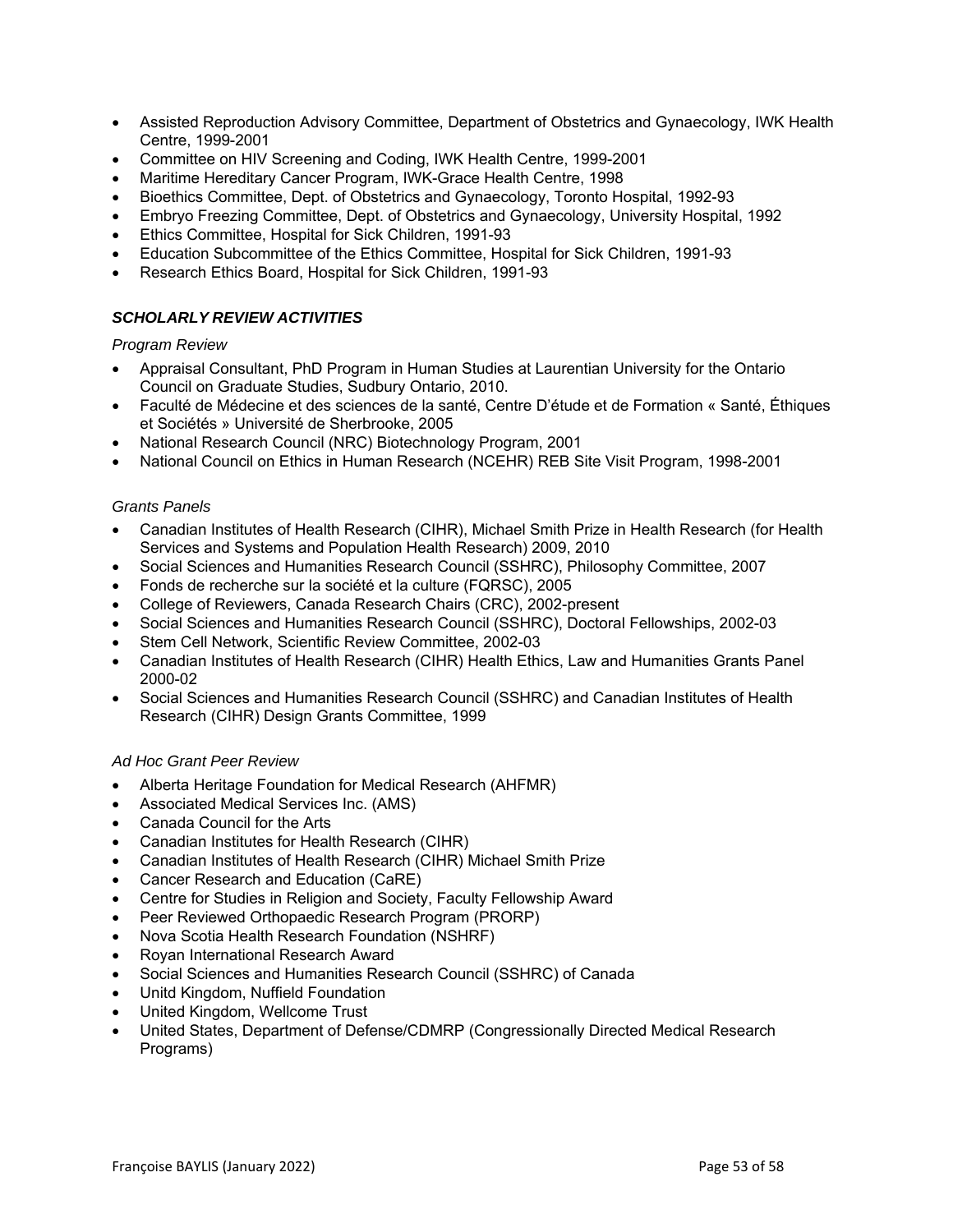- Assisted Reproduction Advisory Committee, Department of Obstetrics and Gynaecology, IWK Health Centre, 1999-2001
- Committee on HIV Screening and Coding, IWK Health Centre, 1999-2001
- Maritime Hereditary Cancer Program, IWK-Grace Health Centre, 1998
- Bioethics Committee, Dept. of Obstetrics and Gynaecology, Toronto Hospital, 1992-93
- Embryo Freezing Committee, Dept. of Obstetrics and Gynaecology, University Hospital, 1992
- Ethics Committee, Hospital for Sick Children, 1991-93
- Education Subcommittee of the Ethics Committee, Hospital for Sick Children, 1991-93
- Research Ethics Board, Hospital for Sick Children, 1991-93

### *SCHOLARLY REVIEW ACTIVITIES*

*Program Review*

- Appraisal Consultant, PhD Program in Human Studies at Laurentian University for the Ontario Council on Graduate Studies, Sudbury Ontario, 2010.
- Faculté de Médecine et des sciences de la santé, Centre D'étude et de Formation « Santé, Éthiques et Sociétés » Université de Sherbrooke, 2005
- National Research Council (NRC) Biotechnology Program, 2001
- National Council on Ethics in Human Research (NCEHR) REB Site Visit Program, 1998-2001

*Grants Panels*

- Canadian Institutes of Health Research (CIHR), Michael Smith Prize in Health Research (for Health Services and Systems and Population Health Research) 2009, 2010
- Social Sciences and Humanities Research Council (SSHRC), Philosophy Committee, 2007
- Fonds de recherche sur la société et la culture (FQRSC), 2005
- College of Reviewers, Canada Research Chairs (CRC), 2002-present
- Social Sciences and Humanities Research Council (SSHRC), Doctoral Fellowships, 2002-03
- Stem Cell Network, Scientific Review Committee, 2002-03
- Canadian Institutes of Health Research (CIHR) Health Ethics, Law and Humanities Grants Panel 2000-02
- Social Sciences and Humanities Research Council (SSHRC) and Canadian Institutes of Health Research (CIHR) Design Grants Committee, 1999

*Ad Hoc Grant Peer Review*

- Alberta Heritage Foundation for Medical Research (AHFMR)
- Associated Medical Services Inc. (AMS)
- Canada Council for the Arts
- Canadian Institutes for Health Research (CIHR)
- Canadian Institutes of Health Research (CIHR) Michael Smith Prize
- Cancer Research and Education (CaRE)
- Centre for Studies in Religion and Society, Faculty Fellowship Award
- Peer Reviewed Orthopaedic Research Program (PRORP)
- Nova Scotia Health Research Foundation (NSHRF)
- Royan International Research Award
- Social Sciences and Humanities Research Council (SSHRC) of Canada
- Unitd Kingdom, Nuffield Foundation
- United Kingdom, Wellcome Trust
- United States, Department of Defense/CDMRP (Congressionally Directed Medical Research Programs)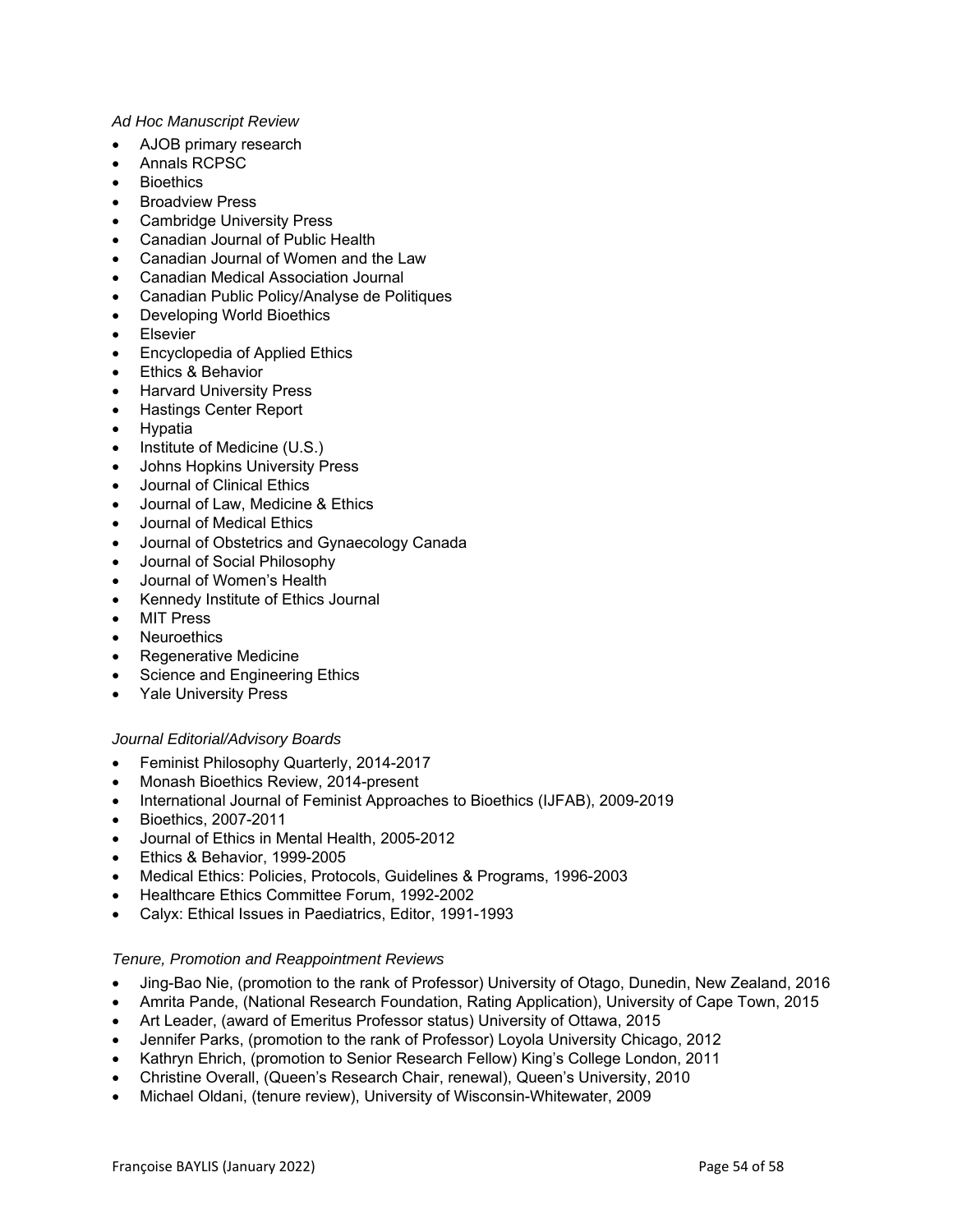*Ad Hoc Manuscript Review*

- AJOB primary research
- Annals RCPSC
- Bioethics
- Broadview Press
- Cambridge University Press
- Canadian Journal of Public Health
- Canadian Journal of Women and the Law
- Canadian Medical Association Journal
- Canadian Public Policy/Analyse de Politiques
- Developing World Bioethics
- Elsevier
- Encyclopedia of Applied Ethics
- Ethics & Behavior
- Harvard University Press
- Hastings Center Report
- Hypatia
- Institute of Medicine (U.S.)
- Johns Hopkins University Press
- Journal of Clinical Ethics
- Journal of Law, Medicine & Ethics
- Journal of Medical Ethics
- Journal of Obstetrics and Gynaecology Canada
- Journal of Social Philosophy
- Journal of Women's Health
- Kennedy Institute of Ethics Journal
- MIT Press
- Neuroethics
- Regenerative Medicine
- Science and Engineering Ethics
- Yale University Press

*Journal Editorial/Advisory Boards*

- Feminist Philosophy Quarterly, 2014-2017
- Monash Bioethics Review, 2014-present
- International Journal of Feminist Approaches to Bioethics (IJFAB), 2009-2019
- Bioethics, 2007-2011
- Journal of Ethics in Mental Health, 2005-2012
- Ethics & Behavior, 1999-2005
- Medical Ethics: Policies, Protocols, Guidelines & Programs, 1996-2003
- Healthcare Ethics Committee Forum, 1992-2002
- Calyx: Ethical Issues in Paediatrics, Editor, 1991-1993

*Tenure, Promotion and Reappointment Reviews*

- Jing-Bao Nie, (promotion to the rank of Professor) University of Otago, Dunedin, New Zealand, 2016
- Amrita Pande, (National Research Foundation, Rating Application), University of Cape Town, 2015
- Art Leader, (award of Emeritus Professor status) University of Ottawa, 2015
- Jennifer Parks, (promotion to the rank of Professor) Loyola University Chicago, 2012
- Kathryn Ehrich, (promotion to Senior Research Fellow) King's College London, 2011
- Christine Overall, (Queen's Research Chair, renewal), Queen's University, 2010
- Michael Oldani, (tenure review), University of Wisconsin-Whitewater, 2009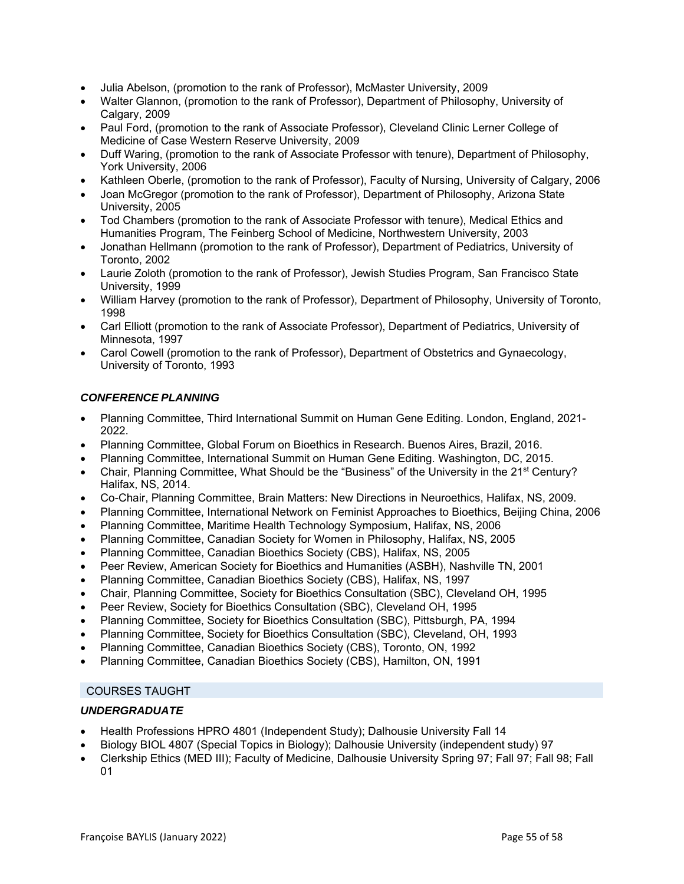- Julia Abelson, (promotion to the rank of Professor), McMaster University, 2009
- Walter Glannon, (promotion to the rank of Professor), Department of Philosophy, University of Calgary, 2009
- Paul Ford, (promotion to the rank of Associate Professor), Cleveland Clinic Lerner College of Medicine of Case Western Reserve University, 2009
- Duff Waring, (promotion to the rank of Associate Professor with tenure), Department of Philosophy, York University, 2006
- Kathleen Oberle, (promotion to the rank of Professor), Faculty of Nursing, University of Calgary, 2006
- Joan McGregor (promotion to the rank of Professor), Department of Philosophy, Arizona State University, 2005
- Tod Chambers (promotion to the rank of Associate Professor with tenure), Medical Ethics and Humanities Program, The Feinberg School of Medicine, Northwestern University, 2003
- Jonathan Hellmann (promotion to the rank of Professor), Department of Pediatrics, University of Toronto, 2002
- Laurie Zoloth (promotion to the rank of Professor), Jewish Studies Program, San Francisco State University, 1999
- William Harvey (promotion to the rank of Professor), Department of Philosophy, University of Toronto, 1998
- Carl Elliott (promotion to the rank of Associate Professor), Department of Pediatrics, University of Minnesota, 1997
- Carol Cowell (promotion to the rank of Professor), Department of Obstetrics and Gynaecology, University of Toronto, 1993

### *CONFERENCE PLANNING*

- Planning Committee, Third International Summit on Human Gene Editing. London, England, 2021-2022.
- Planning Committee, Global Forum on Bioethics in Research. Buenos Aires, Brazil, 2016.
- Planning Committee, International Summit on Human Gene Editing. Washington, DC, 2015.
- Chair, Planning Committee, What Should be the "Business" of the University in the 21st Century? Halifax, NS, 2014.
- Co-Chair, Planning Committee, Brain Matters: New Directions in Neuroethics, Halifax, NS, 2009.
- Planning Committee, International Network on Feminist Approaches to Bioethics, Beijing China, 2006
- Planning Committee, Maritime Health Technology Symposium, Halifax, NS, 2006
- Planning Committee, Canadian Society for Women in Philosophy, Halifax, NS, 2005
- Planning Committee, Canadian Bioethics Society (CBS), Halifax, NS, 2005
- Peer Review, American Society for Bioethics and Humanities (ASBH), Nashville TN, 2001
- Planning Committee, Canadian Bioethics Society (CBS), Halifax, NS, 1997
- Chair, Planning Committee, Society for Bioethics Consultation (SBC), Cleveland OH, 1995
- Peer Review, Society for Bioethics Consultation (SBC), Cleveland OH, 1995
- Planning Committee, Society for Bioethics Consultation (SBC), Pittsburgh, PA, 1994
- Planning Committee, Society for Bioethics Consultation (SBC), Cleveland, OH, 1993
- Planning Committee, Canadian Bioethics Society (CBS), Toronto, ON, 1992
- Planning Committee, Canadian Bioethics Society (CBS), Hamilton, ON, 1991

## COURSES TAUGHT

### *UNDERGRADUATE*

- Health Professions HPRO 4801 (Independent Study); Dalhousie University Fall 14
- Biology BIOL 4807 (Special Topics in Biology); Dalhousie University (independent study) 97
- Clerkship Ethics (MED III); Faculty of Medicine, Dalhousie University Spring 97; Fall 97; Fall 98; Fall 01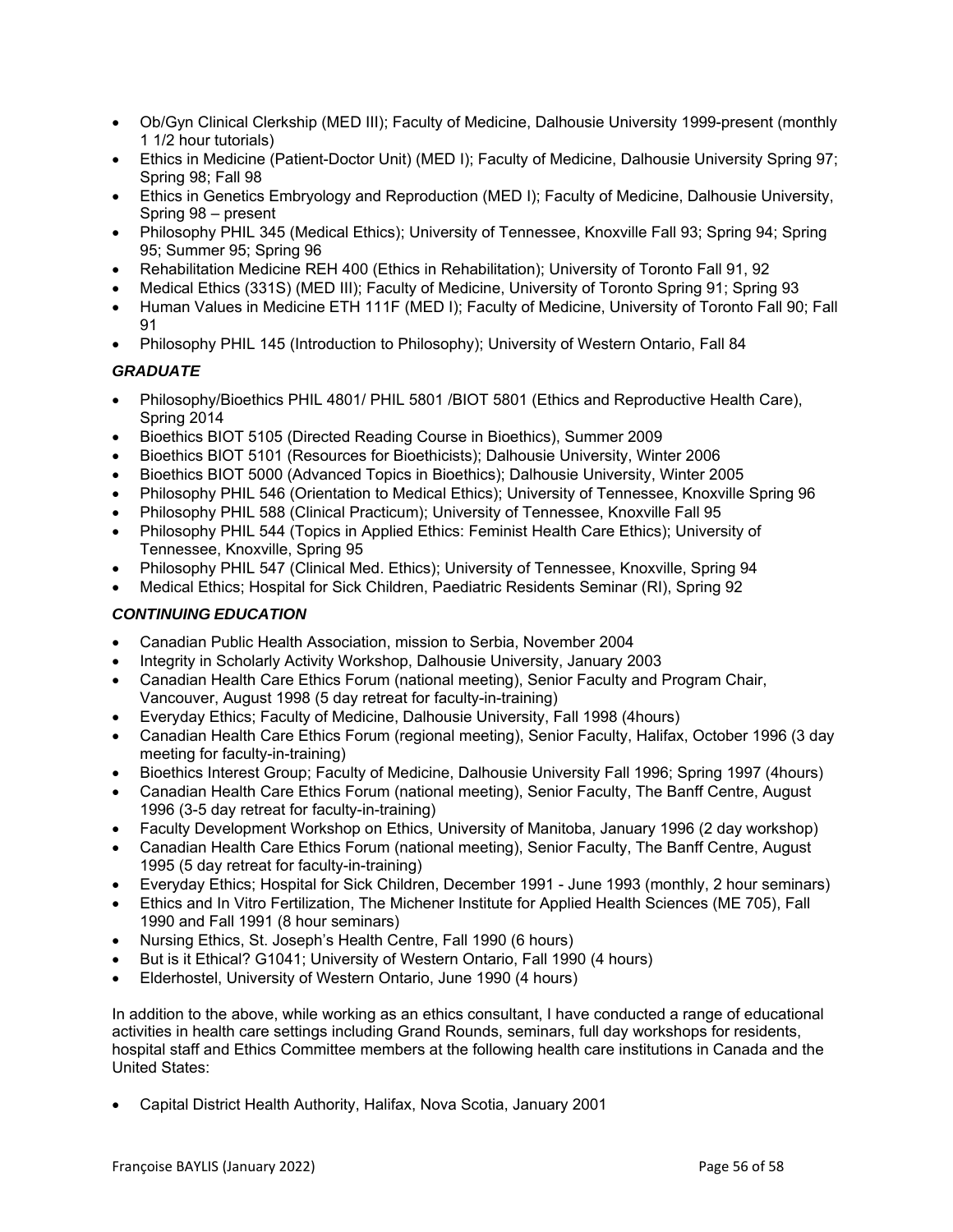- Ob/Gyn Clinical Clerkship (MED III); Faculty of Medicine, Dalhousie University 1999-present (monthly 1 1/2 hour tutorials)
- Ethics in Medicine (Patient-Doctor Unit) (MED I); Faculty of Medicine, Dalhousie University Spring 97; Spring 98; Fall 98
- Ethics in Genetics Embryology and Reproduction (MED I); Faculty of Medicine, Dalhousie University, Spring 98 – present
- Philosophy PHIL 345 (Medical Ethics); University of Tennessee, Knoxville Fall 93; Spring 94; Spring 95; Summer 95; Spring 96
- Rehabilitation Medicine REH 400 (Ethics in Rehabilitation); University of Toronto Fall 91, 92
- Medical Ethics (331S) (MED III); Faculty of Medicine, University of Toronto Spring 91; Spring 93
- Human Values in Medicine ETH 111F (MED I); Faculty of Medicine, University of Toronto Fall 90; Fall 91
- Philosophy PHIL 145 (Introduction to Philosophy); University of Western Ontario, Fall 84

### *GRADUATE*

- Philosophy/Bioethics PHIL 4801/ PHIL 5801 /BIOT 5801 (Ethics and Reproductive Health Care), Spring 2014
- Bioethics BIOT 5105 (Directed Reading Course in Bioethics), Summer 2009
- Bioethics BIOT 5101 (Resources for Bioethicists); Dalhousie University, Winter 2006
- Bioethics BIOT 5000 (Advanced Topics in Bioethics); Dalhousie University, Winter 2005
- Philosophy PHIL 546 (Orientation to Medical Ethics); University of Tennessee, Knoxville Spring 96
- Philosophy PHIL 588 (Clinical Practicum); University of Tennessee, Knoxville Fall 95
- Philosophy PHIL 544 (Topics in Applied Ethics: Feminist Health Care Ethics); University of Tennessee, Knoxville, Spring 95
- Philosophy PHIL 547 (Clinical Med. Ethics); University of Tennessee, Knoxville, Spring 94
- Medical Ethics; Hospital for Sick Children, Paediatric Residents Seminar (RI), Spring 92

### *CONTINUING EDUCATION*

- Canadian Public Health Association, mission to Serbia, November 2004
- Integrity in Scholarly Activity Workshop, Dalhousie University, January 2003
- Canadian Health Care Ethics Forum (national meeting), Senior Faculty and Program Chair, Vancouver, August 1998 (5 day retreat for faculty-in-training)
- Everyday Ethics; Faculty of Medicine, Dalhousie University, Fall 1998 (4hours)
- Canadian Health Care Ethics Forum (regional meeting), Senior Faculty, Halifax, October 1996 (3 day meeting for faculty-in-training)
- Bioethics Interest Group; Faculty of Medicine, Dalhousie University Fall 1996; Spring 1997 (4hours)
- Canadian Health Care Ethics Forum (national meeting), Senior Faculty, The Banff Centre, August 1996 (3-5 day retreat for faculty-in-training)
- Faculty Development Workshop on Ethics, University of Manitoba, January 1996 (2 day workshop)
- Canadian Health Care Ethics Forum (national meeting), Senior Faculty, The Banff Centre, August 1995 (5 day retreat for faculty-in-training)
- Everyday Ethics; Hospital for Sick Children, December 1991 - June 1993 (monthly, 2 hour seminars)
- Ethics and In Vitro Fertilization, The Michener Institute for Applied Health Sciences (ME 705), Fall 1990 and Fall 1991 (8 hour seminars)
- Nursing Ethics, St. Joseph's Health Centre, Fall 1990 (6 hours)
- But is it Ethical? G1041; University of Western Ontario, Fall 1990 (4 hours)
- Elderhostel, University of Western Ontario, June 1990 (4 hours)

In addition to the above, while working as an ethics consultant, I have conducted a range of educational activities in health care settings including Grand Rounds, seminars, full day workshops for residents, hospital staff and Ethics Committee members at the following health care institutions in Canada and the United States:

- Capital District Health Authority, Halifax, Nova Scotia, January 2001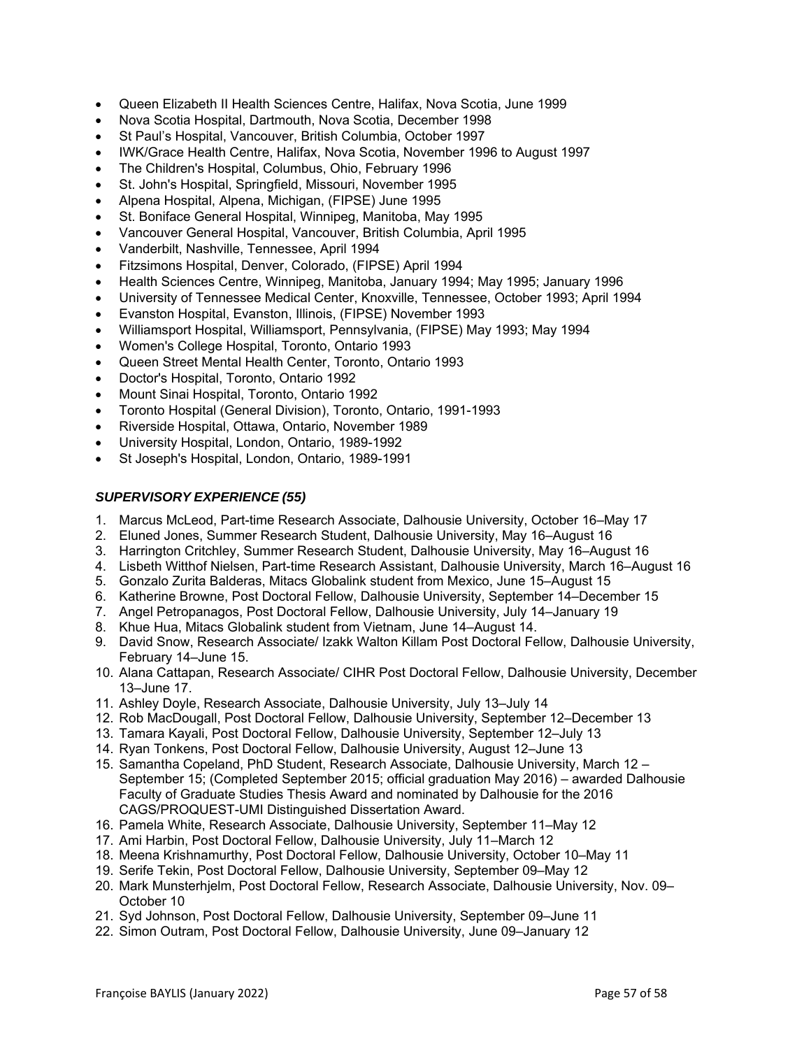- Queen Elizabeth II Health Sciences Centre, Halifax, Nova Scotia, June 1999
- Nova Scotia Hospital, Dartmouth, Nova Scotia, December 1998
- St Paul's Hospital, Vancouver, British Columbia, October 1997
- IWK/Grace Health Centre, Halifax, Nova Scotia, November 1996 to August 1997
- The Children's Hospital, Columbus, Ohio, February 1996
- St. John's Hospital, Springfield, Missouri, November 1995
- Alpena Hospital, Alpena, Michigan, (FIPSE) June 1995
- St. Boniface General Hospital, Winnipeg, Manitoba, May 1995
- Vancouver General Hospital, Vancouver, British Columbia, April 1995
- Vanderbilt, Nashville, Tennessee, April 1994
- Fitzsimons Hospital, Denver, Colorado, (FIPSE) April 1994
- Health Sciences Centre, Winnipeg, Manitoba, January 1994; May 1995; January 1996
- University of Tennessee Medical Center, Knoxville, Tennessee, October 1993; April 1994
- Evanston Hospital, Evanston, Illinois, (FIPSE) November 1993
- Williamsport Hospital, Williamsport, Pennsylvania, (FIPSE) May 1993; May 1994
- Women's College Hospital, Toronto, Ontario 1993
- Queen Street Mental Health Center, Toronto, Ontario 1993
- Doctor's Hospital, Toronto, Ontario 1992
- Mount Sinai Hospital, Toronto, Ontario 1992
- Toronto Hospital (General Division), Toronto, Ontario, 1991-1993
- Riverside Hospital, Ottawa, Ontario, November 1989
- University Hospital, London, Ontario, 1989-1992
- St Joseph's Hospital, London, Ontario, 1989-1991

### *SUPERVISORY EXPERIENCE (55)*

1. Marcus McLeod, Part-time Research Associate, Dalhousie University, October 16–May 17
2. Eluned Jones, Summer Research Student, Dalhousie University, May 16–August 16
3. Harrington Critchley, Summer Research Student, Dalhousie University, May 16–August 16
4. Lisbeth Witthof Nielsen, Part-time Research Assistant, Dalhousie University, March 16–August 16
5. Gonzalo Zurita Balderas, Mitacs Globalink student from Mexico, June 15–August 15
6. Katherine Browne, Post Doctoral Fellow, Dalhousie University, September 14–December 15
7. Angel Petropanagos, Post Doctoral Fellow, Dalhousie University, July 14–January 19
8. Khue Hua, Mitacs Globalink student from Vietnam, June 14–August 14.
9. David Snow, Research Associate/ Izakk Walton Killam Post Doctoral Fellow, Dalhousie University, February 14–June 15.
10. Alana Cattapan, Research Associate/ CIHR Post Doctoral Fellow, Dalhousie University, December 13–June 17.
11. Ashley Doyle, Research Associate, Dalhousie University, July 13–July 14
12. Rob MacDougall, Post Doctoral Fellow, Dalhousie University, September 12–December 13
13. Tamara Kayali, Post Doctoral Fellow, Dalhousie University, September 12–July 13
14. Ryan Tonkens, Post Doctoral Fellow, Dalhousie University, August 12–June 13
15. Samantha Copeland, PhD Student, Research Associate, Dalhousie University, March 12 – September 15; (Completed September 2015; official graduation May 2016) – awarded Dalhousie Faculty of Graduate Studies Thesis Award and nominated by Dalhousie for the 2016 CAGS/PROQUEST-UMI Distinguished Dissertation Award.
16. Pamela White, Research Associate, Dalhousie University, September 11–May 12
17. Ami Harbin, Post Doctoral Fellow, Dalhousie University, July 11–March 12
18. Meena Krishnamurthy, Post Doctoral Fellow, Dalhousie University, October 10–May 11
19. Serife Tekin, Post Doctoral Fellow, Dalhousie University, September 09–May 12
20. Mark Munsterhjelm, Post Doctoral Fellow, Research Associate, Dalhousie University, Nov. 09–October 10
21. Syd Johnson, Post Doctoral Fellow, Dalhousie University, September 09–June 11
22. Simon Outram, Post Doctoral Fellow, Dalhousie University, June 09–January 12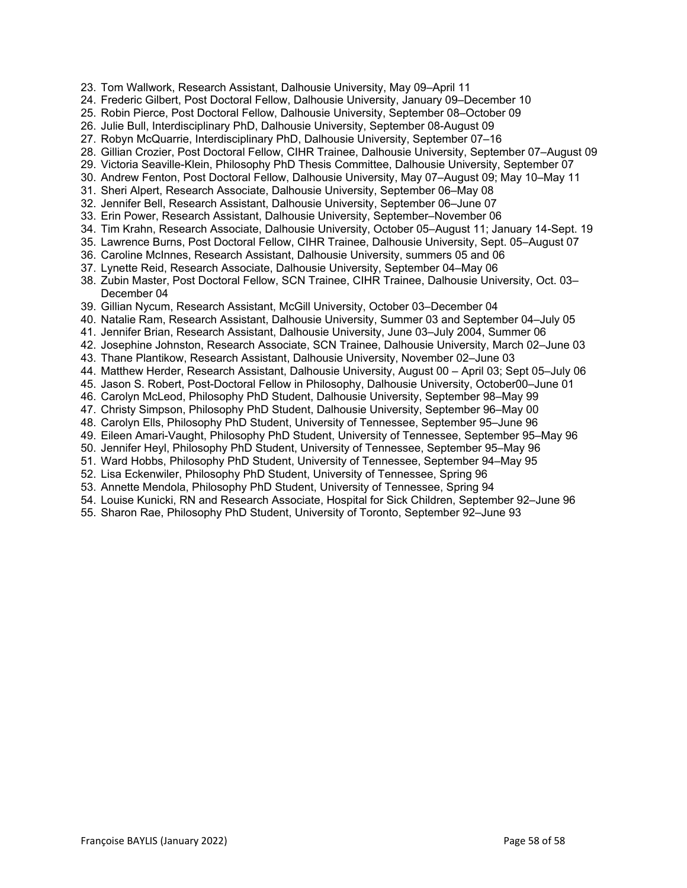23. Tom Wallwork, Research Assistant, Dalhousie University, May 09–April 11
24. Frederic Gilbert, Post Doctoral Fellow, Dalhousie University, January 09–December 10
25. Robin Pierce, Post Doctoral Fellow, Dalhousie University, September 08–October 09
26. Julie Bull, Interdisciplinary PhD, Dalhousie University, September 08-August 09
27. Robyn McQuarrie, Interdisciplinary PhD, Dalhousie University, September 07–16
28. Gillian Crozier, Post Doctoral Fellow, CIHR Trainee, Dalhousie University, September 07–August 09
29. Victoria Seaville-Klein, Philosophy PhD Thesis Committee, Dalhousie University, September 07
30. Andrew Fenton, Post Doctoral Fellow, Dalhousie University, May 07–August 09; May 10–May 11
31. Sheri Alpert, Research Associate, Dalhousie University, September 06–May 08
32. Jennifer Bell, Research Assistant, Dalhousie University, September 06–June 07
33. Erin Power, Research Assistant, Dalhousie University, September–November 06
34. Tim Krahn, Research Associate, Dalhousie University, October 05–August 11; January 14-Sept. 19
35. Lawrence Burns, Post Doctoral Fellow, CIHR Trainee, Dalhousie University, Sept. 05–August 07
36. Caroline McInnes, Research Assistant, Dalhousie University, summers 05 and 06
37. Lynette Reid, Research Associate, Dalhousie University, September 04–May 06
38. Zubin Master, Post Doctoral Fellow, SCN Trainee, CIHR Trainee, Dalhousie University, Oct. 03–December 04
39. Gillian Nycum, Research Assistant, McGill University, October 03–December 04
40. Natalie Ram, Research Assistant, Dalhousie University, Summer 03 and September 04–July 05
41. Jennifer Brian, Research Assistant, Dalhousie University, June 03–July 2004, Summer 06
42. Josephine Johnston, Research Associate, SCN Trainee, Dalhousie University, March 02–June 03
43. Thane Plantikow, Research Assistant, Dalhousie University, November 02–June 03
44. Matthew Herder, Research Assistant, Dalhousie University, August 00 – April 03; Sept 05–July 06
45. Jason S. Robert, Post-Doctoral Fellow in Philosophy, Dalhousie University, October00–June 01
46. Carolyn McLeod, Philosophy PhD Student, Dalhousie University, September 98–May 99
47. Christy Simpson, Philosophy PhD Student, Dalhousie University, September 96–May 00
48. Carolyn Ells, Philosophy PhD Student, University of Tennessee, September 95–June 96
49. Eileen Amari-Vaught, Philosophy PhD Student, University of Tennessee, September 95–May 96
50. Jennifer Heyl, Philosophy PhD Student, University of Tennessee, September 95–May 96
51. Ward Hobbs, Philosophy PhD Student, University of Tennessee, September 94–May 95
52. Lisa Eckenwiler, Philosophy PhD Student, University of Tennessee, Spring 96
53. Annette Mendola, Philosophy PhD Student, University of Tennessee, Spring 94
54. Louise Kunicki, RN and Research Associate, Hospital for Sick Children, September 92–June 96
55. Sharon Rae, Philosophy PhD Student, University of Toronto, September 92–June 93